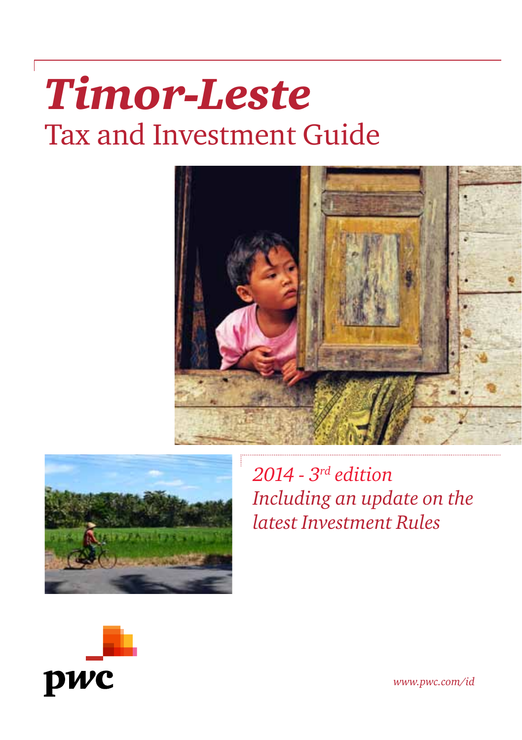# *Timor-Leste*

## Tax and Investment Guide

*2014 - 3rd edition*
*Including an update on the latest Investment Rules*

pwc

*www.pwc.com/id*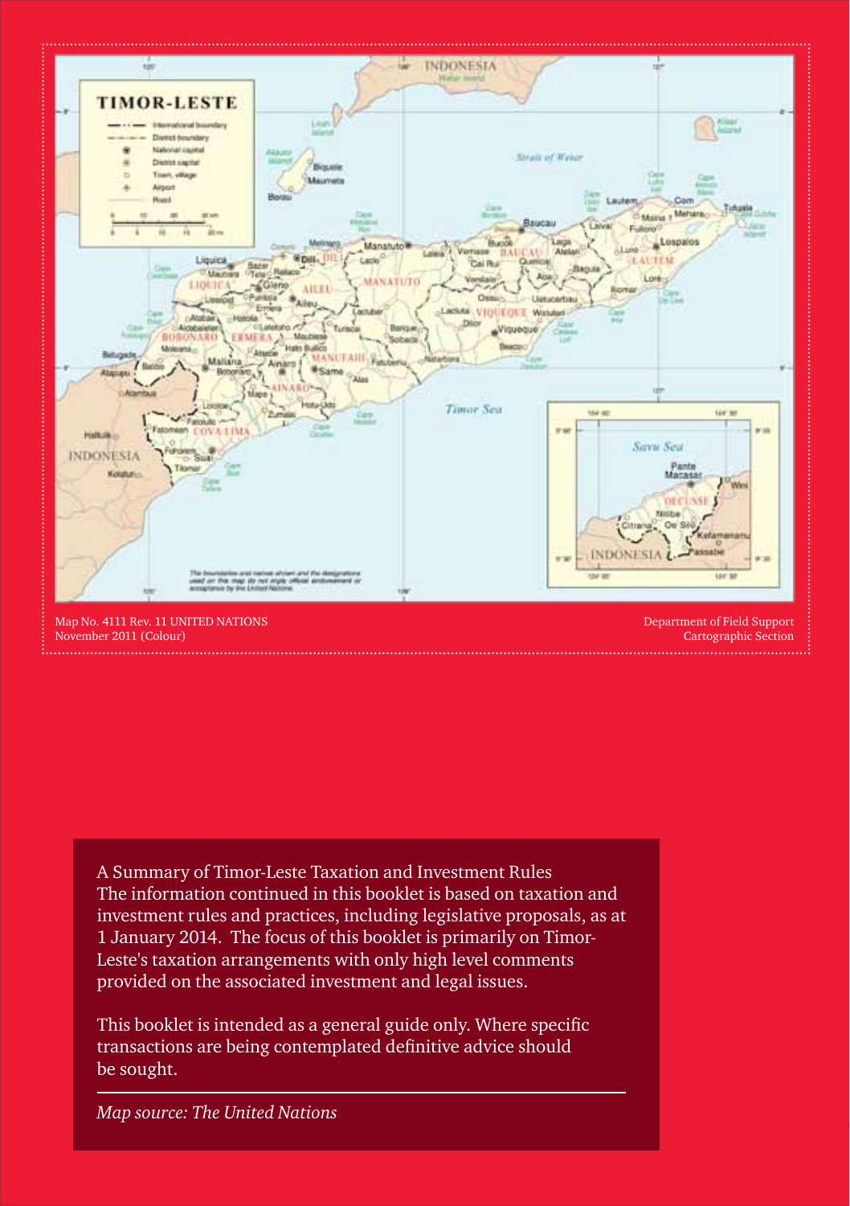Map No. 4111 Rev. 11 UNITED NATIONS
November 2011 (Colour)

Department of Field Support
Cartographic Section

A Summary of Timor-Leste Taxation and Investment Rules
The information continued in this booklet is based on taxation and investment rules and practices, including legislative proposals, as at 1 January 2014. The focus of this booklet is primarily on Timor-Leste's taxation arrangements with only high level comments provided on the associated investment and legal issues.

This booklet is intended as a general guide only. Where specific transactions are being contemplated definitive advice should be sought.

*Map source: The United Nations*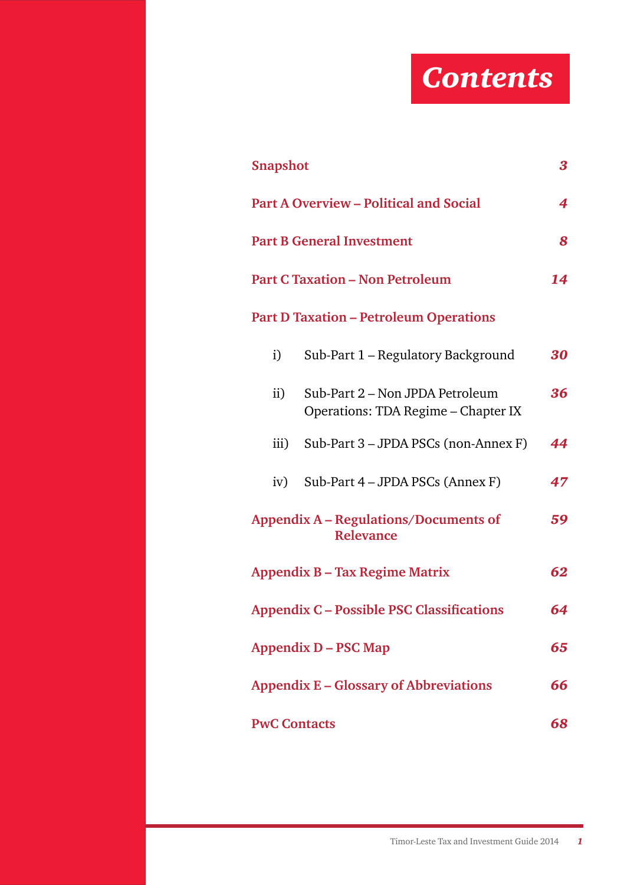# Contents

| | |
|---|---|
| **Snapshot** | **3** |
| **Part A Overview – Political and Social** | **4** |
| **Part B General Investment** | **8** |
| **Part C Taxation – Non Petroleum** | **14** |
| **Part D Taxation – Petroleum Operations** | |
| i) Sub-Part 1 – Regulatory Background | **30** |
| ii) Sub-Part 2 – Non JPDA Petroleum Operations: TDA Regime – Chapter IX | **36** |
| iii) Sub-Part 3 – JPDA PSCs (non-Annex F) | **44** |
| iv) Sub-Part 4 – JPDA PSCs (Annex F) | **47** |
| **Appendix A – Regulations/Documents of Relevance** | **59** |
| **Appendix B – Tax Regime Matrix** | **62** |
| **Appendix C – Possible PSC Classifications** | **64** |
| **Appendix D – PSC Map** | **65** |
| **Appendix E – Glossary of Abbreviations** | **66** |
| **PwC Contacts** | **68** |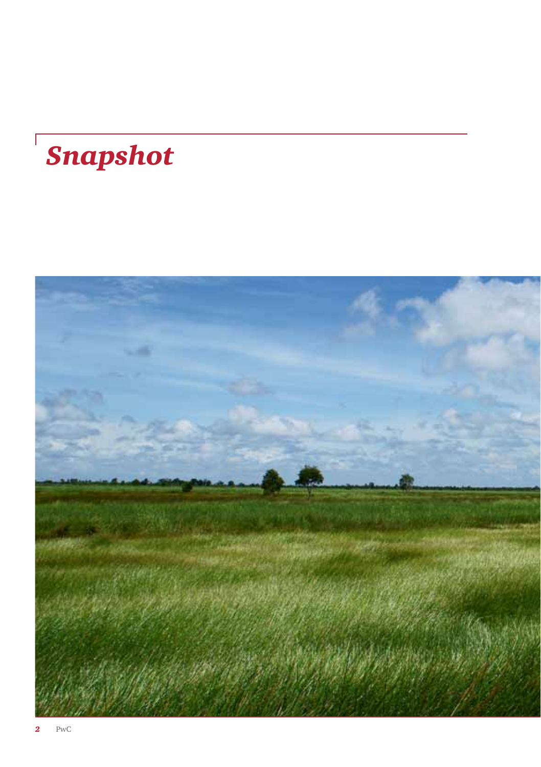# *Snapshot*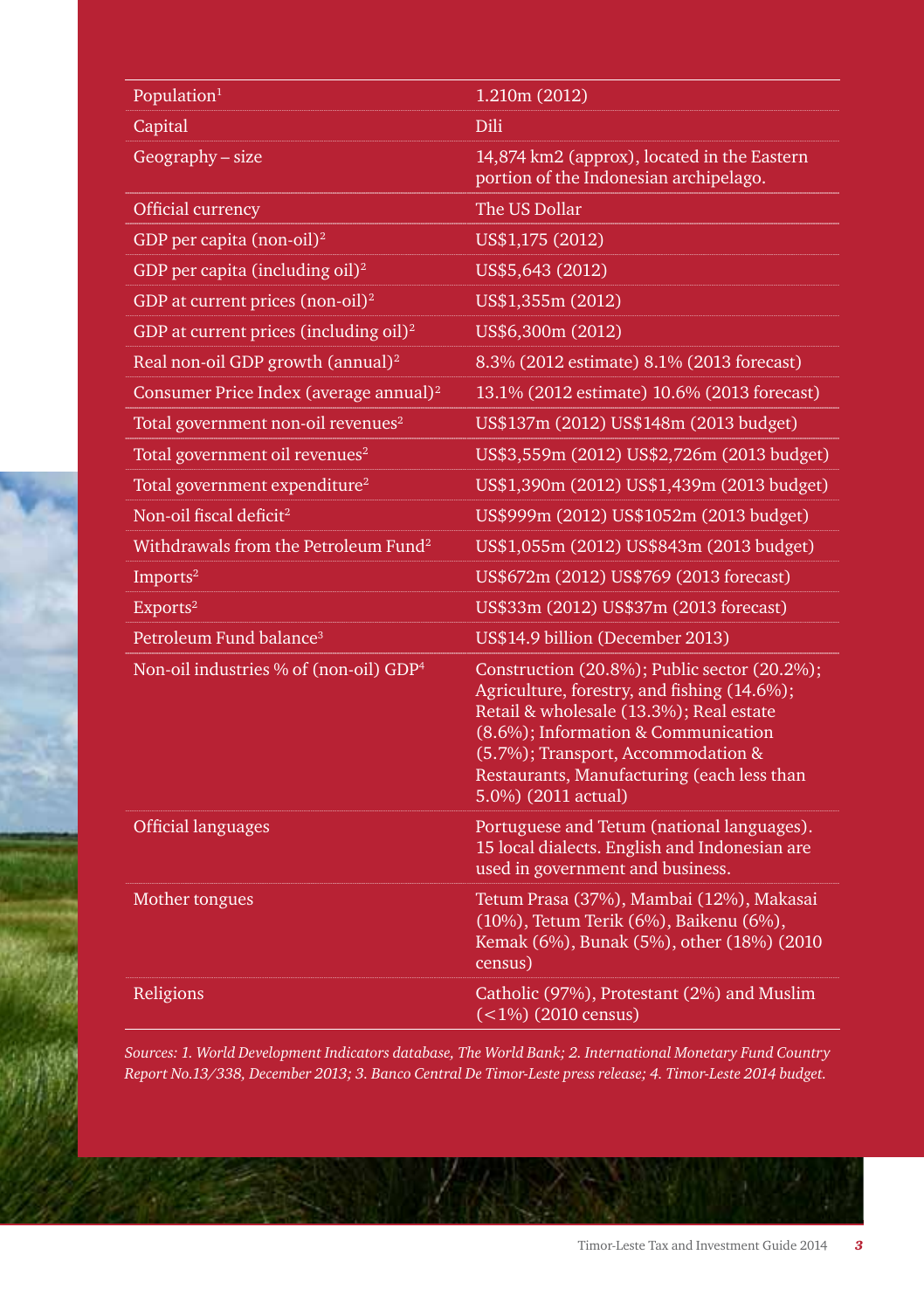| | |
|---|---|
| Population[1] | 1.210m (2012) |
| Capital | Dili |
| Geography – size | 14,874 km2 (approx), located in the Eastern portion of the Indonesian archipelago. |
| Official currency | The US Dollar |
| GDP per capita (non-oil)[2] | US$1,175 (2012) |
| GDP per capita (including oil)[2] | US$5,643 (2012) |
| GDP at current prices (non-oil)[2] | US$1,355m (2012) |
| GDP at current prices (including oil)[2] | US$6,300m (2012) |
| Real non-oil GDP growth (annual)[2] | 8.3% (2012 estimate) 8.1% (2013 forecast) |
| Consumer Price Index (average annual)[2] | 13.1% (2012 estimate) 10.6% (2013 forecast) |
| Total government non-oil revenues[2] | US$137m (2012) US$148m (2013 budget) |
| Total government oil revenues[2] | US$3,559m (2012) US$2,726m (2013 budget) |
| Total government expenditure[2] | US$1,390m (2012) US$1,439m (2013 budget) |
| Non-oil fiscal deficit[2] | US$999m (2012) US$1052m (2013 budget) |
| Withdrawals from the Petroleum Fund[2] | US$1,055m (2012) US$843m (2013 budget) |
| Imports[2] | US$672m (2012) US$769 (2013 forecast) |
| Exports[2] | US$33m (2012) US$37m (2013 forecast) |
| Petroleum Fund balance[3] | US$14.9 billion (December 2013) |
| Non-oil industries % of (non-oil) GDP[4] | Construction (20.8%); Public sector (20.2%); Agriculture, forestry, and fishing (14.6%); Retail & wholesale (13.3%); Real estate (8.6%); Information & Communication (5.7%); Transport, Accommodation & Restaurants, Manufacturing (each less than 5.0%) (2011 actual) |
| Official languages | Portuguese and Tetum (national languages). 15 local dialects. English and Indonesian are used in government and business. |
| Mother tongues | Tetum Prasa (37%), Mambai (12%), Makasai (10%), Tetum Terik (6%), Baikenu (6%), Kemak (6%), Bunak (5%), other (18%) (2010 census) |
| Religions | Catholic (97%), Protestant (2%) and Muslim (<1%) (2010 census) |

*Sources: 1. World Development Indicators database, The World Bank; 2. International Monetary Fund Country Report No.13/338, December 2013; 3. Banco Central De Timor-Leste press release; 4. Timor-Leste 2014 budget.*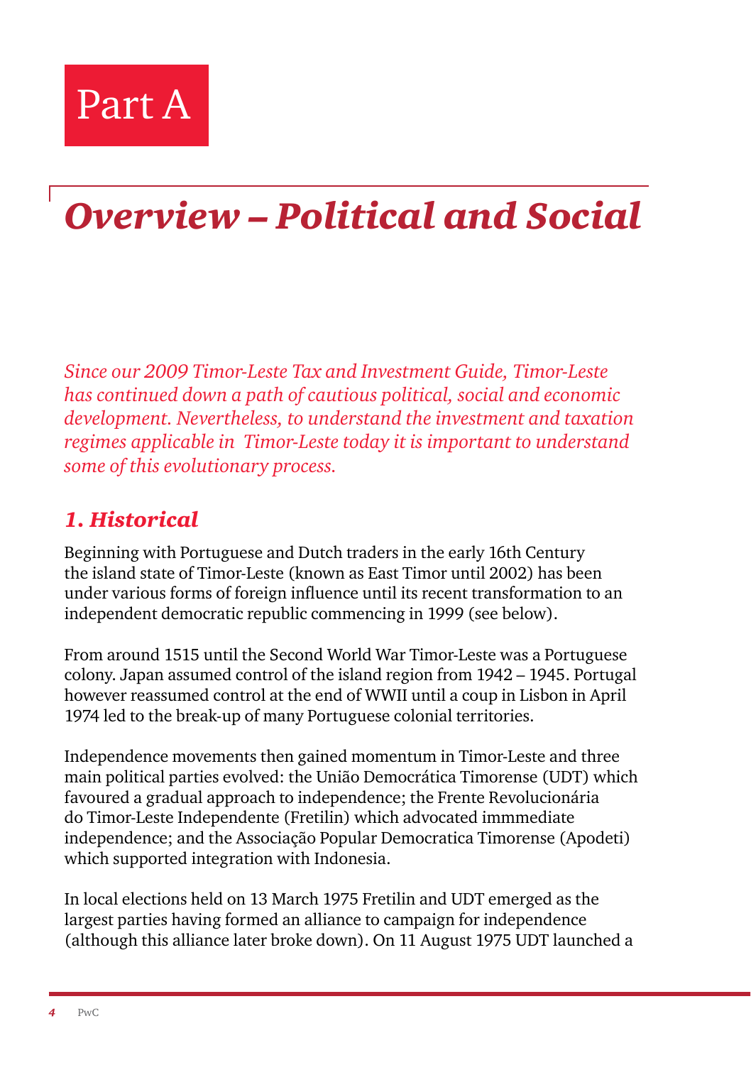# Part A

## *Overview – Political and Social*

*Since our 2009 Timor-Leste Tax and Investment Guide, Timor-Leste has continued down a path of cautious political, social and economic development. Nevertheless, to understand the investment and taxation regimes applicable in Timor-Leste today it is important to understand some of this evolutionary process.*

### *1. Historical*

Beginning with Portuguese and Dutch traders in the early 16th Century the island state of Timor-Leste (known as East Timor until 2002) has been under various forms of foreign influence until its recent transformation to an independent democratic republic commencing in 1999 (see below).

From around 1515 until the Second World War Timor-Leste was a Portuguese colony. Japan assumed control of the island region from 1942 – 1945. Portugal however reassumed control at the end of WWII until a coup in Lisbon in April 1974 led to the break-up of many Portuguese colonial territories.

Independence movements then gained momentum in Timor-Leste and three main political parties evolved: the União Democrática Timorense (UDT) which favoured a gradual approach to independence; the Frente Revolucionária do Timor-Leste Independente (Fretilin) which advocated immmediate independence; and the Associação Popular Democratica Timorense (Apodeti) which supported integration with Indonesia.

In local elections held on 13 March 1975 Fretilin and UDT emerged as the largest parties having formed an alliance to campaign for independence (although this alliance later broke down). On 11 August 1975 UDT launched a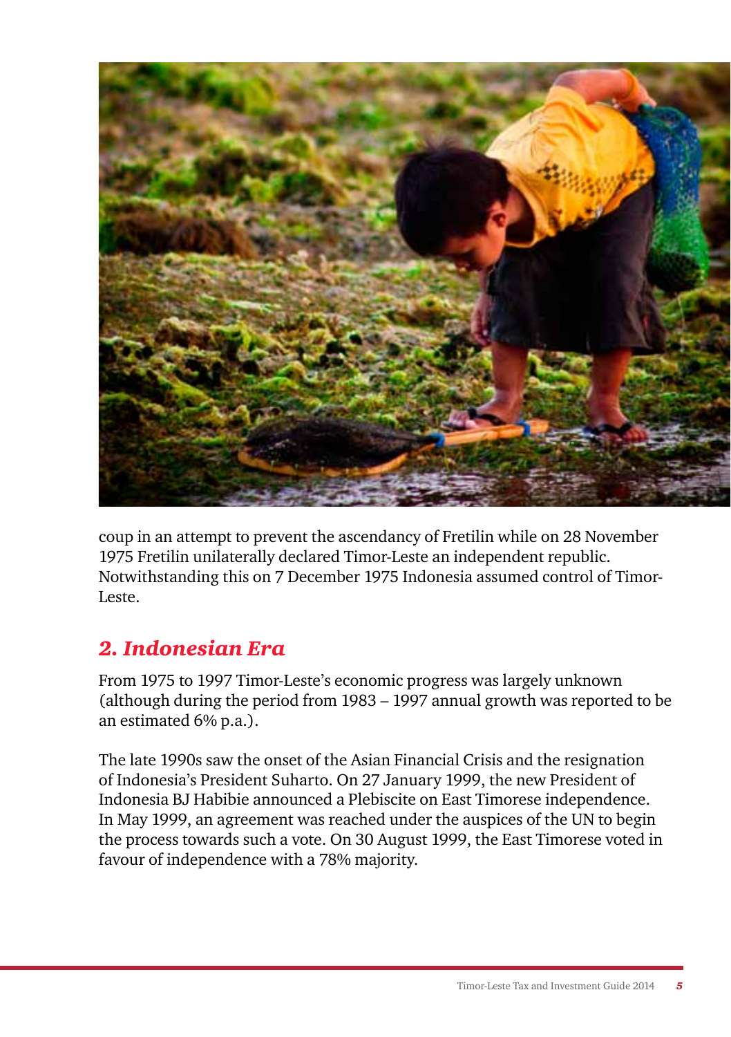coup in an attempt to prevent the ascendancy of Fretilin while on 28 November 1975 Fretilin unilaterally declared Timor-Leste an independent republic. Notwithstanding this on 7 December 1975 Indonesia assumed control of Timor-Leste.

## *2. Indonesian Era*

From 1975 to 1997 Timor-Leste's economic progress was largely unknown (although during the period from 1983 – 1997 annual growth was reported to be an estimated 6% p.a.).

The late 1990s saw the onset of the Asian Financial Crisis and the resignation of Indonesia's President Suharto. On 27 January 1999, the new President of Indonesia BJ Habibie announced a Plebiscite on East Timorese independence. In May 1999, an agreement was reached under the auspices of the UN to begin the process towards such a vote. On 30 August 1999, the East Timorese voted in favour of independence with a 78% majority.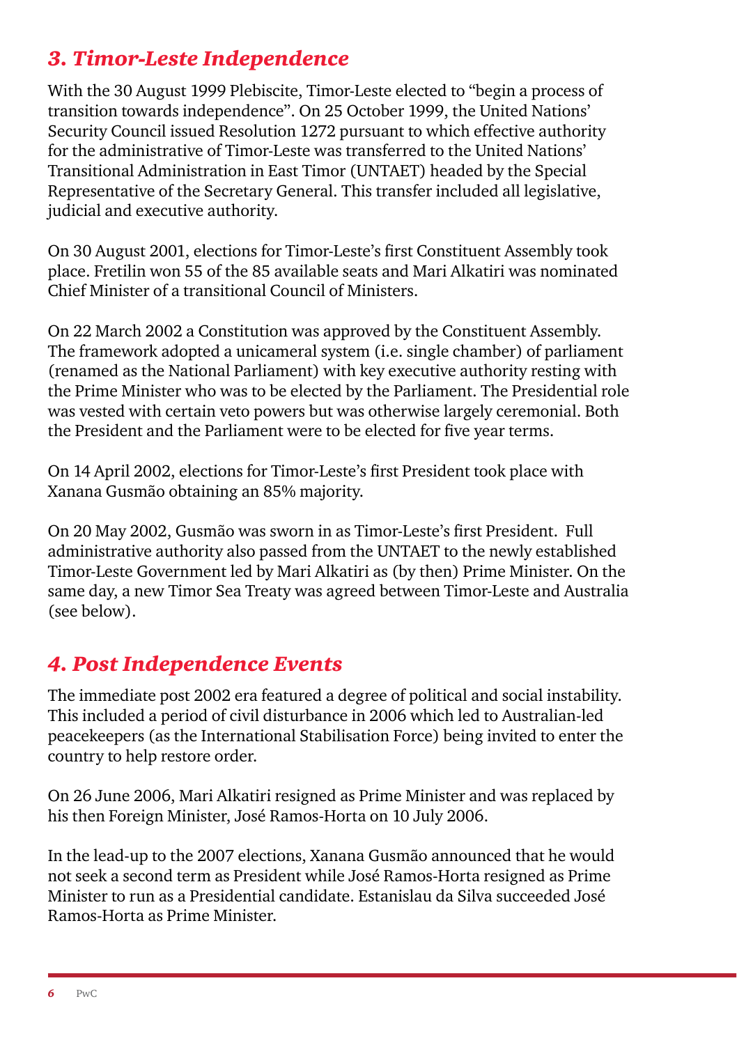## *3. Timor-Leste Independence*

With the 30 August 1999 Plebiscite, Timor-Leste elected to "begin a process of transition towards independence". On 25 October 1999, the United Nations' Security Council issued Resolution 1272 pursuant to which effective authority for the administrative of Timor-Leste was transferred to the United Nations' Transitional Administration in East Timor (UNTAET) headed by the Special Representative of the Secretary General. This transfer included all legislative, judicial and executive authority.

On 30 August 2001, elections for Timor-Leste's first Constituent Assembly took place. Fretilin won 55 of the 85 available seats and Mari Alkatiri was nominated Chief Minister of a transitional Council of Ministers.

On 22 March 2002 a Constitution was approved by the Constituent Assembly. The framework adopted a unicameral system (i.e. single chamber) of parliament (renamed as the National Parliament) with key executive authority resting with the Prime Minister who was to be elected by the Parliament. The Presidential role was vested with certain veto powers but was otherwise largely ceremonial. Both the President and the Parliament were to be elected for five year terms.

On 14 April 2002, elections for Timor-Leste's first President took place with Xanana Gusmão obtaining an 85% majority.

On 20 May 2002, Gusmão was sworn in as Timor-Leste's first President. Full administrative authority also passed from the UNTAET to the newly established Timor-Leste Government led by Mari Alkatiri as (by then) Prime Minister. On the same day, a new Timor Sea Treaty was agreed between Timor-Leste and Australia (see below).

## *4. Post Independence Events*

The immediate post 2002 era featured a degree of political and social instability. This included a period of civil disturbance in 2006 which led to Australian-led peacekeepers (as the International Stabilisation Force) being invited to enter the country to help restore order.

On 26 June 2006, Mari Alkatiri resigned as Prime Minister and was replaced by his then Foreign Minister, José Ramos-Horta on 10 July 2006.

In the lead-up to the 2007 elections, Xanana Gusmão announced that he would not seek a second term as President while José Ramos-Horta resigned as Prime Minister to run as a Presidential candidate. Estanislau da Silva succeeded José Ramos-Horta as Prime Minister.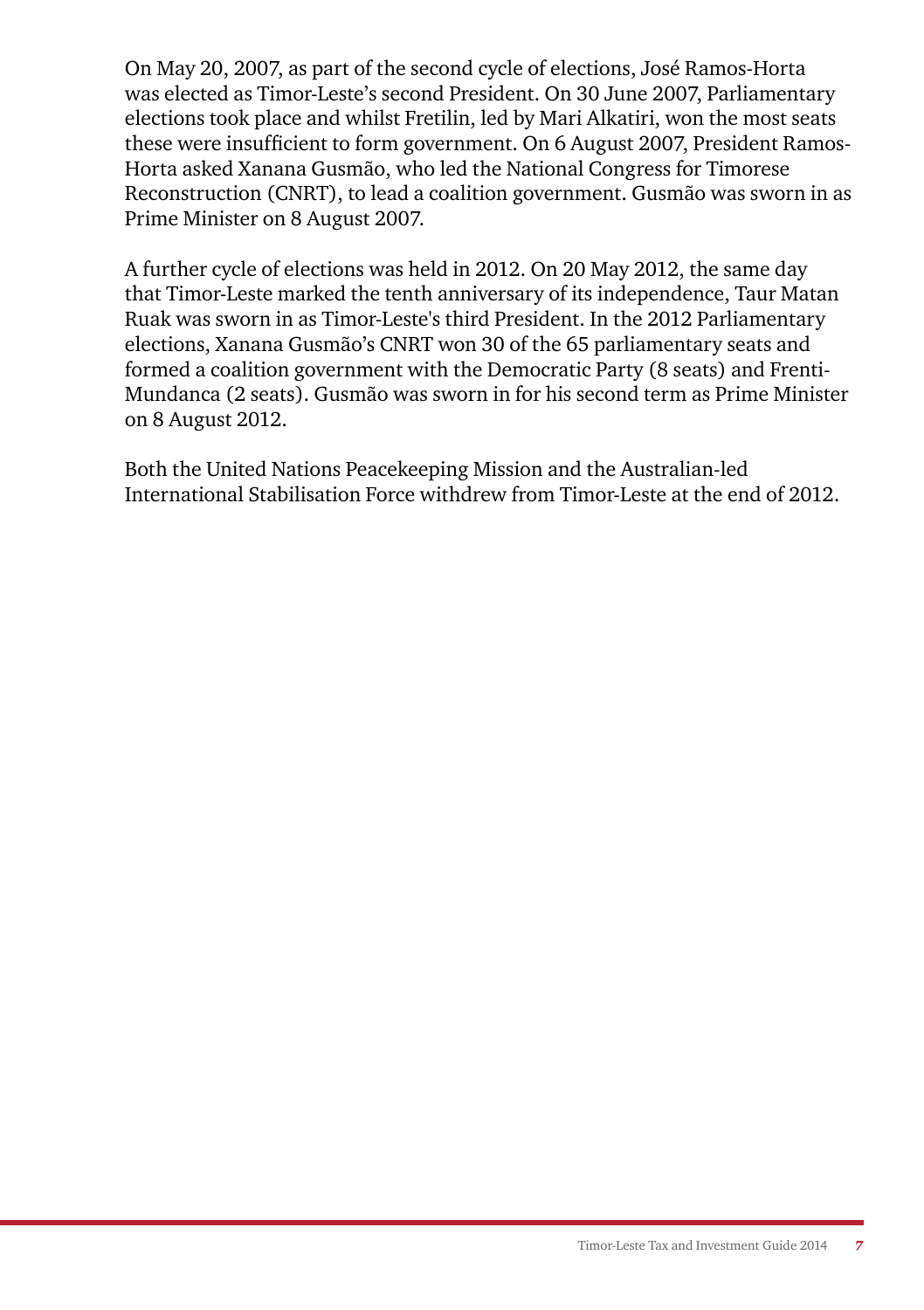On May 20, 2007, as part of the second cycle of elections, José Ramos-Horta was elected as Timor-Leste's second President. On 30 June 2007, Parliamentary elections took place and whilst Fretilin, led by Mari Alkatiri, won the most seats these were insufficient to form government. On 6 August 2007, President Ramos-Horta asked Xanana Gusmão, who led the National Congress for Timorese Reconstruction (CNRT), to lead a coalition government. Gusmão was sworn in as Prime Minister on 8 August 2007.

A further cycle of elections was held in 2012. On 20 May 2012, the same day that Timor-Leste marked the tenth anniversary of its independence, Taur Matan Ruak was sworn in as Timor-Leste's third President. In the 2012 Parliamentary elections, Xanana Gusmão's CNRT won 30 of the 65 parliamentary seats and formed a coalition government with the Democratic Party (8 seats) and Frenti-Mundanca (2 seats). Gusmão was sworn in for his second term as Prime Minister on 8 August 2012.

Both the United Nations Peacekeeping Mission and the Australian-led International Stabilisation Force withdrew from Timor-Leste at the end of 2012.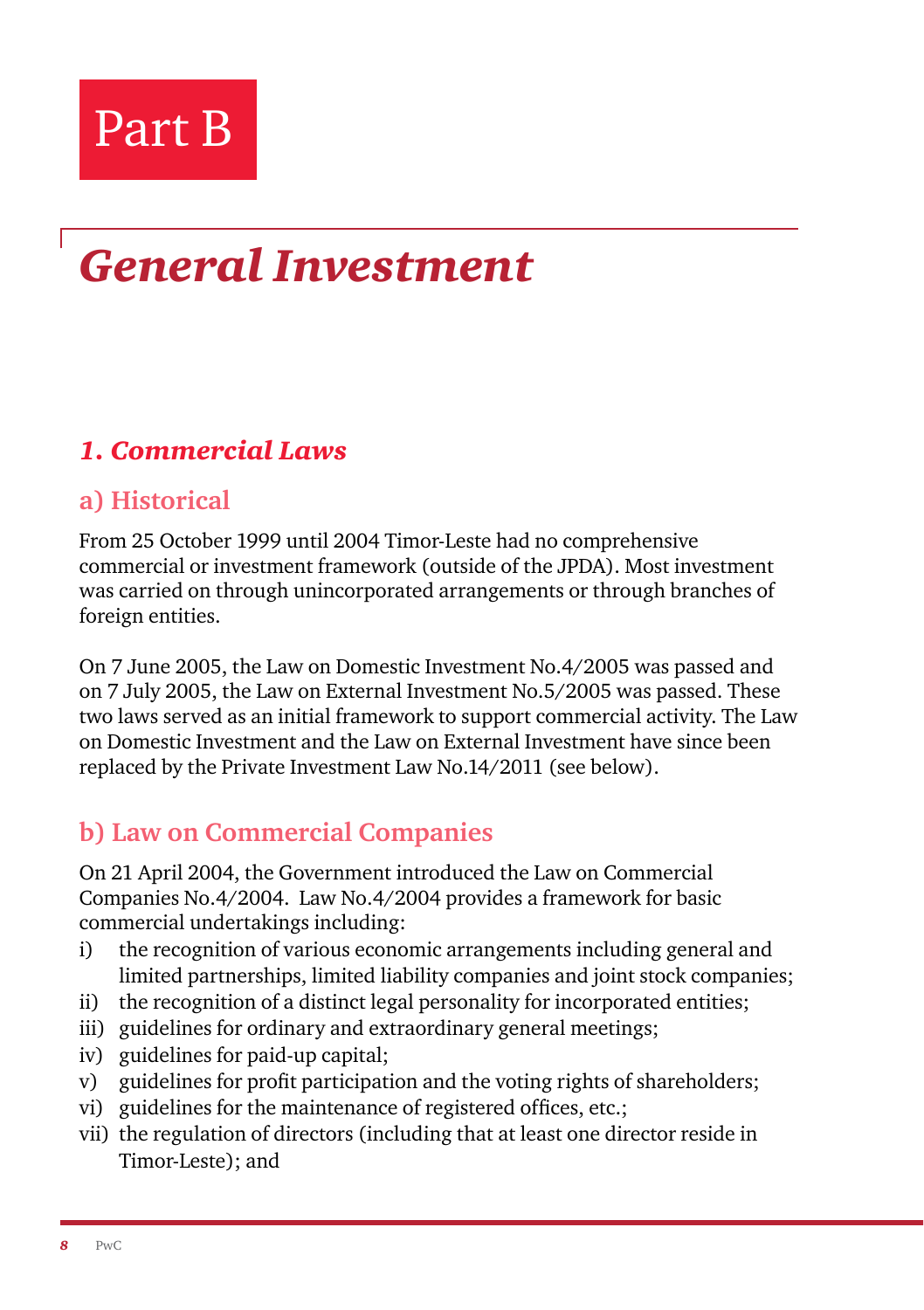# Part B

## *General Investment*

### *1. Commercial Laws*

#### a) Historical

From 25 October 1999 until 2004 Timor-Leste had no comprehensive commercial or investment framework (outside of the JPDA). Most investment was carried on through unincorporated arrangements or through branches of foreign entities.

On 7 June 2005, the Law on Domestic Investment No.4/2005 was passed and on 7 July 2005, the Law on External Investment No.5/2005 was passed. These two laws served as an initial framework to support commercial activity. The Law on Domestic Investment and the Law on External Investment have since been replaced by the Private Investment Law No.14/2011 (see below).

#### b) Law on Commercial Companies

On 21 April 2004, the Government introduced the Law on Commercial Companies No.4/2004. Law No.4/2004 provides a framework for basic commercial undertakings including:

- i) the recognition of various economic arrangements including general and limited partnerships, limited liability companies and joint stock companies;
- ii) the recognition of a distinct legal personality for incorporated entities;
- iii) guidelines for ordinary and extraordinary general meetings;
- iv) guidelines for paid-up capital;
- v) guidelines for profit participation and the voting rights of shareholders;
- vi) guidelines for the maintenance of registered offices, etc.;
- vii) the regulation of directors (including that at least one director reside in Timor-Leste); and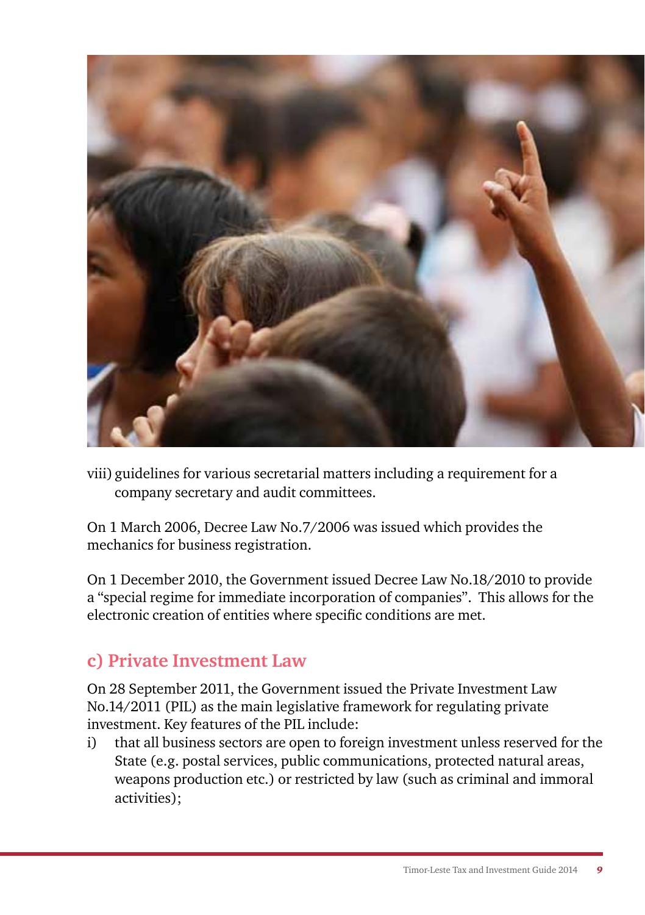viii) guidelines for various secretarial matters including a requirement for a company secretary and audit committees.

On 1 March 2006, Decree Law No.7/2006 was issued which provides the mechanics for business registration.

On 1 December 2010, the Government issued Decree Law No.18/2010 to provide a "special regime for immediate incorporation of companies". This allows for the electronic creation of entities where specific conditions are met.

## c) Private Investment Law

On 28 September 2011, the Government issued the Private Investment Law No.14/2011 (PIL) as the main legislative framework for regulating private investment. Key features of the PIL include:

i) that all business sectors are open to foreign investment unless reserved for the State (e.g. postal services, public communications, protected natural areas, weapons production etc.) or restricted by law (such as criminal and immoral activities);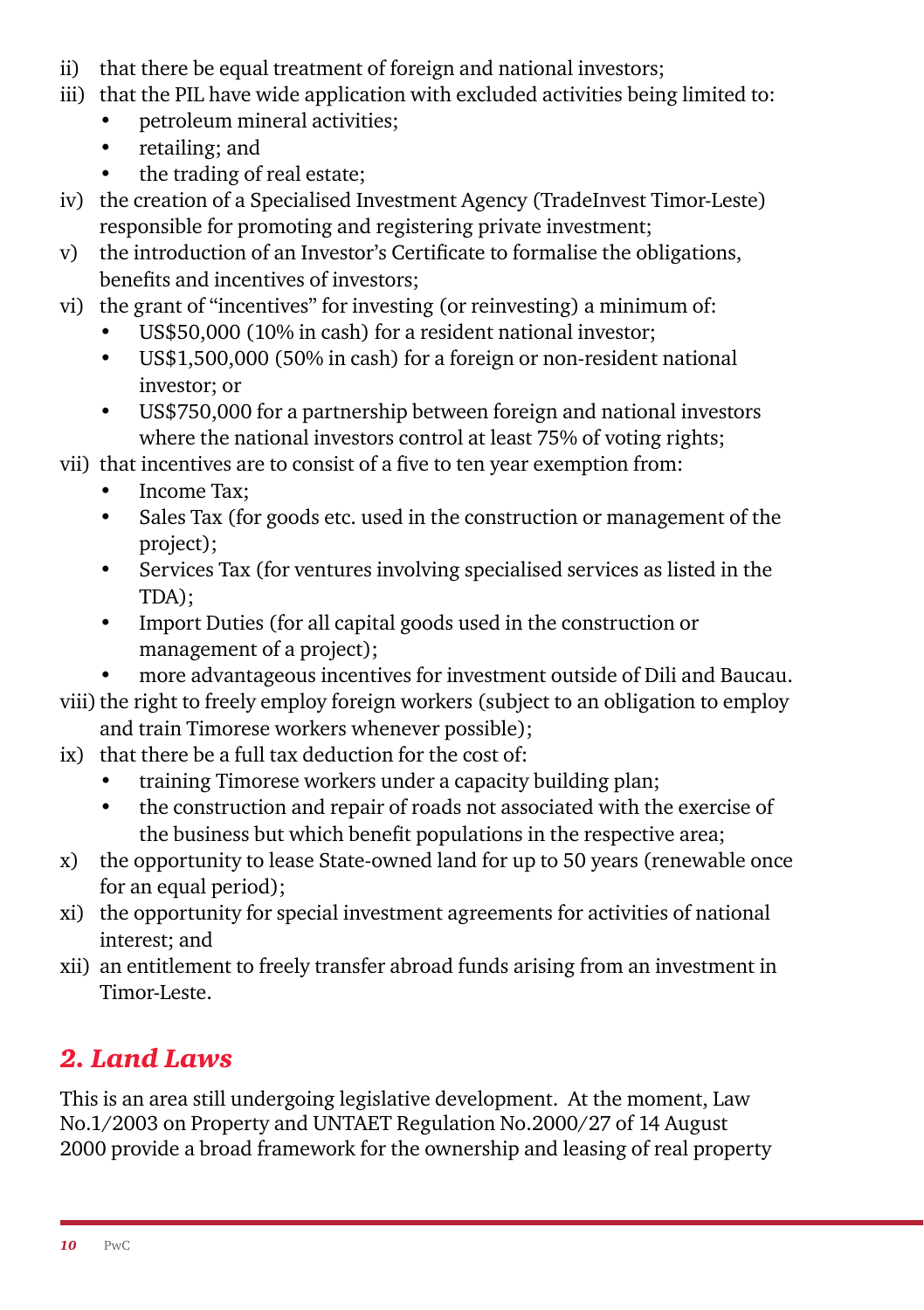ii) that there be equal treatment of foreign and national investors;

iii) that the PIL have wide application with excluded activities being limited to:
   - petroleum mineral activities;
   - retailing; and
   - the trading of real estate;

iv) the creation of a Specialised Investment Agency (TradeInvest Timor-Leste) responsible for promoting and registering private investment;

v) the introduction of an Investor's Certificate to formalise the obligations, benefits and incentives of investors;

vi) the grant of "incentives" for investing (or reinvesting) a minimum of:
   - US$50,000 (10% in cash) for a resident national investor;
   - US$1,500,000 (50% in cash) for a foreign or non-resident national investor; or
   - US$750,000 for a partnership between foreign and national investors where the national investors control at least 75% of voting rights;

vii) that incentives are to consist of a five to ten year exemption from:
   - Income Tax;
   - Sales Tax (for goods etc. used in the construction or management of the project);
   - Services Tax (for ventures involving specialised services as listed in the TDA);
   - Import Duties (for all capital goods used in the construction or management of a project);
   - more advantageous incentives for investment outside of Dili and Baucau.

viii) the right to freely employ foreign workers (subject to an obligation to employ and train Timorese workers whenever possible);

ix) that there be a full tax deduction for the cost of:
   - training Timorese workers under a capacity building plan;
   - the construction and repair of roads not associated with the exercise of the business but which benefit populations in the respective area;

x) the opportunity to lease State-owned land for up to 50 years (renewable once for an equal period);

xi) the opportunity for special investment agreements for activities of national interest; and

xii) an entitlement to freely transfer abroad funds arising from an investment in Timor-Leste.

## *2. Land Laws*

This is an area still undergoing legislative development. At the moment, Law No.1/2003 on Property and UNTAET Regulation No.2000/27 of 14 August 2000 provide a broad framework for the ownership and leasing of real property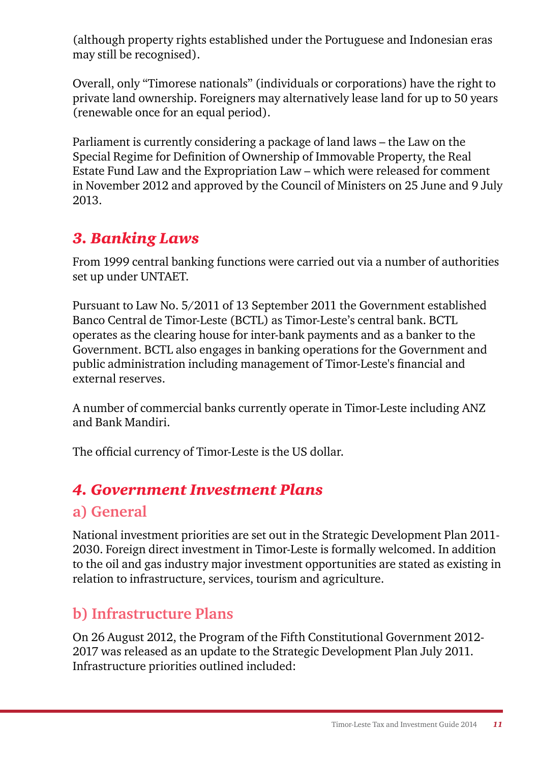(although property rights established under the Portuguese and Indonesian eras may still be recognised).

Overall, only "Timorese nationals" (individuals or corporations) have the right to private land ownership. Foreigners may alternatively lease land for up to 50 years (renewable once for an equal period).

Parliament is currently considering a package of land laws – the Law on the Special Regime for Definition of Ownership of Immovable Property, the Real Estate Fund Law and the Expropriation Law – which were released for comment in November 2012 and approved by the Council of Ministers on 25 June and 9 July 2013.

## *3. Banking Laws*

From 1999 central banking functions were carried out via a number of authorities set up under UNTAET.

Pursuant to Law No. 5/2011 of 13 September 2011 the Government established Banco Central de Timor-Leste (BCTL) as Timor-Leste's central bank. BCTL operates as the clearing house for inter-bank payments and as a banker to the Government. BCTL also engages in banking operations for the Government and public administration including management of Timor-Leste's financial and external reserves.

A number of commercial banks currently operate in Timor-Leste including ANZ and Bank Mandiri.

The official currency of Timor-Leste is the US dollar.

## *4. Government Investment Plans*

### a) General

National investment priorities are set out in the Strategic Development Plan 2011-2030. Foreign direct investment in Timor-Leste is formally welcomed. In addition to the oil and gas industry major investment opportunities are stated as existing in relation to infrastructure, services, tourism and agriculture.

### b) Infrastructure Plans

On 26 August 2012, the Program of the Fifth Constitutional Government 2012-2017 was released as an update to the Strategic Development Plan July 2011. Infrastructure priorities outlined included: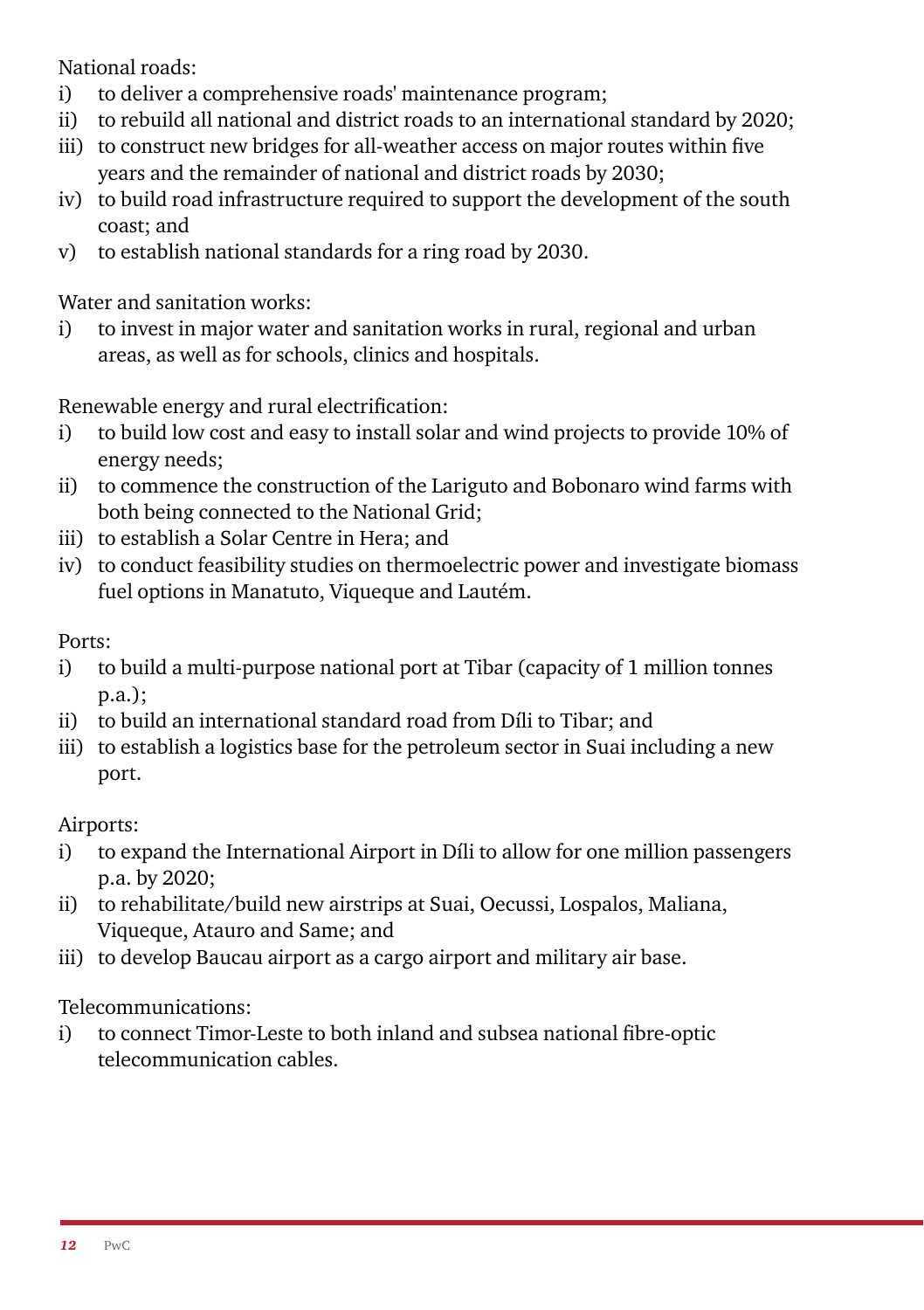National roads:

i) to deliver a comprehensive roads' maintenance program;
ii) to rebuild all national and district roads to an international standard by 2020;
iii) to construct new bridges for all-weather access on major routes within five years and the remainder of national and district roads by 2030;
iv) to build road infrastructure required to support the development of the south coast; and
v) to establish national standards for a ring road by 2030.

Water and sanitation works:

i) to invest in major water and sanitation works in rural, regional and urban areas, as well as for schools, clinics and hospitals.

Renewable energy and rural electrification:

i) to build low cost and easy to install solar and wind projects to provide 10% of energy needs;
ii) to commence the construction of the Lariguto and Bobonaro wind farms with both being connected to the National Grid;
iii) to establish a Solar Centre in Hera; and
iv) to conduct feasibility studies on thermoelectric power and investigate biomass fuel options in Manatuto, Viqueque and Lautém.

Ports:

i) to build a multi-purpose national port at Tibar (capacity of 1 million tonnes p.a.);
ii) to build an international standard road from Díli to Tibar; and
iii) to establish a logistics base for the petroleum sector in Suai including a new port.

Airports:

i) to expand the International Airport in Díli to allow for one million passengers p.a. by 2020;
ii) to rehabilitate/build new airstrips at Suai, Oecussi, Lospalos, Maliana, Viqueque, Atauro and Same; and
iii) to develop Baucau airport as a cargo airport and military air base.

Telecommunications:

i) to connect Timor-Leste to both inland and subsea national fibre-optic telecommunication cables.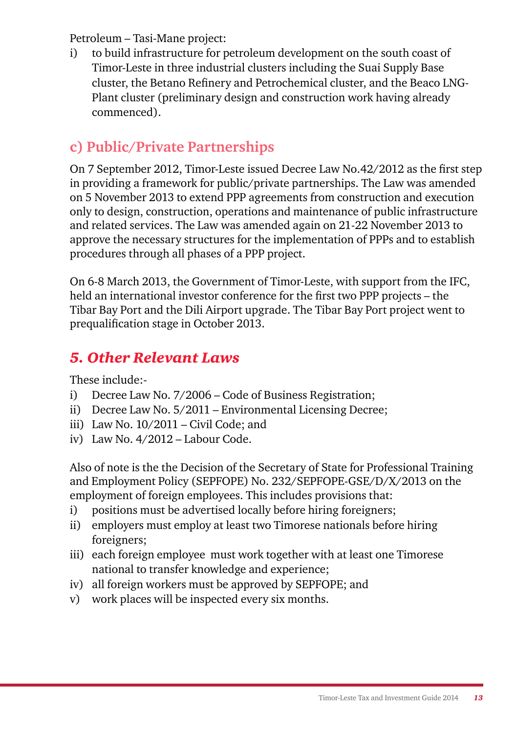Petroleum – Tasi-Mane project:

i) to build infrastructure for petroleum development on the south coast of Timor-Leste in three industrial clusters including the Suai Supply Base cluster, the Betano Refinery and Petrochemical cluster, and the Beaco LNG-Plant cluster (preliminary design and construction work having already commenced).

### c) Public/Private Partnerships

On 7 September 2012, Timor-Leste issued Decree Law No.42/2012 as the first step in providing a framework for public/private partnerships. The Law was amended on 5 November 2013 to extend PPP agreements from construction and execution only to design, construction, operations and maintenance of public infrastructure and related services. The Law was amended again on 21-22 November 2013 to approve the necessary structures for the implementation of PPPs and to establish procedures through all phases of a PPP project.

On 6-8 March 2013, the Government of Timor-Leste, with support from the IFC, held an international investor conference for the first two PPP projects – the Tibar Bay Port and the Dili Airport upgrade. The Tibar Bay Port project went to prequalification stage in October 2013.

## *5. Other Relevant Laws*

These include:-

i) Decree Law No. 7/2006 – Code of Business Registration;
ii) Decree Law No. 5/2011 – Environmental Licensing Decree;
iii) Law No. 10/2011 – Civil Code; and
iv) Law No. 4/2012 – Labour Code.

Also of note is the the Decision of the Secretary of State for Professional Training and Employment Policy (SEPFOPE) No. 232/SEPFOPE-GSE/D/X/2013 on the employment of foreign employees. This includes provisions that:

i) positions must be advertised locally before hiring foreigners;
ii) employers must employ at least two Timorese nationals before hiring foreigners;
iii) each foreign employee must work together with at least one Timorese national to transfer knowledge and experience;
iv) all foreign workers must be approved by SEPFOPE; and
v) work places will be inspected every six months.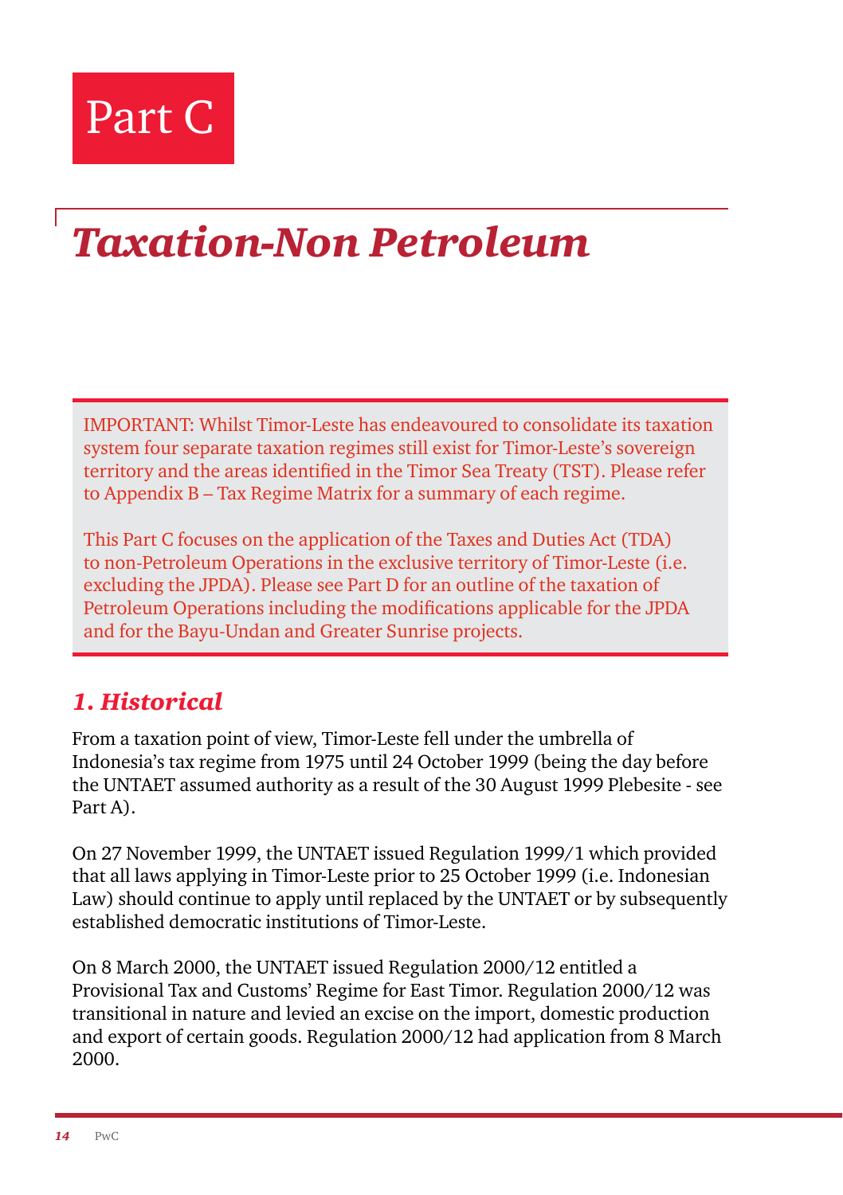# Part C

## *Taxation-Non Petroleum*

IMPORTANT: Whilst Timor-Leste has endeavoured to consolidate its taxation system four separate taxation regimes still exist for Timor-Leste's sovereign territory and the areas identified in the Timor Sea Treaty (TST). Please refer to Appendix B – Tax Regime Matrix for a summary of each regime.

This Part C focuses on the application of the Taxes and Duties Act (TDA) to non-Petroleum Operations in the exclusive territory of Timor-Leste (i.e. excluding the JPDA). Please see Part D for an outline of the taxation of Petroleum Operations including the modifications applicable for the JPDA and for the Bayu-Undan and Greater Sunrise projects.

### *1. Historical*

From a taxation point of view, Timor-Leste fell under the umbrella of Indonesia's tax regime from 1975 until 24 October 1999 (being the day before the UNTAET assumed authority as a result of the 30 August 1999 Plebesite - see Part A).

On 27 November 1999, the UNTAET issued Regulation 1999/1 which provided that all laws applying in Timor-Leste prior to 25 October 1999 (i.e. Indonesian Law) should continue to apply until replaced by the UNTAET or by subsequently established democratic institutions of Timor-Leste.

On 8 March 2000, the UNTAET issued Regulation 2000/12 entitled a Provisional Tax and Customs' Regime for East Timor. Regulation 2000/12 was transitional in nature and levied an excise on the import, domestic production and export of certain goods. Regulation 2000/12 had application from 8 March 2000.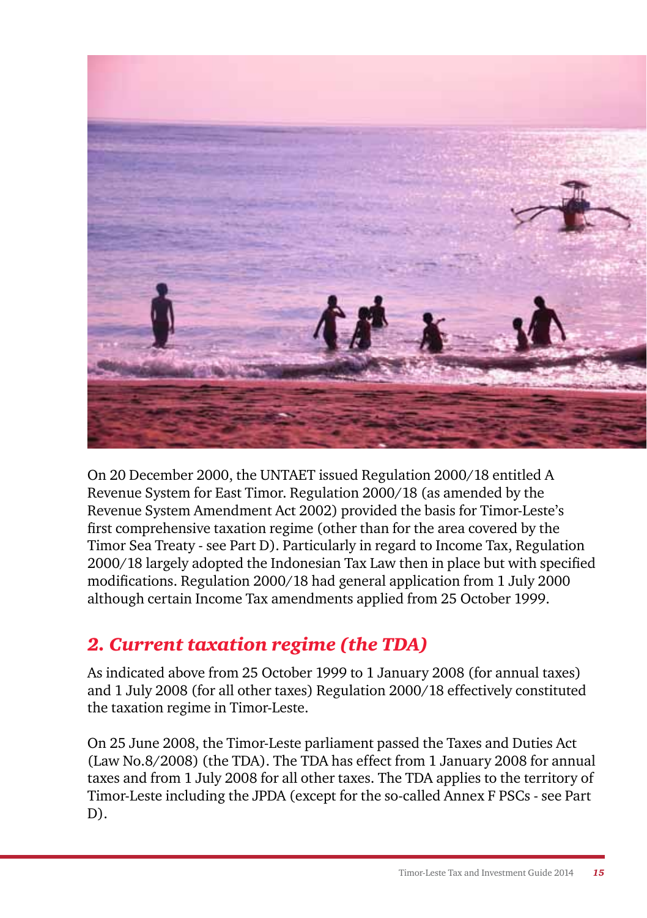On 20 December 2000, the UNTAET issued Regulation 2000/18 entitled A Revenue System for East Timor. Regulation 2000/18 (as amended by the Revenue System Amendment Act 2002) provided the basis for Timor-Leste's first comprehensive taxation regime (other than for the area covered by the Timor Sea Treaty - see Part D). Particularly in regard to Income Tax, Regulation 2000/18 largely adopted the Indonesian Tax Law then in place but with specified modifications. Regulation 2000/18 had general application from 1 July 2000 although certain Income Tax amendments applied from 25 October 1999.

## *2. Current taxation regime (the TDA)*

As indicated above from 25 October 1999 to 1 January 2008 (for annual taxes) and 1 July 2008 (for all other taxes) Regulation 2000/18 effectively constituted the taxation regime in Timor-Leste.

On 25 June 2008, the Timor-Leste parliament passed the Taxes and Duties Act (Law No.8/2008) (the TDA). The TDA has effect from 1 January 2008 for annual taxes and from 1 July 2008 for all other taxes. The TDA applies to the territory of Timor-Leste including the JPDA (except for the so-called Annex F PSCs - see Part D).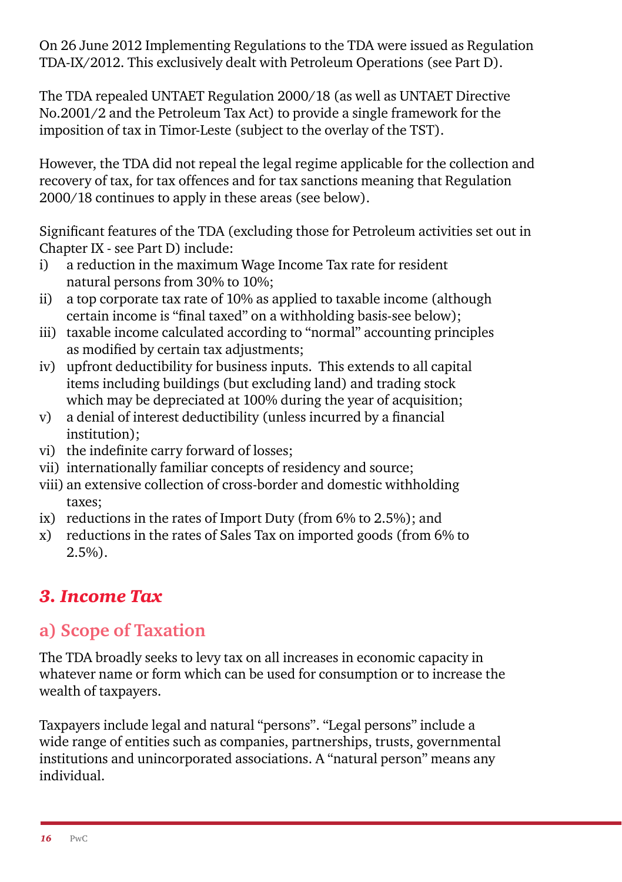On 26 June 2012 Implementing Regulations to the TDA were issued as Regulation TDA-IX/2012. This exclusively dealt with Petroleum Operations (see Part D).

The TDA repealed UNTAET Regulation 2000/18 (as well as UNTAET Directive No.2001/2 and the Petroleum Tax Act) to provide a single framework for the imposition of tax in Timor-Leste (subject to the overlay of the TST).

However, the TDA did not repeal the legal regime applicable for the collection and recovery of tax, for tax offences and for tax sanctions meaning that Regulation 2000/18 continues to apply in these areas (see below).

Significant features of the TDA (excluding those for Petroleum activities set out in Chapter IX - see Part D) include:

i) a reduction in the maximum Wage Income Tax rate for resident natural persons from 30% to 10%;
ii) a top corporate tax rate of 10% as applied to taxable income (although certain income is "final taxed" on a withholding basis-see below);
iii) taxable income calculated according to "normal" accounting principles as modified by certain tax adjustments;
iv) upfront deductibility for business inputs. This extends to all capital items including buildings (but excluding land) and trading stock which may be depreciated at 100% during the year of acquisition;
v) a denial of interest deductibility (unless incurred by a financial institution);
vi) the indefinite carry forward of losses;
vii) internationally familiar concepts of residency and source;
viii) an extensive collection of cross-border and domestic withholding taxes;
ix) reductions in the rates of Import Duty (from 6% to 2.5%); and
x) reductions in the rates of Sales Tax on imported goods (from 6% to 2.5%).

## *3. Income Tax*

### a) Scope of Taxation

The TDA broadly seeks to levy tax on all increases in economic capacity in whatever name or form which can be used for consumption or to increase the wealth of taxpayers.

Taxpayers include legal and natural "persons". "Legal persons" include a wide range of entities such as companies, partnerships, trusts, governmental institutions and unincorporated associations. A "natural person" means any individual.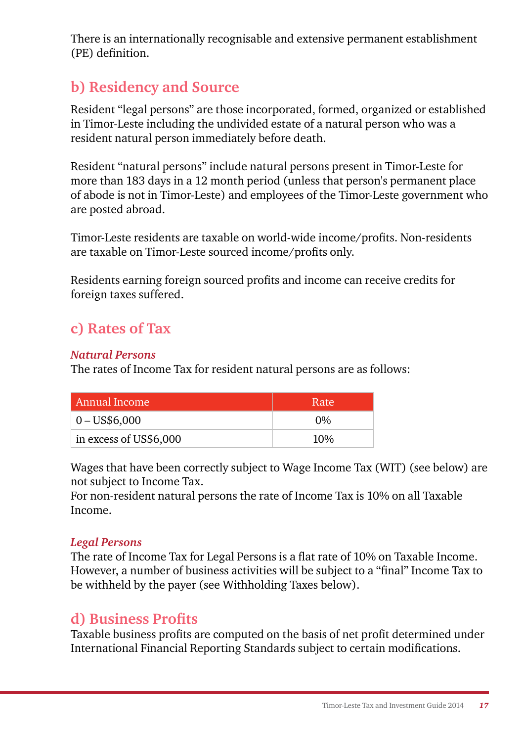There is an internationally recognisable and extensive permanent establishment (PE) definition.

## b) Residency and Source

Resident "legal persons" are those incorporated, formed, organized or established in Timor-Leste including the undivided estate of a natural person who was a resident natural person immediately before death.

Resident "natural persons" include natural persons present in Timor-Leste for more than 183 days in a 12 month period (unless that person's permanent place of abode is not in Timor-Leste) and employees of the Timor-Leste government who are posted abroad.

Timor-Leste residents are taxable on world-wide income/profits. Non-residents are taxable on Timor-Leste sourced income/profits only.

Residents earning foreign sourced profits and income can receive credits for foreign taxes suffered.

## c) Rates of Tax

***Natural Persons***

The rates of Income Tax for resident natural persons are as follows:

| Annual Income | Rate |
|---|---|
| 0 – US$6,000 | 0% |
| in excess of US$6,000 | 10% |

Wages that have been correctly subject to Wage Income Tax (WIT) (see below) are not subject to Income Tax.
For non-resident natural persons the rate of Income Tax is 10% on all Taxable Income.

***Legal Persons***

The rate of Income Tax for Legal Persons is a flat rate of 10% on Taxable Income. However, a number of business activities will be subject to a "final" Income Tax to be withheld by the payer (see Withholding Taxes below).

## d) Business Profits

Taxable business profits are computed on the basis of net profit determined under International Financial Reporting Standards subject to certain modifications.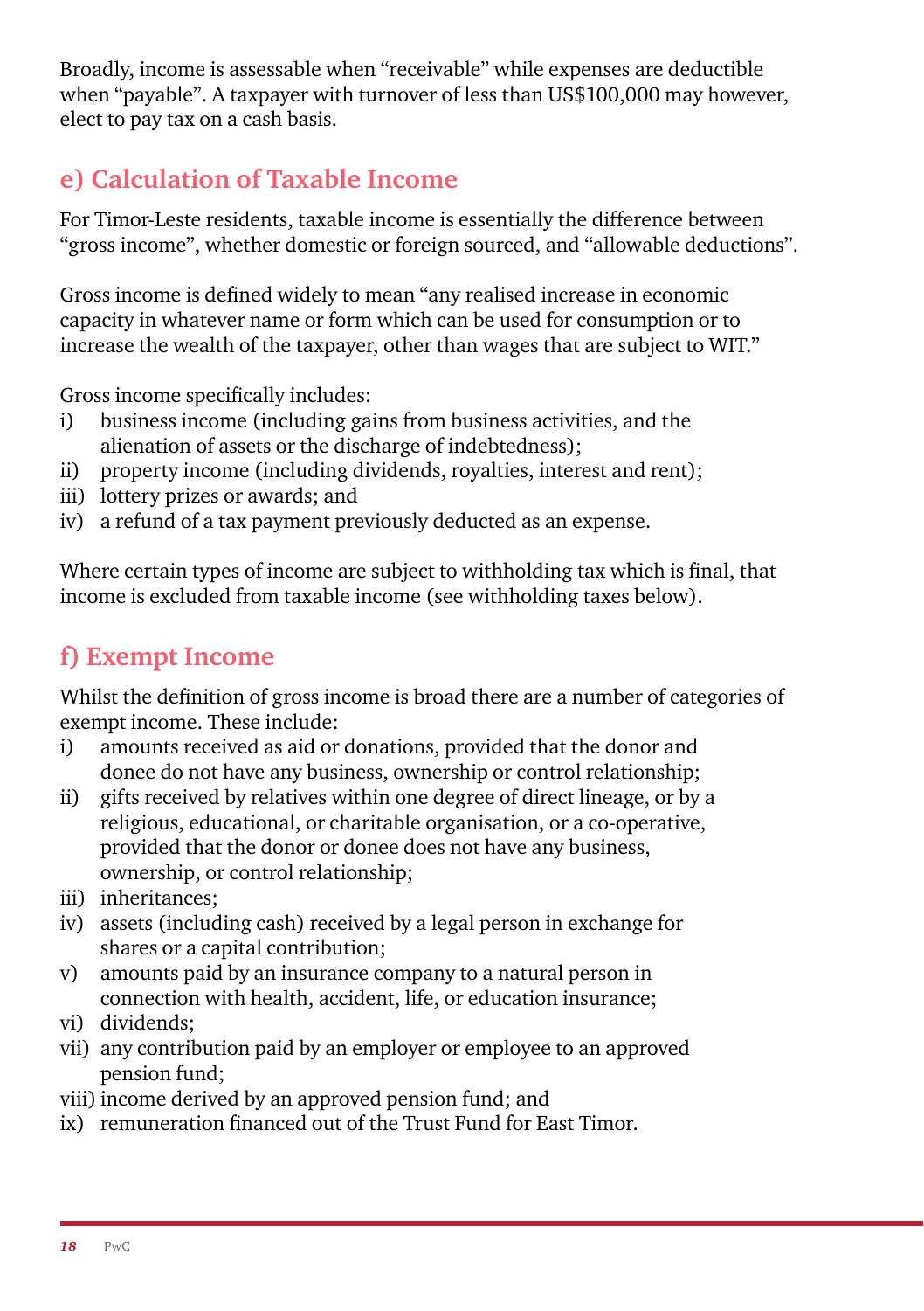Broadly, income is assessable when “receivable” while expenses are deductible when “payable”. A taxpayer with turnover of less than US$100,000 may however, elect to pay tax on a cash basis.

## e) Calculation of Taxable Income

For Timor-Leste residents, taxable income is essentially the difference between “gross income”, whether domestic or foreign sourced, and “allowable deductions”.

Gross income is defined widely to mean “any realised increase in economic capacity in whatever name or form which can be used for consumption or to increase the wealth of the taxpayer, other than wages that are subject to WIT.”

Gross income specifically includes:

i) business income (including gains from business activities, and the alienation of assets or the discharge of indebtedness);
ii) property income (including dividends, royalties, interest and rent);
iii) lottery prizes or awards; and
iv) a refund of a tax payment previously deducted as an expense.

Where certain types of income are subject to withholding tax which is final, that income is excluded from taxable income (see withholding taxes below).

## f) Exempt Income

Whilst the definition of gross income is broad there are a number of categories of exempt income. These include:

i) amounts received as aid or donations, provided that the donor and donee do not have any business, ownership or control relationship;
ii) gifts received by relatives within one degree of direct lineage, or by a religious, educational, or charitable organisation, or a co-operative, provided that the donor or donee does not have any business, ownership, or control relationship;
iii) inheritances;
iv) assets (including cash) received by a legal person in exchange for shares or a capital contribution;
v) amounts paid by an insurance company to a natural person in connection with health, accident, life, or education insurance;
vi) dividends;
vii) any contribution paid by an employer or employee to an approved pension fund;
viii) income derived by an approved pension fund; and
ix) remuneration financed out of the Trust Fund for East Timor.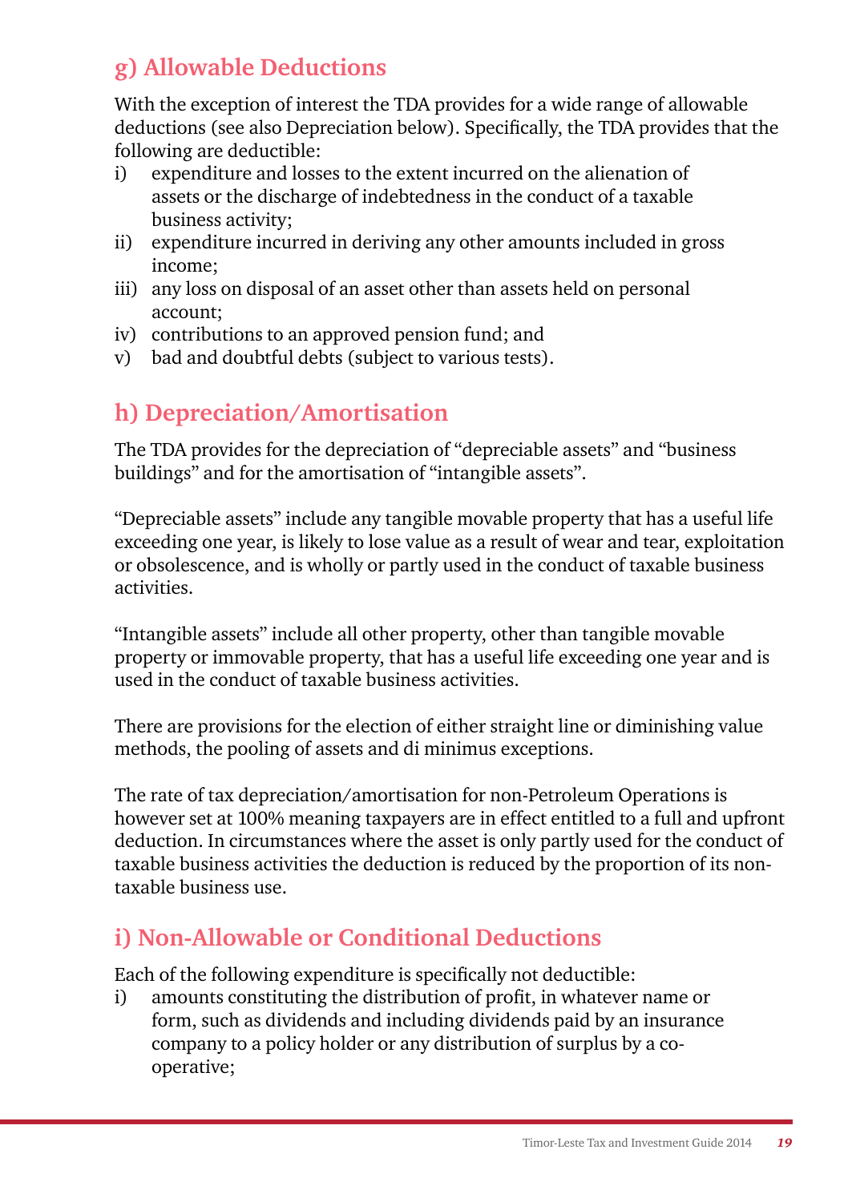## g) Allowable Deductions

With the exception of interest the TDA provides for a wide range of allowable deductions (see also Depreciation below). Specifically, the TDA provides that the following are deductible:

i) expenditure and losses to the extent incurred on the alienation of assets or the discharge of indebtedness in the conduct of a taxable business activity;
ii) expenditure incurred in deriving any other amounts included in gross income;
iii) any loss on disposal of an asset other than assets held on personal account;
iv) contributions to an approved pension fund; and
v) bad and doubtful debts (subject to various tests).

## h) Depreciation/Amortisation

The TDA provides for the depreciation of "depreciable assets" and "business buildings" and for the amortisation of "intangible assets".

"Depreciable assets" include any tangible movable property that has a useful life exceeding one year, is likely to lose value as a result of wear and tear, exploitation or obsolescence, and is wholly or partly used in the conduct of taxable business activities.

"Intangible assets" include all other property, other than tangible movable property or immovable property, that has a useful life exceeding one year and is used in the conduct of taxable business activities.

There are provisions for the election of either straight line or diminishing value methods, the pooling of assets and di minimus exceptions.

The rate of tax depreciation/amortisation for non-Petroleum Operations is however set at 100% meaning taxpayers are in effect entitled to a full and upfront deduction. In circumstances where the asset is only partly used for the conduct of taxable business activities the deduction is reduced by the proportion of its non-taxable business use.

## i) Non-Allowable or Conditional Deductions

Each of the following expenditure is specifically not deductible:

i) amounts constituting the distribution of profit, in whatever name or form, such as dividends and including dividends paid by an insurance company to a policy holder or any distribution of surplus by a co-operative;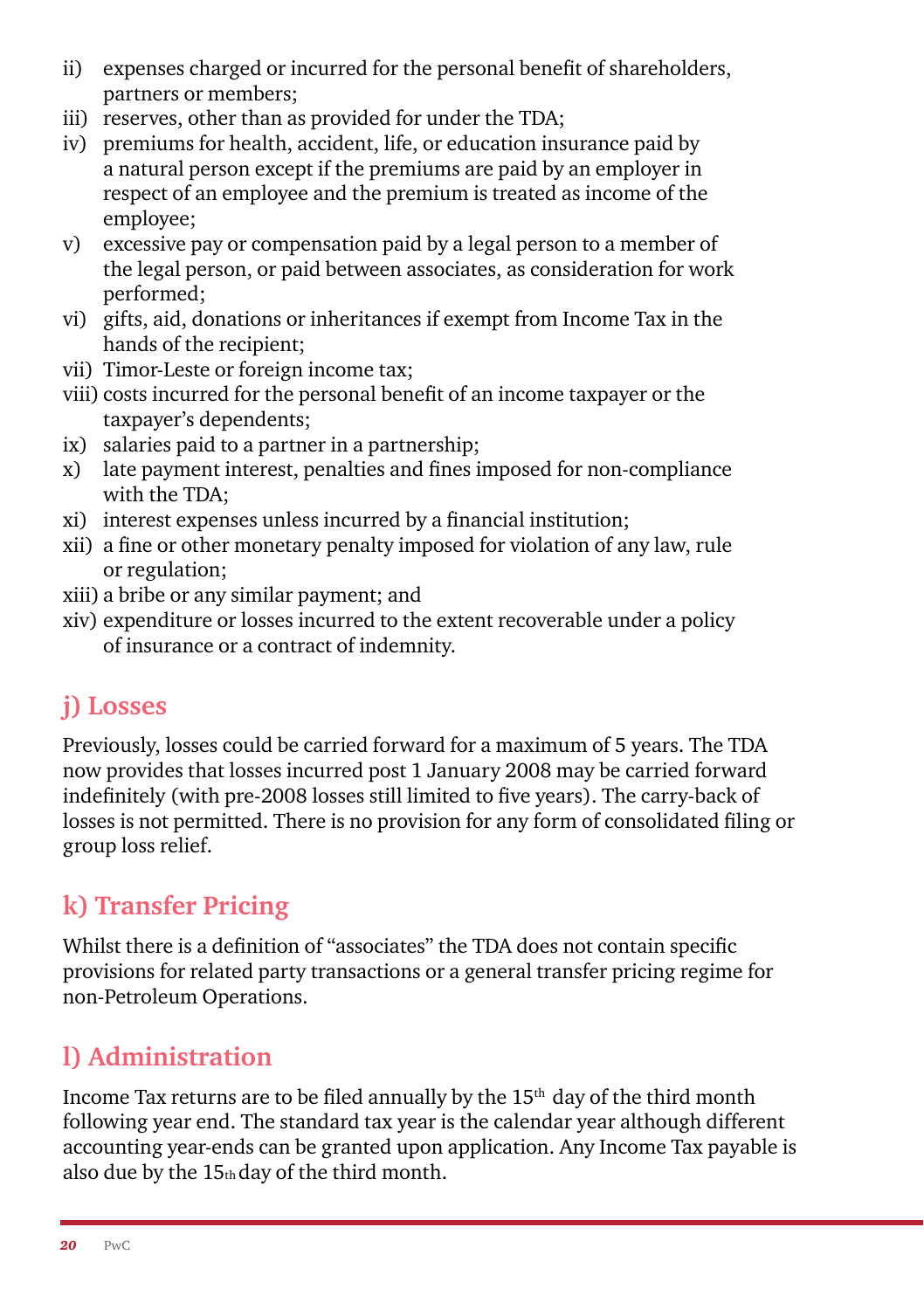ii) expenses charged or incurred for the personal benefit of shareholders, partners or members;
iii) reserves, other than as provided for under the TDA;
iv) premiums for health, accident, life, or education insurance paid by a natural person except if the premiums are paid by an employer in respect of an employee and the premium is treated as income of the employee;
v) excessive pay or compensation paid by a legal person to a member of the legal person, or paid between associates, as consideration for work performed;
vi) gifts, aid, donations or inheritances if exempt from Income Tax in the hands of the recipient;
vii) Timor-Leste or foreign income tax;
viii) costs incurred for the personal benefit of an income taxpayer or the taxpayer's dependents;
ix) salaries paid to a partner in a partnership;
x) late payment interest, penalties and fines imposed for non-compliance with the TDA;
xi) interest expenses unless incurred by a financial institution;
xii) a fine or other monetary penalty imposed for violation of any law, rule or regulation;
xiii) a bribe or any similar payment; and
xiv) expenditure or losses incurred to the extent recoverable under a policy of insurance or a contract of indemnity.

## j) Losses

Previously, losses could be carried forward for a maximum of 5 years. The TDA now provides that losses incurred post 1 January 2008 may be carried forward indefinitely (with pre-2008 losses still limited to five years). The carry-back of losses is not permitted. There is no provision for any form of consolidated filing or group loss relief.

## k) Transfer Pricing

Whilst there is a definition of "associates" the TDA does not contain specific provisions for related party transactions or a general transfer pricing regime for non-Petroleum Operations.

## l) Administration

Income Tax returns are to be filed annually by the 15th day of the third month following year end. The standard tax year is the calendar year although different accounting year-ends can be granted upon application. Any Income Tax payable is also due by the 15th day of the third month.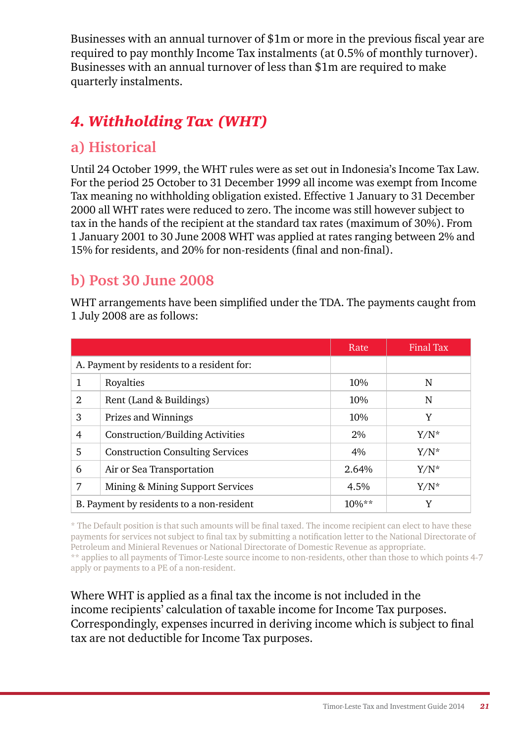Businesses with an annual turnover of $1m or more in the previous fiscal year are required to pay monthly Income Tax instalments (at 0.5% of monthly turnover). Businesses with an annual turnover of less than $1m are required to make quarterly instalments.

## *4. Withholding Tax (WHT)*

### a) Historical

Until 24 October 1999, the WHT rules were as set out in Indonesia's Income Tax Law. For the period 25 October to 31 December 1999 all income was exempt from Income Tax meaning no withholding obligation existed. Effective 1 January to 31 December 2000 all WHT rates were reduced to zero. The income was still however subject to tax in the hands of the recipient at the standard tax rates (maximum of 30%). From 1 January 2001 to 30 June 2008 WHT was applied at rates ranging between 2% and 15% for residents, and 20% for non-residents (final and non-final).

### b) Post 30 June 2008

WHT arrangements have been simplified under the TDA. The payments caught from 1 July 2008 are as follows:

| | | Rate | Final Tax |
|---|---|---|---|
| A. Payment by residents to a resident for: | | | |
| 1 | Royalties | 10% | N |
| 2 | Rent (Land & Buildings) | 10% | N |
| 3 | Prizes and Winnings | 10% | Y |
| 4 | Construction/Building Activities | 2% | Y/N* |
| 5 | Construction Consulting Services | 4% | Y/N* |
| 6 | Air or Sea Transportation | 2.64% | Y/N* |
| 7 | Mining & Mining Support Services | 4.5% | Y/N* |
| B. Payment by residents to a non-resident | | 10%** | Y |

* The Default position is that such amounts will be final taxed. The income recipient can elect to have these payments for services not subject to final tax by submitting a notification letter to the National Directorate of Petroleum and Minieral Revenues or National Directorate of Domestic Revenue as appropriate.
** applies to all payments of Timor-Leste source income to non-residents, other than those to which points 4-7 apply or payments to a PE of a non-resident.

Where WHT is applied as a final tax the income is not included in the income recipients' calculation of taxable income for Income Tax purposes. Correspondingly, expenses incurred in deriving income which is subject to final tax are not deductible for Income Tax purposes.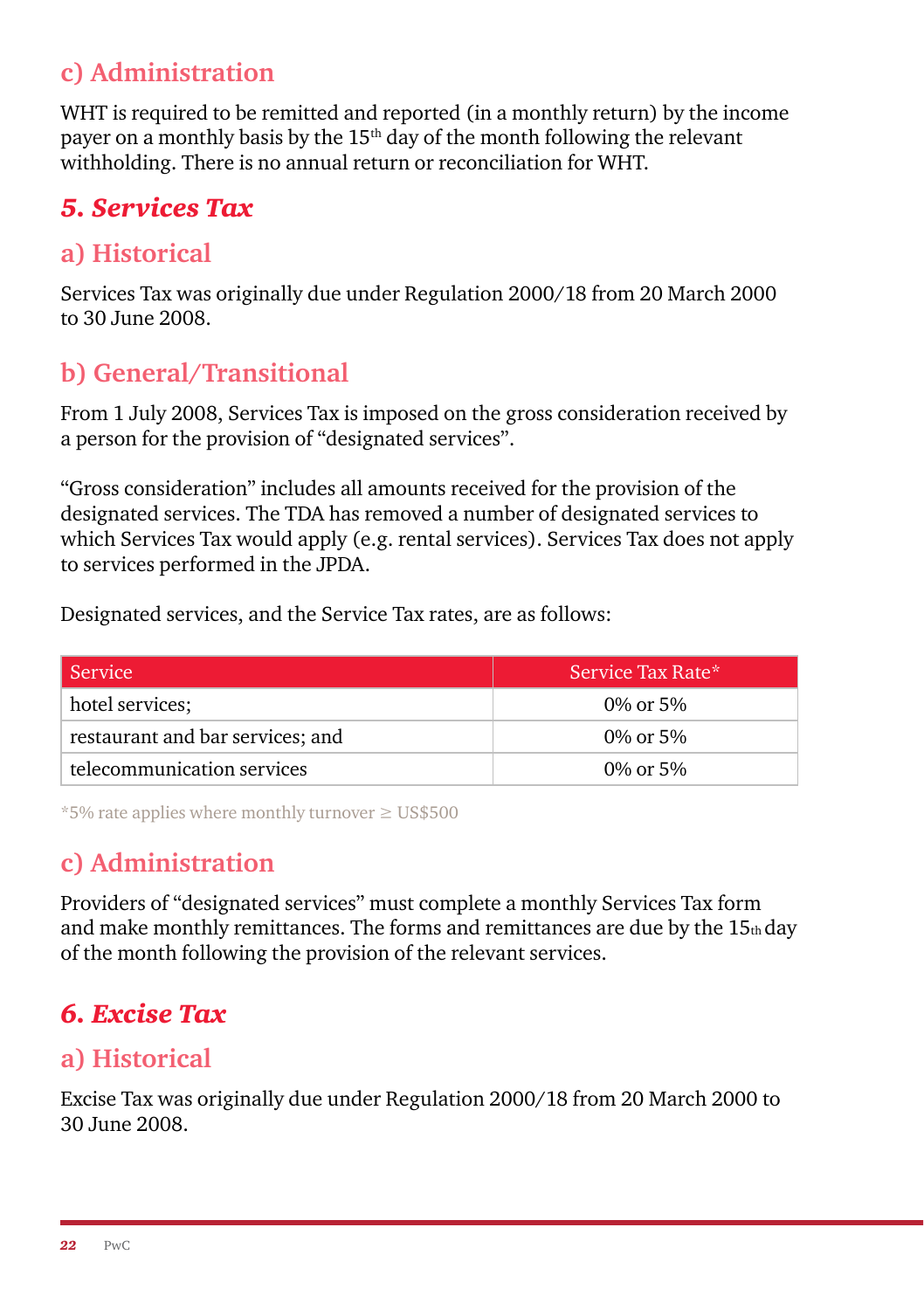### c) Administration

WHT is required to be remitted and reported (in a monthly return) by the income payer on a monthly basis by the 15th day of the month following the relevant withholding. There is no annual return or reconciliation for WHT.

## *5. Services Tax*

### a) Historical

Services Tax was originally due under Regulation 2000/18 from 20 March 2000 to 30 June 2008.

### b) General/Transitional

From 1 July 2008, Services Tax is imposed on the gross consideration received by a person for the provision of "designated services".

"Gross consideration" includes all amounts received for the provision of the designated services. The TDA has removed a number of designated services to which Services Tax would apply (e.g. rental services). Services Tax does not apply to services performed in the JPDA.

Designated services, and the Service Tax rates, are as follows:

| Service | Service Tax Rate* |
|---|---|
| hotel services; | 0% or 5% |
| restaurant and bar services; and | 0% or 5% |
| telecommunication services | 0% or 5% |

*5% rate applies where monthly turnover ≥ US$500

### c) Administration

Providers of "designated services" must complete a monthly Services Tax form and make monthly remittances. The forms and remittances are due by the 15th day of the month following the provision of the relevant services.

## *6. Excise Tax*

### a) Historical

Excise Tax was originally due under Regulation 2000/18 from 20 March 2000 to 30 June 2008.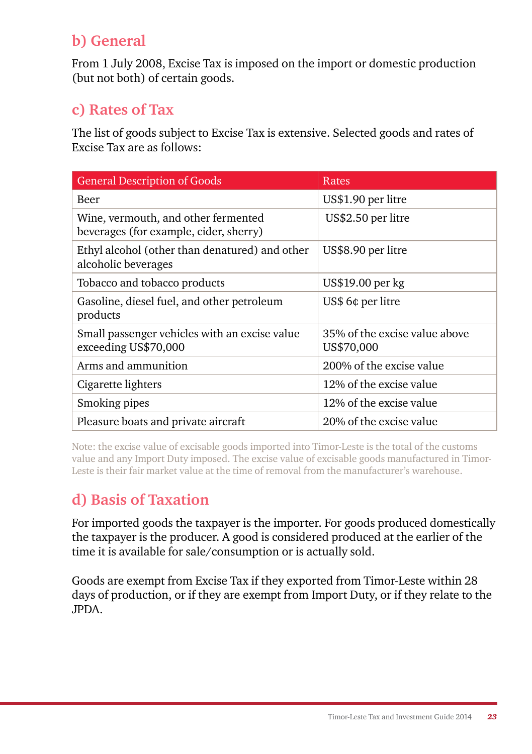## b) General

From 1 July 2008, Excise Tax is imposed on the import or domestic production (but not both) of certain goods.

## c) Rates of Tax

The list of goods subject to Excise Tax is extensive. Selected goods and rates of Excise Tax are as follows:

| General Description of Goods | Rates |
|---|---|
| Beer | US$1.90 per litre |
| Wine, vermouth, and other fermented beverages (for example, cider, sherry) | US$2.50 per litre |
| Ethyl alcohol (other than denatured) and other alcoholic beverages | US$8.90 per litre |
| Tobacco and tobacco products | US$19.00 per kg |
| Gasoline, diesel fuel, and other petroleum products | US$ 6¢ per litre |
| Small passenger vehicles with an excise value exceeding US$70,000 | 35% of the excise value above US$70,000 |
| Arms and ammunition | 200% of the excise value |
| Cigarette lighters | 12% of the excise value |
| Smoking pipes | 12% of the excise value |
| Pleasure boats and private aircraft | 20% of the excise value |

Note: the excise value of excisable goods imported into Timor-Leste is the total of the customs value and any Import Duty imposed. The excise value of excisable goods manufactured in Timor-Leste is their fair market value at the time of removal from the manufacturer's warehouse.

## d) Basis of Taxation

For imported goods the taxpayer is the importer. For goods produced domestically the taxpayer is the producer. A good is considered produced at the earlier of the time it is available for sale/consumption or is actually sold.

Goods are exempt from Excise Tax if they exported from Timor-Leste within 28 days of production, or if they are exempt from Import Duty, or if they relate to the JPDA.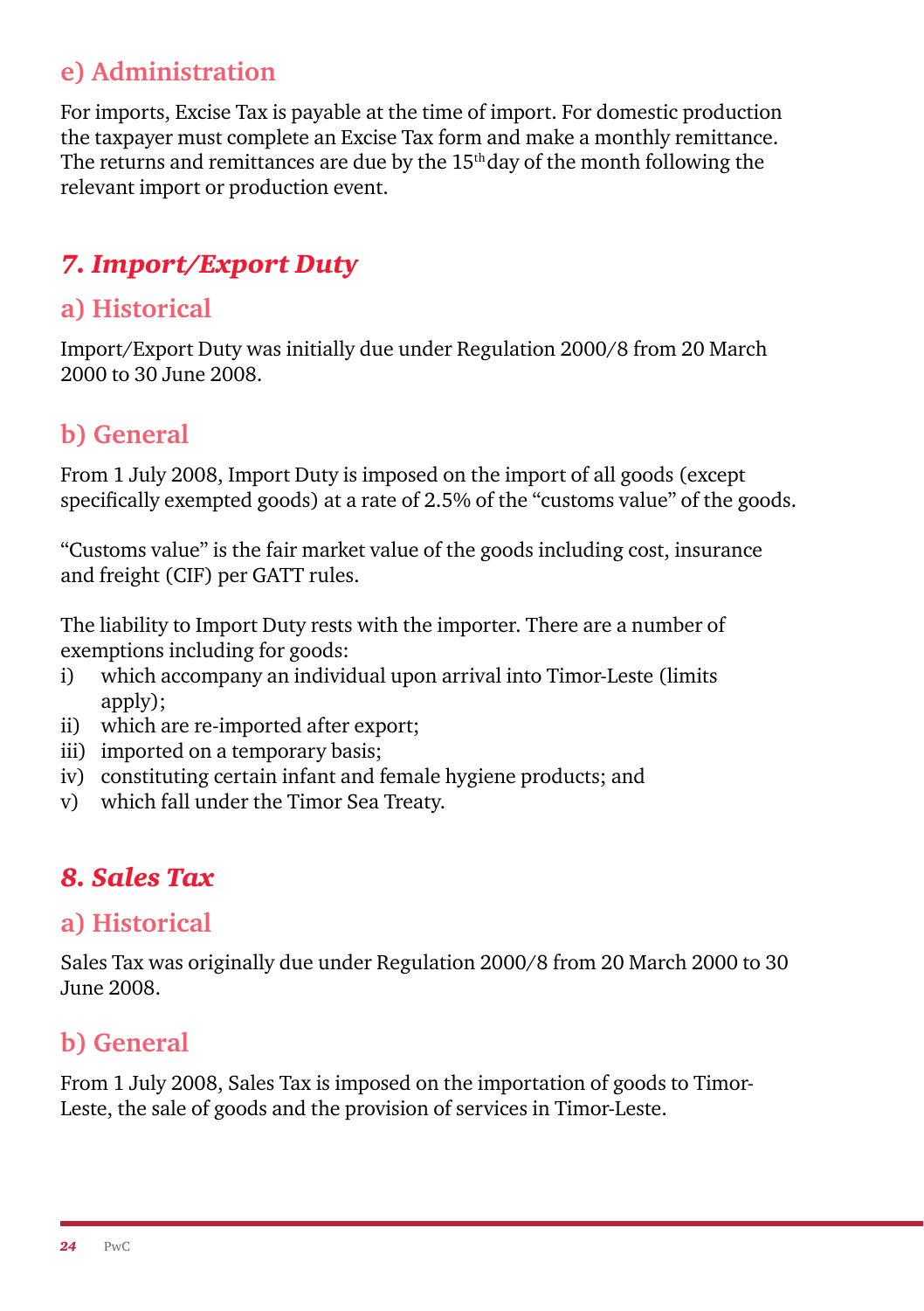### e) Administration

For imports, Excise Tax is payable at the time of import. For domestic production the taxpayer must complete an Excise Tax form and make a monthly remittance. The returns and remittances are due by the 15th day of the month following the relevant import or production event.

## *7. Import/Export Duty*

### a) Historical

Import/Export Duty was initially due under Regulation 2000/8 from 20 March 2000 to 30 June 2008.

### b) General

From 1 July 2008, Import Duty is imposed on the import of all goods (except specifically exempted goods) at a rate of 2.5% of the "customs value" of the goods.

"Customs value" is the fair market value of the goods including cost, insurance and freight (CIF) per GATT rules.

The liability to Import Duty rests with the importer. There are a number of exemptions including for goods:

i) which accompany an individual upon arrival into Timor-Leste (limits apply);
ii) which are re-imported after export;
iii) imported on a temporary basis;
iv) constituting certain infant and female hygiene products; and
v) which fall under the Timor Sea Treaty.

## *8. Sales Tax*

### a) Historical

Sales Tax was originally due under Regulation 2000/8 from 20 March 2000 to 30 June 2008.

### b) General

From 1 July 2008, Sales Tax is imposed on the importation of goods to Timor-Leste, the sale of goods and the provision of services in Timor-Leste.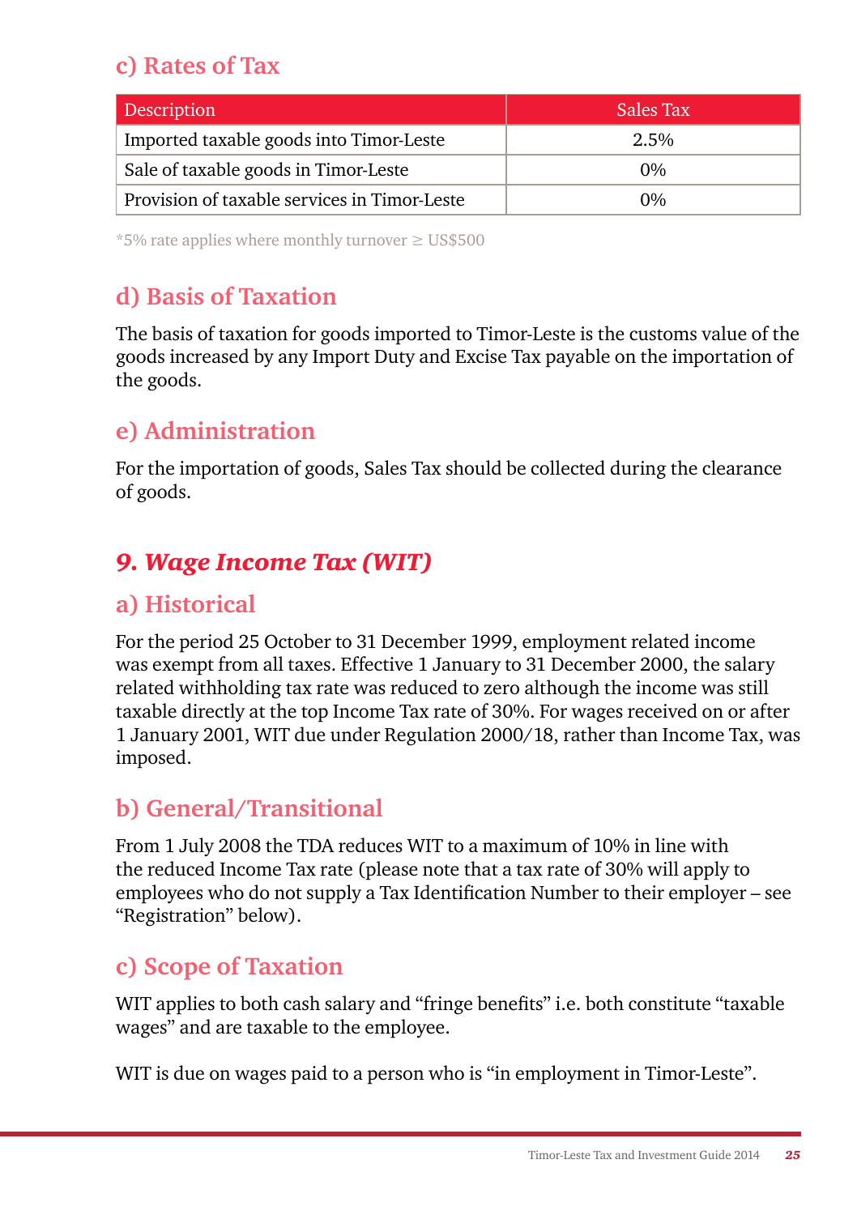### c) Rates of Tax

| Description | Sales Tax |
|---|---|
| Imported taxable goods into Timor-Leste | 2.5% |
| Sale of taxable goods in Timor-Leste | 0% |
| Provision of taxable services in Timor-Leste | 0% |

*5% rate applies where monthly turnover ≥ US$500

### d) Basis of Taxation

The basis of taxation for goods imported to Timor-Leste is the customs value of the goods increased by any Import Duty and Excise Tax payable on the importation of the goods.

### e) Administration

For the importation of goods, Sales Tax should be collected during the clearance of goods.

## *9. Wage Income Tax (WIT)*

### a) Historical

For the period 25 October to 31 December 1999, employment related income was exempt from all taxes. Effective 1 January to 31 December 2000, the salary related withholding tax rate was reduced to zero although the income was still taxable directly at the top Income Tax rate of 30%. For wages received on or after 1 January 2001, WIT due under Regulation 2000/18, rather than Income Tax, was imposed.

### b) General/Transitional

From 1 July 2008 the TDA reduces WIT to a maximum of 10% in line with the reduced Income Tax rate (please note that a tax rate of 30% will apply to employees who do not supply a Tax Identification Number to their employer – see "Registration" below).

### c) Scope of Taxation

WIT applies to both cash salary and "fringe benefits" i.e. both constitute "taxable wages" and are taxable to the employee.

WIT is due on wages paid to a person who is "in employment in Timor-Leste".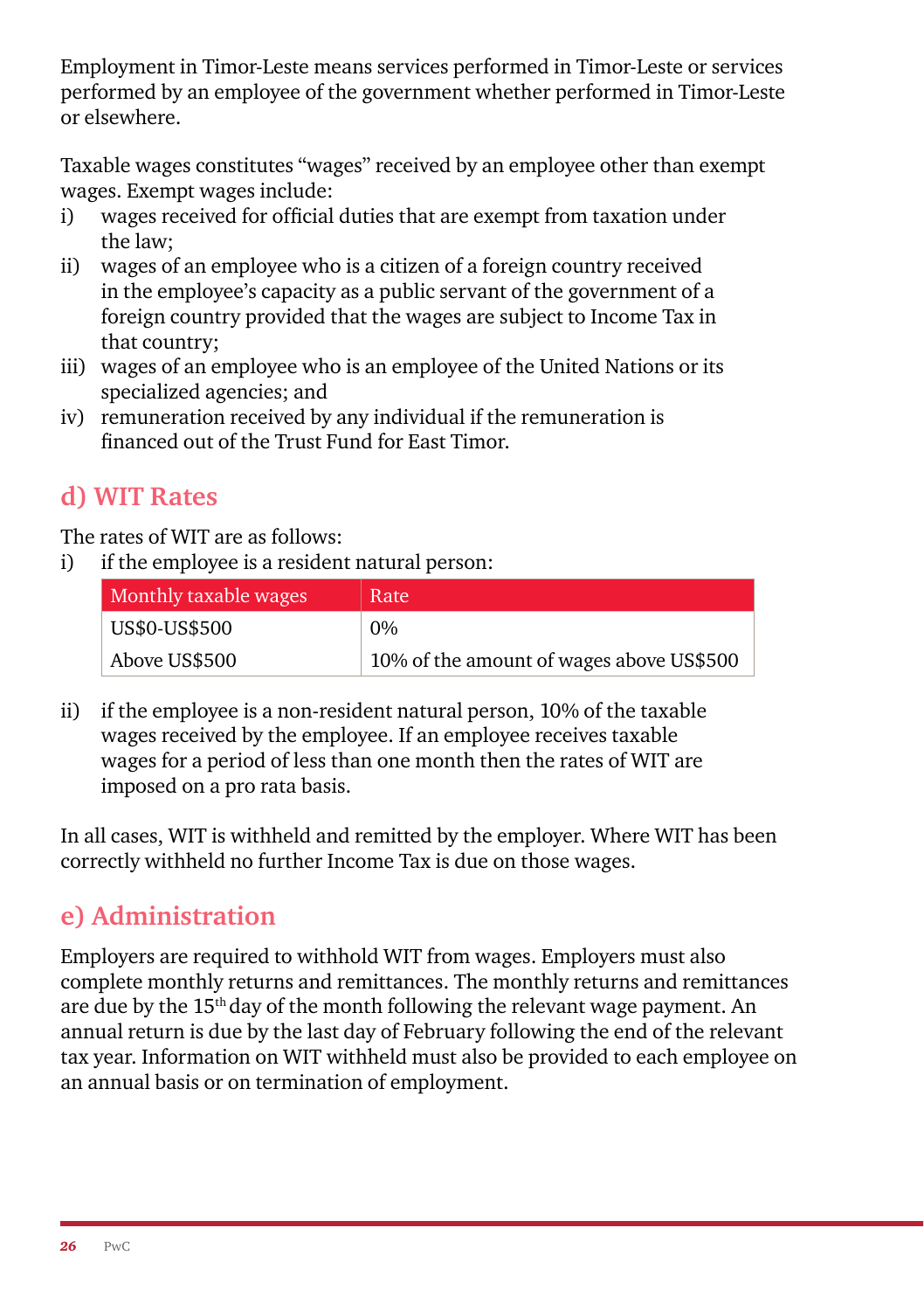Employment in Timor-Leste means services performed in Timor-Leste or services performed by an employee of the government whether performed in Timor-Leste or elsewhere.

Taxable wages constitutes "wages" received by an employee other than exempt wages. Exempt wages include:

i) wages received for official duties that are exempt from taxation under the law;
ii) wages of an employee who is a citizen of a foreign country received in the employee's capacity as a public servant of the government of a foreign country provided that the wages are subject to Income Tax in that country;
iii) wages of an employee who is an employee of the United Nations or its specialized agencies; and
iv) remuneration received by any individual if the remuneration is financed out of the Trust Fund for East Timor.

## d) WIT Rates

The rates of WIT are as follows:

i) if the employee is a resident natural person:

| Monthly taxable wages | Rate |
|---|---|
| US$0-US$500 | 0% |
| Above US$500 | 10% of the amount of wages above US$500 |

ii) if the employee is a non-resident natural person, 10% of the taxable wages received by the employee. If an employee receives taxable wages for a period of less than one month then the rates of WIT are imposed on a pro rata basis.

In all cases, WIT is withheld and remitted by the employer. Where WIT has been correctly withheld no further Income Tax is due on those wages.

## e) Administration

Employers are required to withhold WIT from wages. Employers must also complete monthly returns and remittances. The monthly returns and remittances are due by the 15th day of the month following the relevant wage payment. An annual return is due by the last day of February following the end of the relevant tax year. Information on WIT withheld must also be provided to each employee on an annual basis or on termination of employment.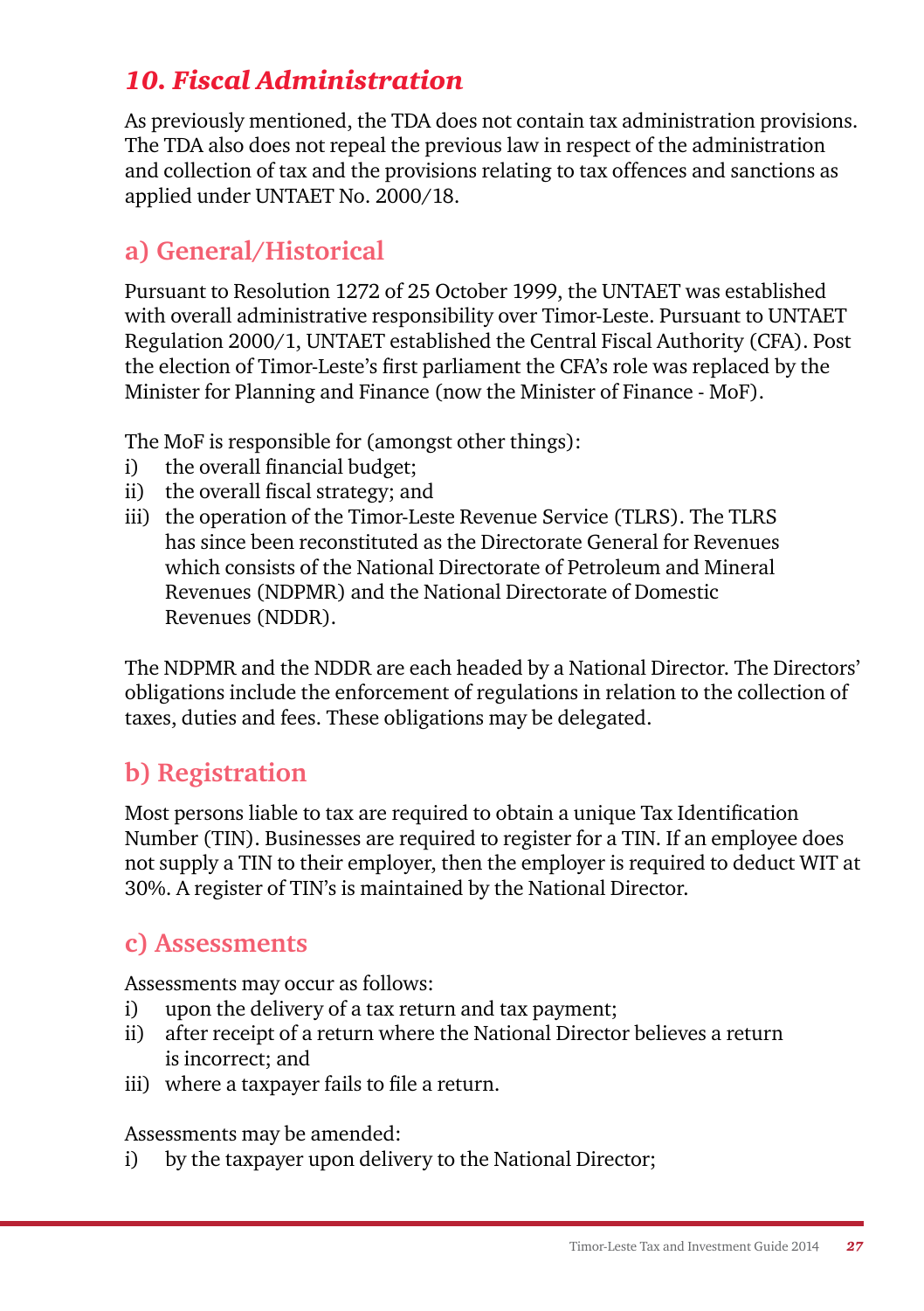## *10. Fiscal Administration*

As previously mentioned, the TDA does not contain tax administration provisions. The TDA also does not repeal the previous law in respect of the administration and collection of tax and the provisions relating to tax offences and sanctions as applied under UNTAET No. 2000/18.

### a) General/Historical

Pursuant to Resolution 1272 of 25 October 1999, the UNTAET was established with overall administrative responsibility over Timor-Leste. Pursuant to UNTAET Regulation 2000/1, UNTAET established the Central Fiscal Authority (CFA). Post the election of Timor-Leste's first parliament the CFA's role was replaced by the Minister for Planning and Finance (now the Minister of Finance - MoF).

The MoF is responsible for (amongst other things):

i) the overall financial budget;
ii) the overall fiscal strategy; and
iii) the operation of the Timor-Leste Revenue Service (TLRS). The TLRS has since been reconstituted as the Directorate General for Revenues which consists of the National Directorate of Petroleum and Mineral Revenues (NDPMR) and the National Directorate of Domestic Revenues (NDDR).

The NDPMR and the NDDR are each headed by a National Director. The Directors' obligations include the enforcement of regulations in relation to the collection of taxes, duties and fees. These obligations may be delegated.

### b) Registration

Most persons liable to tax are required to obtain a unique Tax Identification Number (TIN). Businesses are required to register for a TIN. If an employee does not supply a TIN to their employer, then the employer is required to deduct WIT at 30%. A register of TIN's is maintained by the National Director.

### c) Assessments

Assessments may occur as follows:

i) upon the delivery of a tax return and tax payment;
ii) after receipt of a return where the National Director believes a return is incorrect; and
iii) where a taxpayer fails to file a return.

Assessments may be amended:

i) by the taxpayer upon delivery to the National Director;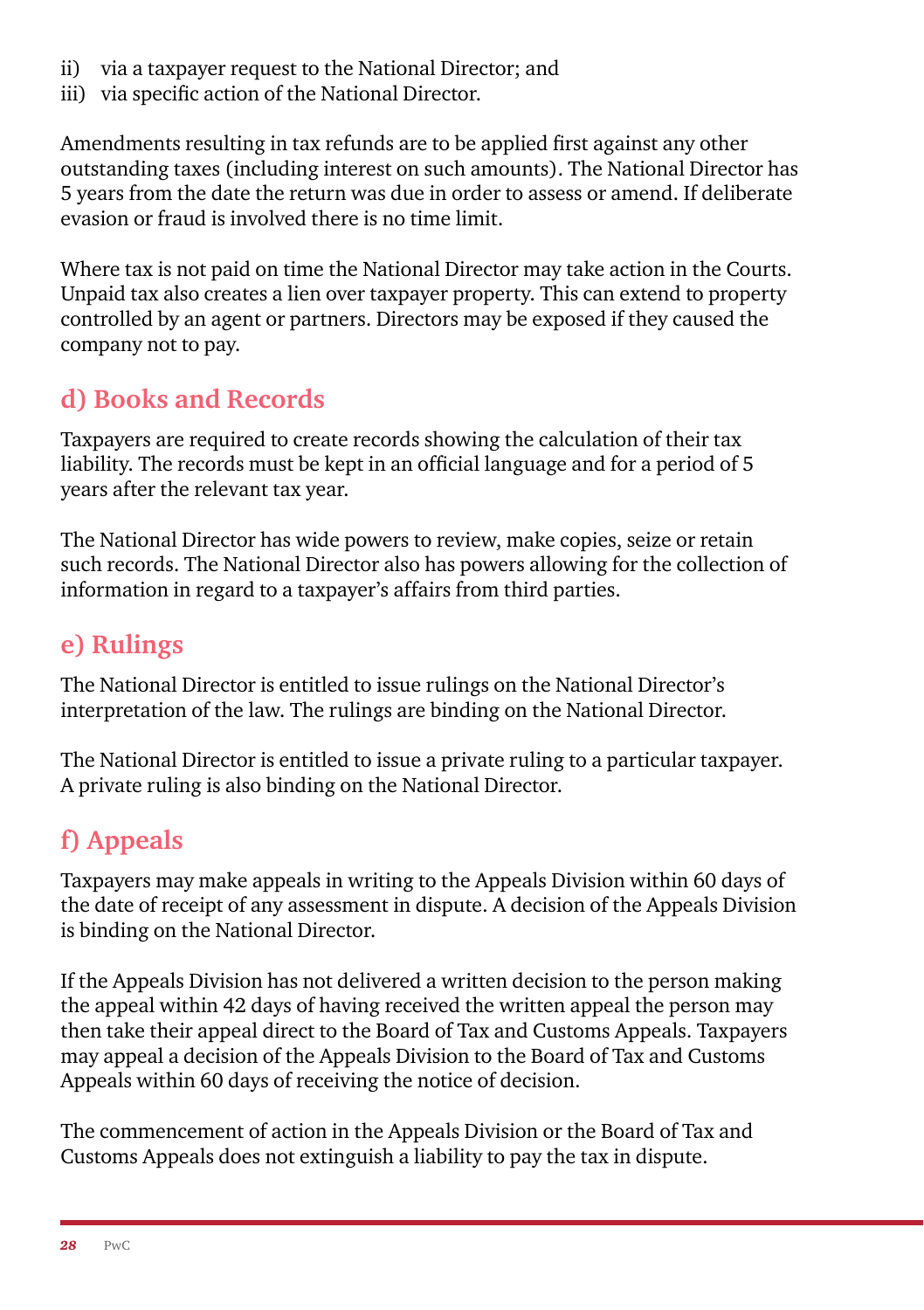ii) via a taxpayer request to the National Director; and
iii) via specific action of the National Director.

Amendments resulting in tax refunds are to be applied first against any other outstanding taxes (including interest on such amounts). The National Director has 5 years from the date the return was due in order to assess or amend. If deliberate evasion or fraud is involved there is no time limit.

Where tax is not paid on time the National Director may take action in the Courts. Unpaid tax also creates a lien over taxpayer property. This can extend to property controlled by an agent or partners. Directors may be exposed if they caused the company not to pay.

## d) Books and Records

Taxpayers are required to create records showing the calculation of their tax liability. The records must be kept in an official language and for a period of 5 years after the relevant tax year.

The National Director has wide powers to review, make copies, seize or retain such records. The National Director also has powers allowing for the collection of information in regard to a taxpayer's affairs from third parties.

## e) Rulings

The National Director is entitled to issue rulings on the National Director's interpretation of the law. The rulings are binding on the National Director.

The National Director is entitled to issue a private ruling to a particular taxpayer. A private ruling is also binding on the National Director.

## f) Appeals

Taxpayers may make appeals in writing to the Appeals Division within 60 days of the date of receipt of any assessment in dispute. A decision of the Appeals Division is binding on the National Director.

If the Appeals Division has not delivered a written decision to the person making the appeal within 42 days of having received the written appeal the person may then take their appeal direct to the Board of Tax and Customs Appeals. Taxpayers may appeal a decision of the Appeals Division to the Board of Tax and Customs Appeals within 60 days of receiving the notice of decision.

The commencement of action in the Appeals Division or the Board of Tax and Customs Appeals does not extinguish a liability to pay the tax in dispute.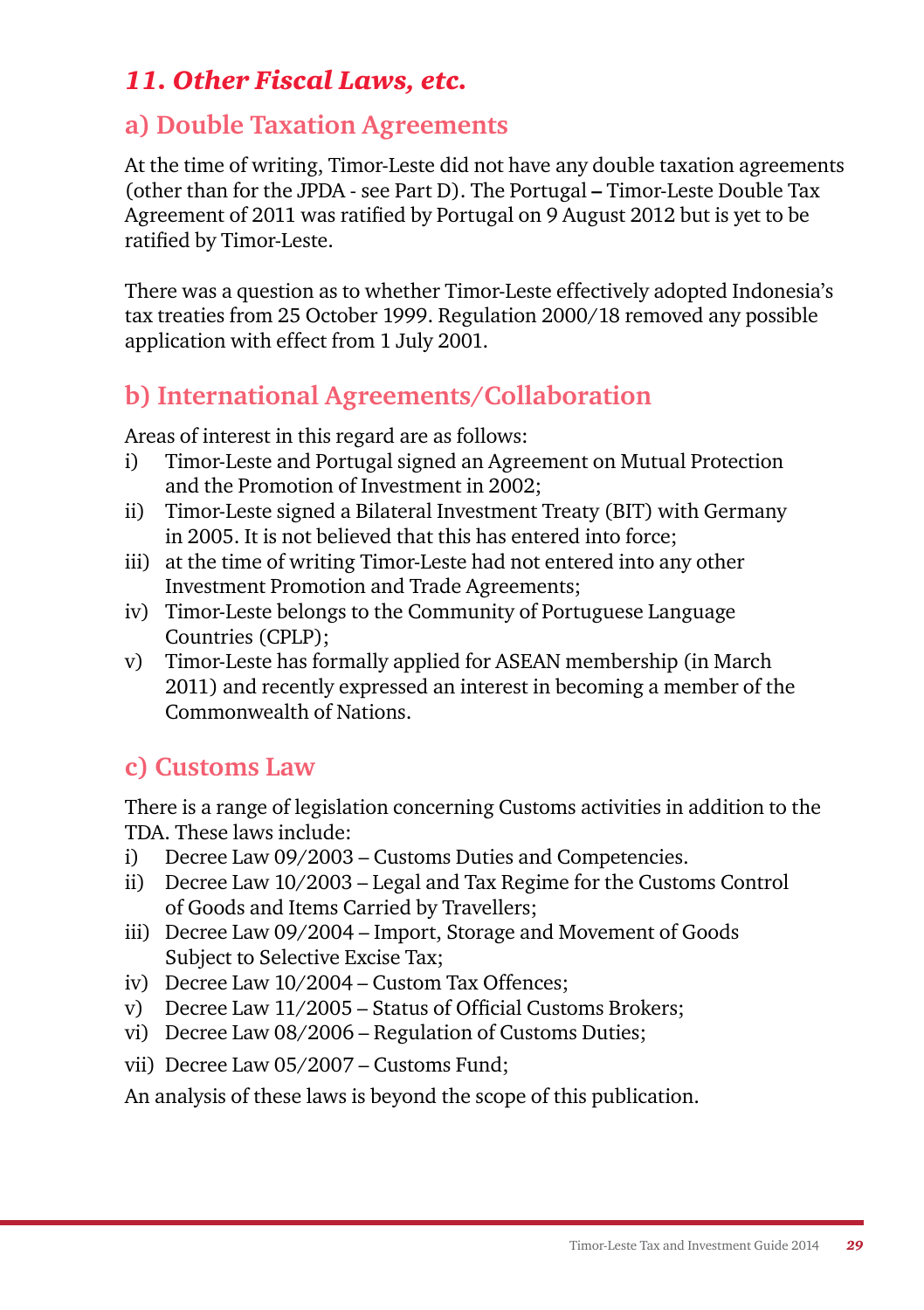## *11. Other Fiscal Laws, etc.*

### a) Double Taxation Agreements

At the time of writing, Timor-Leste did not have any double taxation agreements (other than for the JPDA - see Part D). The Portugal – Timor-Leste Double Tax Agreement of 2011 was ratified by Portugal on 9 August 2012 but is yet to be ratified by Timor-Leste.

There was a question as to whether Timor-Leste effectively adopted Indonesia's tax treaties from 25 October 1999. Regulation 2000/18 removed any possible application with effect from 1 July 2001.

### b) International Agreements/Collaboration

Areas of interest in this regard are as follows:

- i) Timor-Leste and Portugal signed an Agreement on Mutual Protection and the Promotion of Investment in 2002;
- ii) Timor-Leste signed a Bilateral Investment Treaty (BIT) with Germany in 2005. It is not believed that this has entered into force;
- iii) at the time of writing Timor-Leste had not entered into any other Investment Promotion and Trade Agreements;
- iv) Timor-Leste belongs to the Community of Portuguese Language Countries (CPLP);
- v) Timor-Leste has formally applied for ASEAN membership (in March 2011) and recently expressed an interest in becoming a member of the Commonwealth of Nations.

### c) Customs Law

There is a range of legislation concerning Customs activities in addition to the TDA. These laws include:

- i) Decree Law 09/2003 – Customs Duties and Competencies.
- ii) Decree Law 10/2003 – Legal and Tax Regime for the Customs Control of Goods and Items Carried by Travellers;
- iii) Decree Law 09/2004 – Import, Storage and Movement of Goods Subject to Selective Excise Tax;
- iv) Decree Law 10/2004 – Custom Tax Offences;
- v) Decree Law 11/2005 – Status of Official Customs Brokers;
- vi) Decree Law 08/2006 – Regulation of Customs Duties;
- vii) Decree Law 05/2007 – Customs Fund;

An analysis of these laws is beyond the scope of this publication.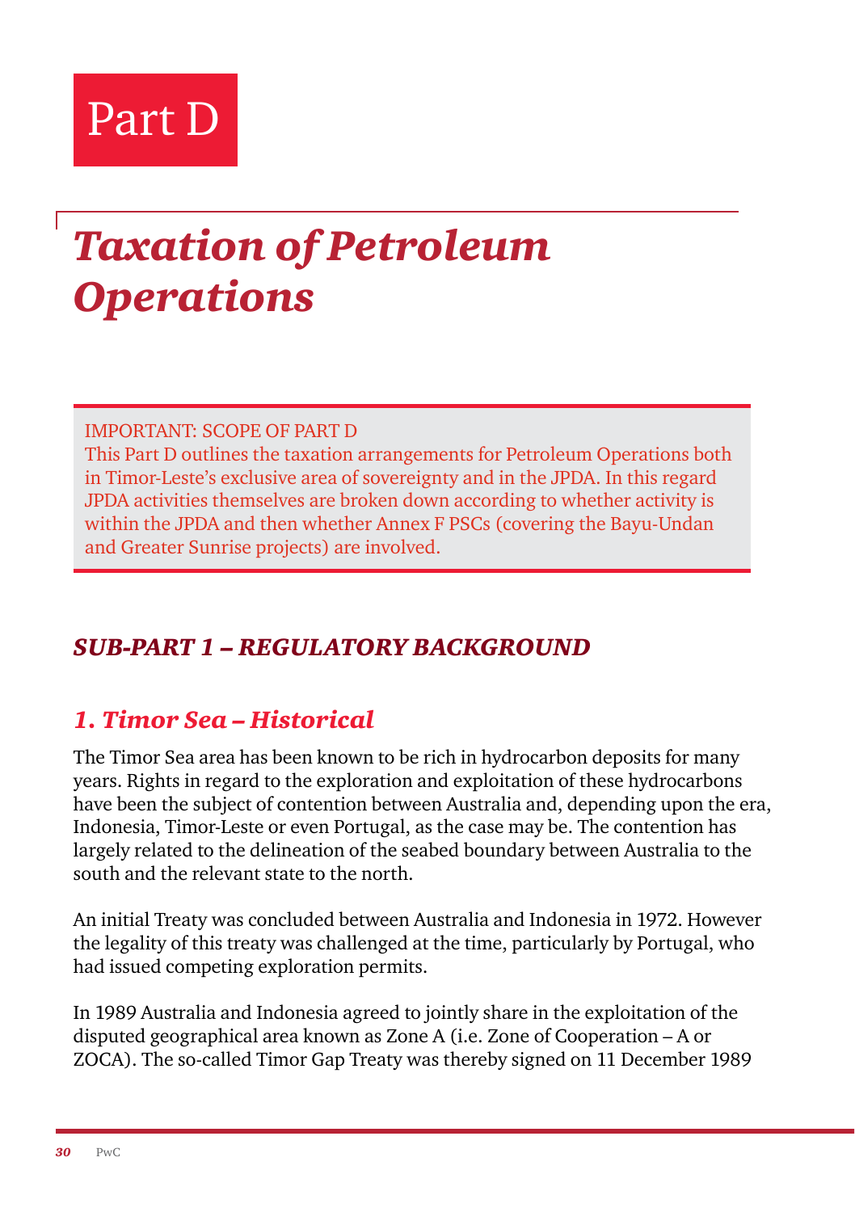# Part D

# *Taxation of Petroleum Operations*

IMPORTANT: SCOPE OF PART D
This Part D outlines the taxation arrangements for Petroleum Operations both in Timor-Leste's exclusive area of sovereignty and in the JPDA. In this regard JPDA activities themselves are broken down according to whether activity is within the JPDA and then whether Annex F PSCs (covering the Bayu-Undan and Greater Sunrise projects) are involved.

## *SUB-PART 1 – REGULATORY BACKGROUND*

### *1. Timor Sea – Historical*

The Timor Sea area has been known to be rich in hydrocarbon deposits for many years. Rights in regard to the exploration and exploitation of these hydrocarbons have been the subject of contention between Australia and, depending upon the era, Indonesia, Timor-Leste or even Portugal, as the case may be. The contention has largely related to the delineation of the seabed boundary between Australia to the south and the relevant state to the north.

An initial Treaty was concluded between Australia and Indonesia in 1972. However the legality of this treaty was challenged at the time, particularly by Portugal, who had issued competing exploration permits.

In 1989 Australia and Indonesia agreed to jointly share in the exploitation of the disputed geographical area known as Zone A (i.e. Zone of Cooperation – A or ZOCA). The so-called Timor Gap Treaty was thereby signed on 11 December 1989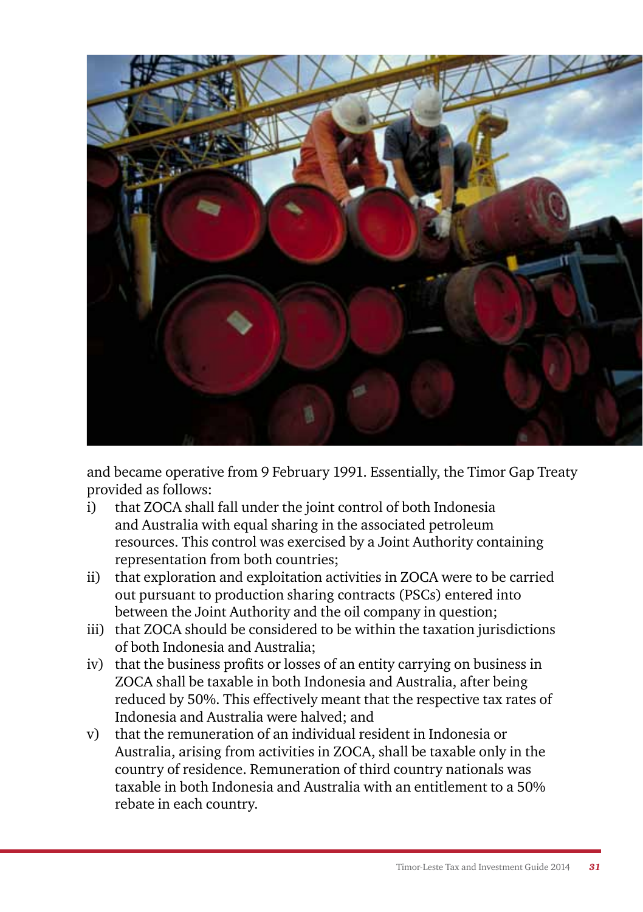and became operative from 9 February 1991. Essentially, the Timor Gap Treaty provided as follows:

i) that ZOCA shall fall under the joint control of both Indonesia and Australia with equal sharing in the associated petroleum resources. This control was exercised by a Joint Authority containing representation from both countries;

ii) that exploration and exploitation activities in ZOCA were to be carried out pursuant to production sharing contracts (PSCs) entered into between the Joint Authority and the oil company in question;

iii) that ZOCA should be considered to be within the taxation jurisdictions of both Indonesia and Australia;

iv) that the business profits or losses of an entity carrying on business in ZOCA shall be taxable in both Indonesia and Australia, after being reduced by 50%. This effectively meant that the respective tax rates of Indonesia and Australia were halved; and

v) that the remuneration of an individual resident in Indonesia or Australia, arising from activities in ZOCA, shall be taxable only in the country of residence. Remuneration of third country nationals was taxable in both Indonesia and Australia with an entitlement to a 50% rebate in each country.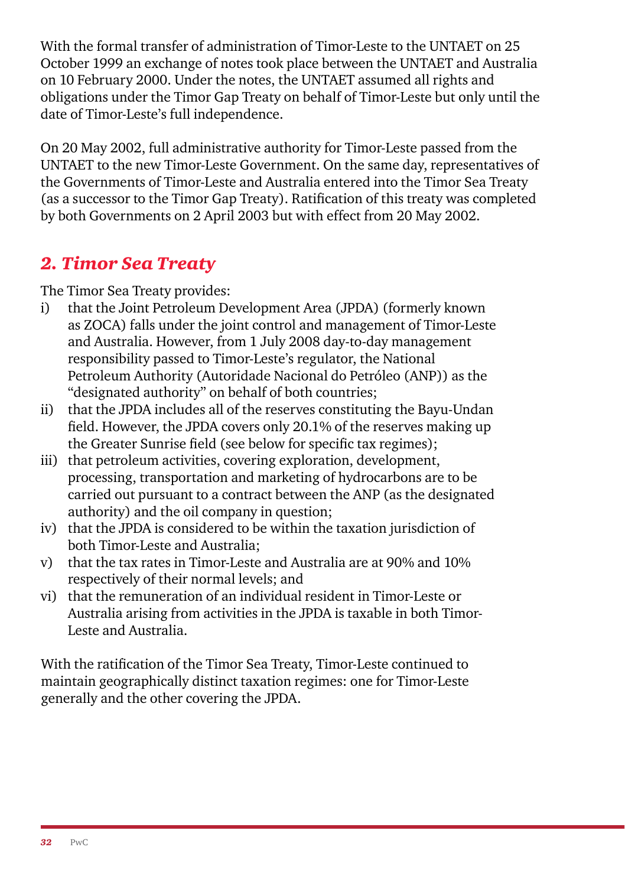With the formal transfer of administration of Timor-Leste to the UNTAET on 25 October 1999 an exchange of notes took place between the UNTAET and Australia on 10 February 2000. Under the notes, the UNTAET assumed all rights and obligations under the Timor Gap Treaty on behalf of Timor-Leste but only until the date of Timor-Leste's full independence.

On 20 May 2002, full administrative authority for Timor-Leste passed from the UNTAET to the new Timor-Leste Government. On the same day, representatives of the Governments of Timor-Leste and Australia entered into the Timor Sea Treaty (as a successor to the Timor Gap Treaty). Ratification of this treaty was completed by both Governments on 2 April 2003 but with effect from 20 May 2002.

## *2. Timor Sea Treaty*

The Timor Sea Treaty provides:

i) that the Joint Petroleum Development Area (JPDA) (formerly known as ZOCA) falls under the joint control and management of Timor-Leste and Australia. However, from 1 July 2008 day-to-day management responsibility passed to Timor-Leste's regulator, the National Petroleum Authority (Autoridade Nacional do Petróleo (ANP)) as the "designated authority" on behalf of both countries;

ii) that the JPDA includes all of the reserves constituting the Bayu-Undan field. However, the JPDA covers only 20.1% of the reserves making up the Greater Sunrise field (see below for specific tax regimes);

iii) that petroleum activities, covering exploration, development, processing, transportation and marketing of hydrocarbons are to be carried out pursuant to a contract between the ANP (as the designated authority) and the oil company in question;

iv) that the JPDA is considered to be within the taxation jurisdiction of both Timor-Leste and Australia;

v) that the tax rates in Timor-Leste and Australia are at 90% and 10% respectively of their normal levels; and

vi) that the remuneration of an individual resident in Timor-Leste or Australia arising from activities in the JPDA is taxable in both Timor-Leste and Australia.

With the ratification of the Timor Sea Treaty, Timor-Leste continued to maintain geographically distinct taxation regimes: one for Timor-Leste generally and the other covering the JPDA.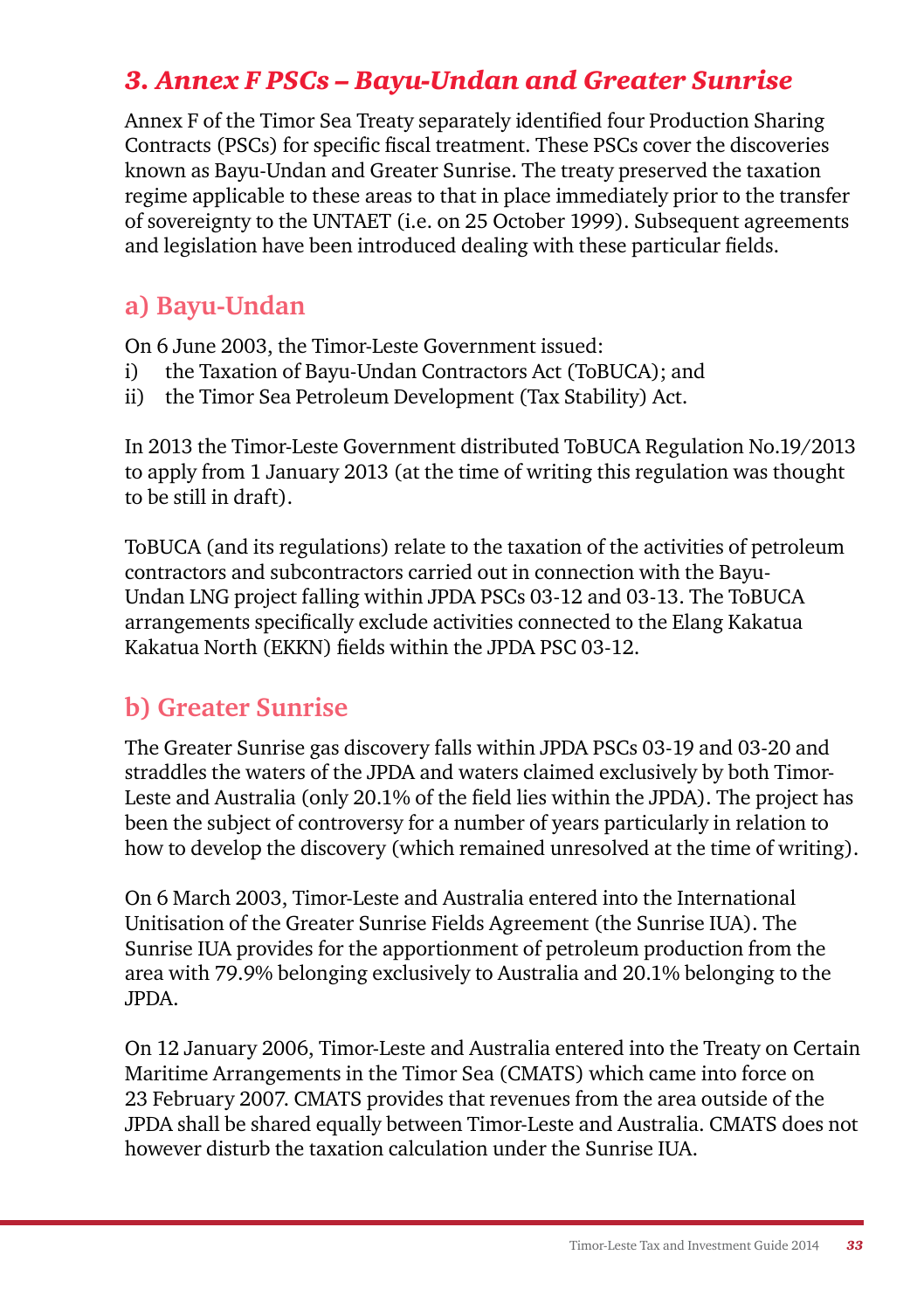## *3. Annex F PSCs – Bayu-Undan and Greater Sunrise*

Annex F of the Timor Sea Treaty separately identified four Production Sharing Contracts (PSCs) for specific fiscal treatment. These PSCs cover the discoveries known as Bayu-Undan and Greater Sunrise. The treaty preserved the taxation regime applicable to these areas to that in place immediately prior to the transfer of sovereignty to the UNTAET (i.e. on 25 October 1999). Subsequent agreements and legislation have been introduced dealing with these particular fields.

### a) Bayu-Undan

On 6 June 2003, the Timor-Leste Government issued:

i) the Taxation of Bayu-Undan Contractors Act (ToBUCA); and
ii) the Timor Sea Petroleum Development (Tax Stability) Act.

In 2013 the Timor-Leste Government distributed ToBUCA Regulation No.19/2013 to apply from 1 January 2013 (at the time of writing this regulation was thought to be still in draft).

ToBUCA (and its regulations) relate to the taxation of the activities of petroleum contractors and subcontractors carried out in connection with the Bayu-Undan LNG project falling within JPDA PSCs 03-12 and 03-13. The ToBUCA arrangements specifically exclude activities connected to the Elang Kakatua Kakatua North (EKKN) fields within the JPDA PSC 03-12.

### b) Greater Sunrise

The Greater Sunrise gas discovery falls within JPDA PSCs 03-19 and 03-20 and straddles the waters of the JPDA and waters claimed exclusively by both Timor-Leste and Australia (only 20.1% of the field lies within the JPDA). The project has been the subject of controversy for a number of years particularly in relation to how to develop the discovery (which remained unresolved at the time of writing).

On 6 March 2003, Timor-Leste and Australia entered into the International Unitisation of the Greater Sunrise Fields Agreement (the Sunrise IUA). The Sunrise IUA provides for the apportionment of petroleum production from the area with 79.9% belonging exclusively to Australia and 20.1% belonging to the JPDA.

On 12 January 2006, Timor-Leste and Australia entered into the Treaty on Certain Maritime Arrangements in the Timor Sea (CMATS) which came into force on 23 February 2007. CMATS provides that revenues from the area outside of the JPDA shall be shared equally between Timor-Leste and Australia. CMATS does not however disturb the taxation calculation under the Sunrise IUA.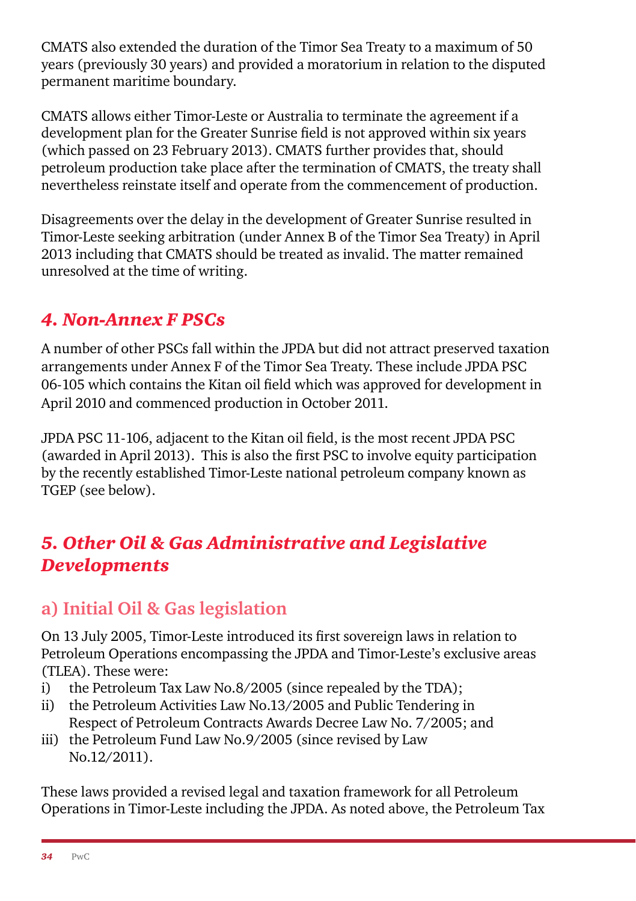CMATS also extended the duration of the Timor Sea Treaty to a maximum of 50 years (previously 30 years) and provided a moratorium in relation to the disputed permanent maritime boundary.

CMATS allows either Timor-Leste or Australia to terminate the agreement if a development plan for the Greater Sunrise field is not approved within six years (which passed on 23 February 2013). CMATS further provides that, should petroleum production take place after the termination of CMATS, the treaty shall nevertheless reinstate itself and operate from the commencement of production.

Disagreements over the delay in the development of Greater Sunrise resulted in Timor-Leste seeking arbitration (under Annex B of the Timor Sea Treaty) in April 2013 including that CMATS should be treated as invalid. The matter remained unresolved at the time of writing.

## *4. Non-Annex F PSCs*

A number of other PSCs fall within the JPDA but did not attract preserved taxation arrangements under Annex F of the Timor Sea Treaty. These include JPDA PSC 06-105 which contains the Kitan oil field which was approved for development in April 2010 and commenced production in October 2011.

JPDA PSC 11-106, adjacent to the Kitan oil field, is the most recent JPDA PSC (awarded in April 2013). This is also the first PSC to involve equity participation by the recently established Timor-Leste national petroleum company known as TGEP (see below).

## *5. Other Oil & Gas Administrative and Legislative Developments*

### a) Initial Oil & Gas legislation

On 13 July 2005, Timor-Leste introduced its first sovereign laws in relation to Petroleum Operations encompassing the JPDA and Timor-Leste's exclusive areas (TLEA). These were:

i) the Petroleum Tax Law No.8/2005 (since repealed by the TDA);
ii) the Petroleum Activities Law No.13/2005 and Public Tendering in Respect of Petroleum Contracts Awards Decree Law No. 7/2005; and
iii) the Petroleum Fund Law No.9/2005 (since revised by Law No.12/2011).

These laws provided a revised legal and taxation framework for all Petroleum Operations in Timor-Leste including the JPDA. As noted above, the Petroleum Tax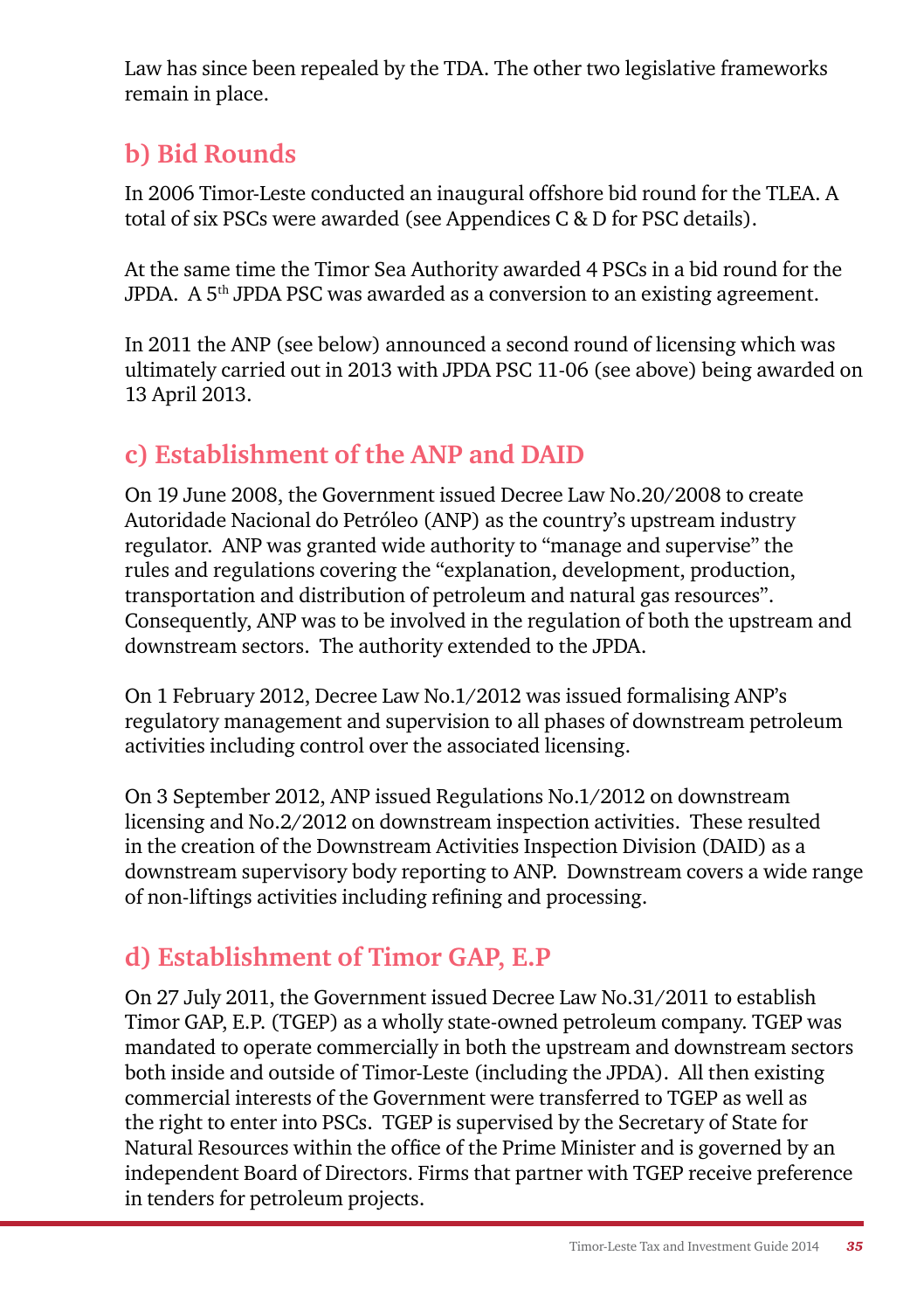Law has since been repealed by the TDA. The other two legislative frameworks remain in place.

## b) Bid Rounds

In 2006 Timor-Leste conducted an inaugural offshore bid round for the TLEA. A total of six PSCs were awarded (see Appendices C & D for PSC details).

At the same time the Timor Sea Authority awarded 4 PSCs in a bid round for the JPDA. A 5th JPDA PSC was awarded as a conversion to an existing agreement.

In 2011 the ANP (see below) announced a second round of licensing which was ultimately carried out in 2013 with JPDA PSC 11-06 (see above) being awarded on 13 April 2013.

## c) Establishment of the ANP and DAID

On 19 June 2008, the Government issued Decree Law No.20/2008 to create Autoridade Nacional do Petróleo (ANP) as the country's upstream industry regulator. ANP was granted wide authority to "manage and supervise" the rules and regulations covering the "explanation, development, production, transportation and distribution of petroleum and natural gas resources". Consequently, ANP was to be involved in the regulation of both the upstream and downstream sectors. The authority extended to the JPDA.

On 1 February 2012, Decree Law No.1/2012 was issued formalising ANP's regulatory management and supervision to all phases of downstream petroleum activities including control over the associated licensing.

On 3 September 2012, ANP issued Regulations No.1/2012 on downstream licensing and No.2/2012 on downstream inspection activities. These resulted in the creation of the Downstream Activities Inspection Division (DAID) as a downstream supervisory body reporting to ANP. Downstream covers a wide range of non-liftings activities including refining and processing.

## d) Establishment of Timor GAP, E.P

On 27 July 2011, the Government issued Decree Law No.31/2011 to establish Timor GAP, E.P. (TGEP) as a wholly state-owned petroleum company. TGEP was mandated to operate commercially in both the upstream and downstream sectors both inside and outside of Timor-Leste (including the JPDA). All then existing commercial interests of the Government were transferred to TGEP as well as the right to enter into PSCs. TGEP is supervised by the Secretary of State for Natural Resources within the office of the Prime Minister and is governed by an independent Board of Directors. Firms that partner with TGEP receive preference in tenders for petroleum projects.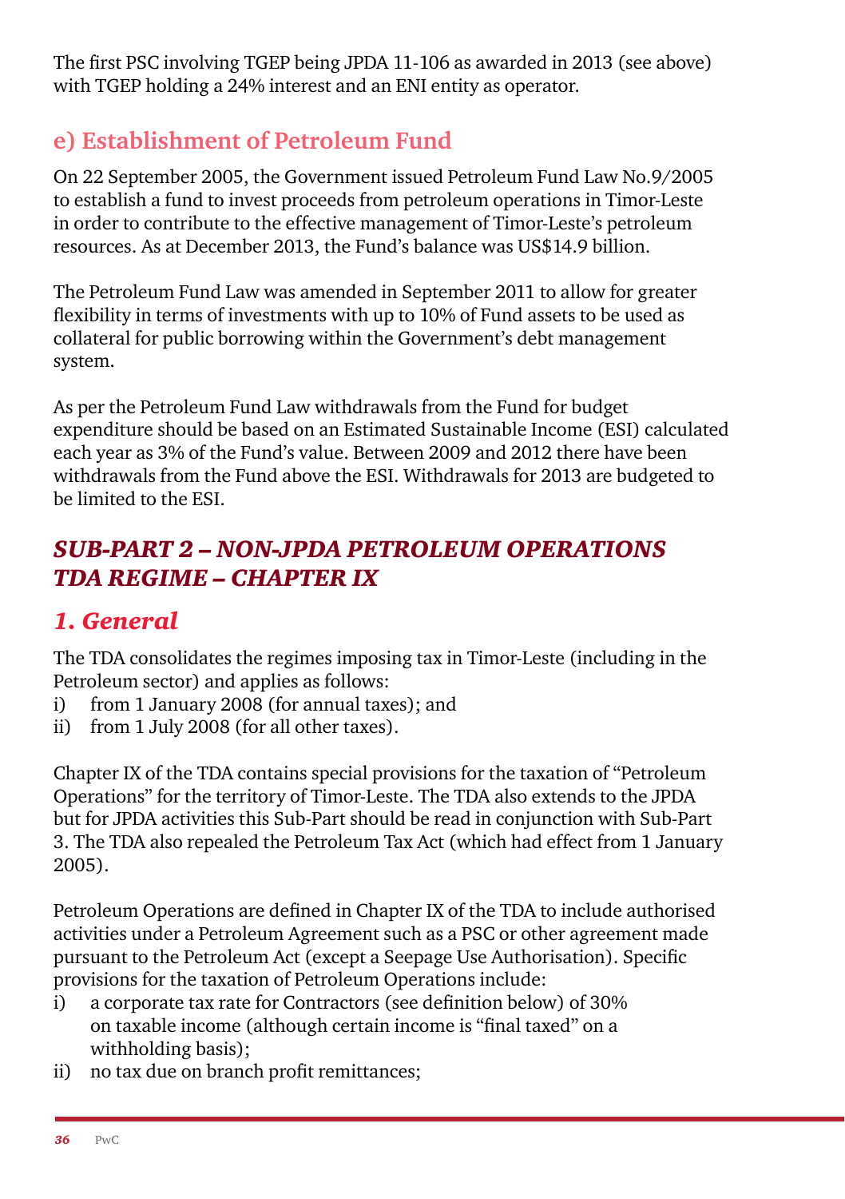The first PSC involving TGEP being JPDA 11-106 as awarded in 2013 (see above) with TGEP holding a 24% interest and an ENI entity as operator.

## e) Establishment of Petroleum Fund

On 22 September 2005, the Government issued Petroleum Fund Law No.9/2005 to establish a fund to invest proceeds from petroleum operations in Timor-Leste in order to contribute to the effective management of Timor-Leste's petroleum resources. As at December 2013, the Fund's balance was US$14.9 billion.

The Petroleum Fund Law was amended in September 2011 to allow for greater flexibility in terms of investments with up to 10% of Fund assets to be used as collateral for public borrowing within the Government's debt management system.

As per the Petroleum Fund Law withdrawals from the Fund for budget expenditure should be based on an Estimated Sustainable Income (ESI) calculated each year as 3% of the Fund's value. Between 2009 and 2012 there have been withdrawals from the Fund above the ESI. Withdrawals for 2013 are budgeted to be limited to the ESI.

# *SUB-PART 2 – NON-JPDA PETROLEUM OPERATIONS TDA REGIME – CHAPTER IX*

## *1. General*

The TDA consolidates the regimes imposing tax in Timor-Leste (including in the Petroleum sector) and applies as follows:

i) from 1 January 2008 (for annual taxes); and
ii) from 1 July 2008 (for all other taxes).

Chapter IX of the TDA contains special provisions for the taxation of "Petroleum Operations" for the territory of Timor-Leste. The TDA also extends to the JPDA but for JPDA activities this Sub-Part should be read in conjunction with Sub-Part 3. The TDA also repealed the Petroleum Tax Act (which had effect from 1 January 2005).

Petroleum Operations are defined in Chapter IX of the TDA to include authorised activities under a Petroleum Agreement such as a PSC or other agreement made pursuant to the Petroleum Act (except a Seepage Use Authorisation). Specific provisions for the taxation of Petroleum Operations include:

i) a corporate tax rate for Contractors (see definition below) of 30% on taxable income (although certain income is "final taxed" on a withholding basis);
ii) no tax due on branch profit remittances;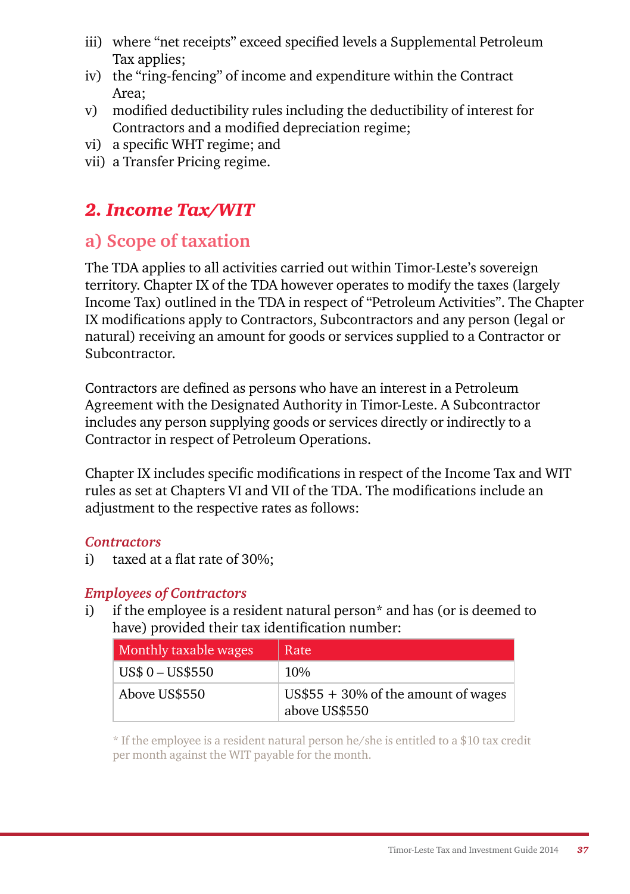iii) where "net receipts" exceed specified levels a Supplemental Petroleum Tax applies;
iv) the "ring-fencing" of income and expenditure within the Contract Area;
v) modified deductibility rules including the deductibility of interest for Contractors and a modified depreciation regime;
vi) a specific WHT regime; and
vii) a Transfer Pricing regime.

## *2. Income Tax/WIT*

### a) Scope of taxation

The TDA applies to all activities carried out within Timor-Leste's sovereign territory. Chapter IX of the TDA however operates to modify the taxes (largely Income Tax) outlined in the TDA in respect of "Petroleum Activities". The Chapter IX modifications apply to Contractors, Subcontractors and any person (legal or natural) receiving an amount for goods or services supplied to a Contractor or Subcontractor.

Contractors are defined as persons who have an interest in a Petroleum Agreement with the Designated Authority in Timor-Leste. A Subcontractor includes any person supplying goods or services directly or indirectly to a Contractor in respect of Petroleum Operations.

Chapter IX includes specific modifications in respect of the Income Tax and WIT rules as set at Chapters VI and VII of the TDA. The modifications include an adjustment to the respective rates as follows:

*Contractors*

i) taxed at a flat rate of 30%;

*Employees of Contractors*

i) if the employee is a resident natural person* and has (or is deemed to have) provided their tax identification number:

| Monthly taxable wages | Rate |
|---|---|
| US$ 0 – US$550 | 10% |
| Above US$550 | US$55 + 30% of the amount of wages above US$550 |

\* If the employee is a resident natural person he/she is entitled to a $10 tax credit per month against the WIT payable for the month.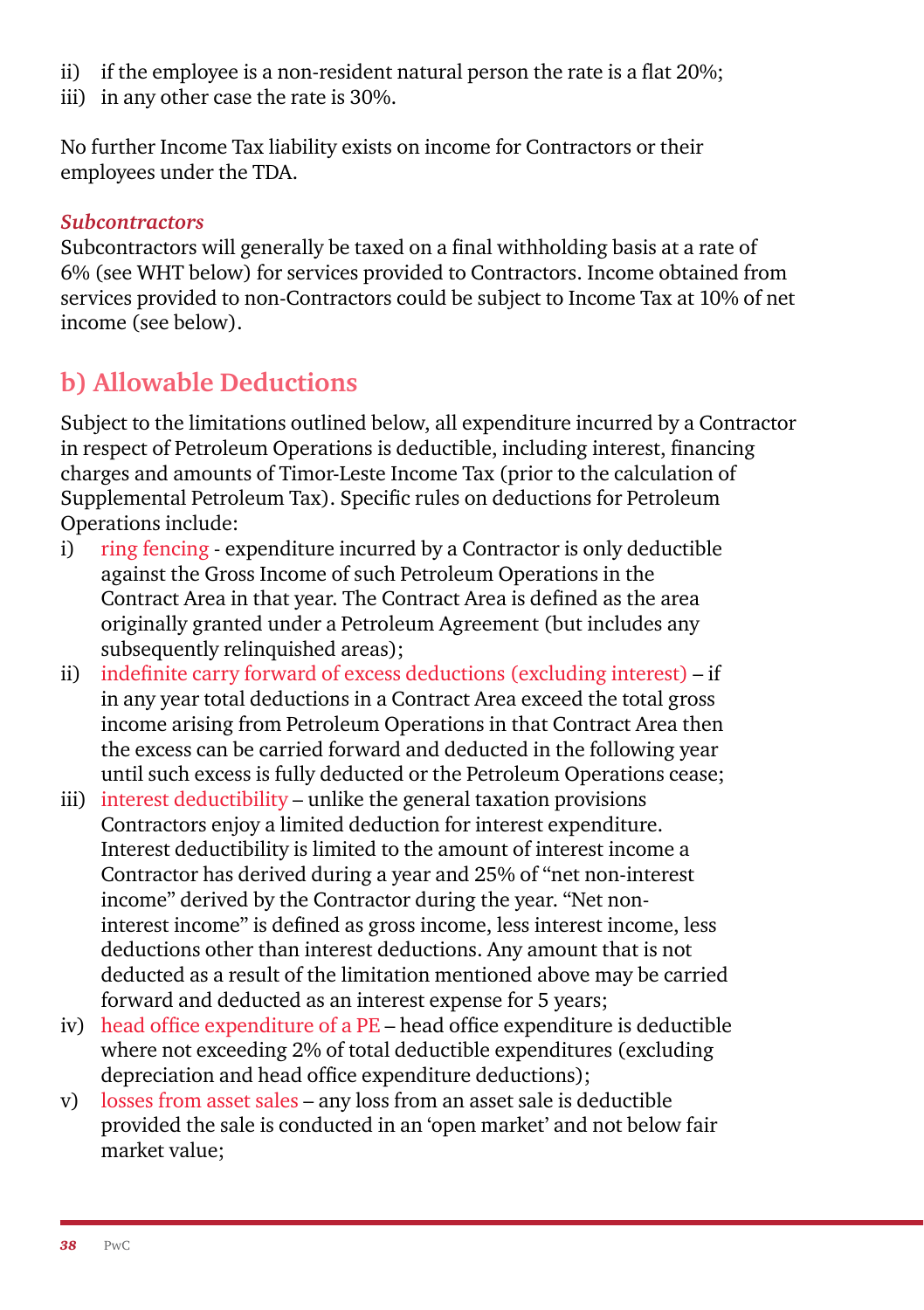ii) if the employee is a non-resident natural person the rate is a flat 20%;
iii) in any other case the rate is 30%.

No further Income Tax liability exists on income for Contractors or their employees under the TDA.

***Subcontractors***

Subcontractors will generally be taxed on a final withholding basis at a rate of 6% (see WHT below) for services provided to Contractors. Income obtained from services provided to non-Contractors could be subject to Income Tax at 10% of net income (see below).

## b) Allowable Deductions

Subject to the limitations outlined below, all expenditure incurred by a Contractor in respect of Petroleum Operations is deductible, including interest, financing charges and amounts of Timor-Leste Income Tax (prior to the calculation of Supplemental Petroleum Tax). Specific rules on deductions for Petroleum Operations include:

i) ring fencing - expenditure incurred by a Contractor is only deductible against the Gross Income of such Petroleum Operations in the Contract Area in that year. The Contract Area is defined as the area originally granted under a Petroleum Agreement (but includes any subsequently relinquished areas);
ii) indefinite carry forward of excess deductions (excluding interest) – if in any year total deductions in a Contract Area exceed the total gross income arising from Petroleum Operations in that Contract Area then the excess can be carried forward and deducted in the following year until such excess is fully deducted or the Petroleum Operations cease;
iii) interest deductibility – unlike the general taxation provisions Contractors enjoy a limited deduction for interest expenditure. Interest deductibility is limited to the amount of interest income a Contractor has derived during a year and 25% of "net non-interest income" derived by the Contractor during the year. "Net non-interest income" is defined as gross income, less interest income, less deductions other than interest deductions. Any amount that is not deducted as a result of the limitation mentioned above may be carried forward and deducted as an interest expense for 5 years;
iv) head office expenditure of a PE – head office expenditure is deductible where not exceeding 2% of total deductible expenditures (excluding depreciation and head office expenditure deductions);
v) losses from asset sales – any loss from an asset sale is deductible provided the sale is conducted in an 'open market' and not below fair market value;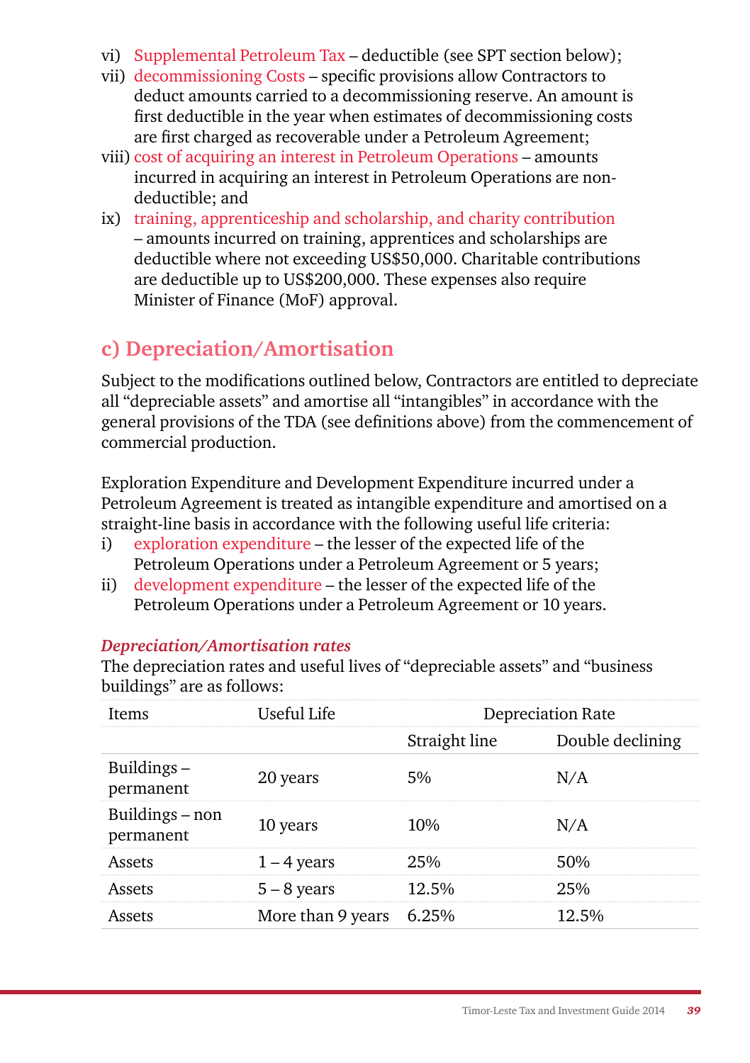vi) Supplemental Petroleum Tax – deductible (see SPT section below);
vii) decommissioning Costs – specific provisions allow Contractors to deduct amounts carried to a decommissioning reserve. An amount is first deductible in the year when estimates of decommissioning costs are first charged as recoverable under a Petroleum Agreement;
viii) cost of acquiring an interest in Petroleum Operations – amounts incurred in acquiring an interest in Petroleum Operations are non-deductible; and
ix) training, apprenticeship and scholarship, and charity contribution – amounts incurred on training, apprentices and scholarships are deductible where not exceeding US$50,000. Charitable contributions are deductible up to US$200,000. These expenses also require Minister of Finance (MoF) approval.

## c) Depreciation/Amortisation

Subject to the modifications outlined below, Contractors are entitled to depreciate all "depreciable assets" and amortise all "intangibles" in accordance with the general provisions of the TDA (see definitions above) from the commencement of commercial production.

Exploration Expenditure and Development Expenditure incurred under a Petroleum Agreement is treated as intangible expenditure and amortised on a straight-line basis in accordance with the following useful life criteria:

i) exploration expenditure – the lesser of the expected life of the Petroleum Operations under a Petroleum Agreement or 5 years;
ii) development expenditure – the lesser of the expected life of the Petroleum Operations under a Petroleum Agreement or 10 years.

*Depreciation/Amortisation rates*

The depreciation rates and useful lives of "depreciable assets" and "business buildings" are as follows:

| Items | Useful Life | Depreciation Rate | |
|---|---|---|---|
| | | Straight line | Double declining |
| Buildings – permanent | 20 years | 5% | N/A |
| Buildings – non permanent | 10 years | 10% | N/A |
| Assets | 1 – 4 years | 25% | 50% |
| Assets | 5 – 8 years | 12.5% | 25% |
| Assets | More than 9 years | 6.25% | 12.5% |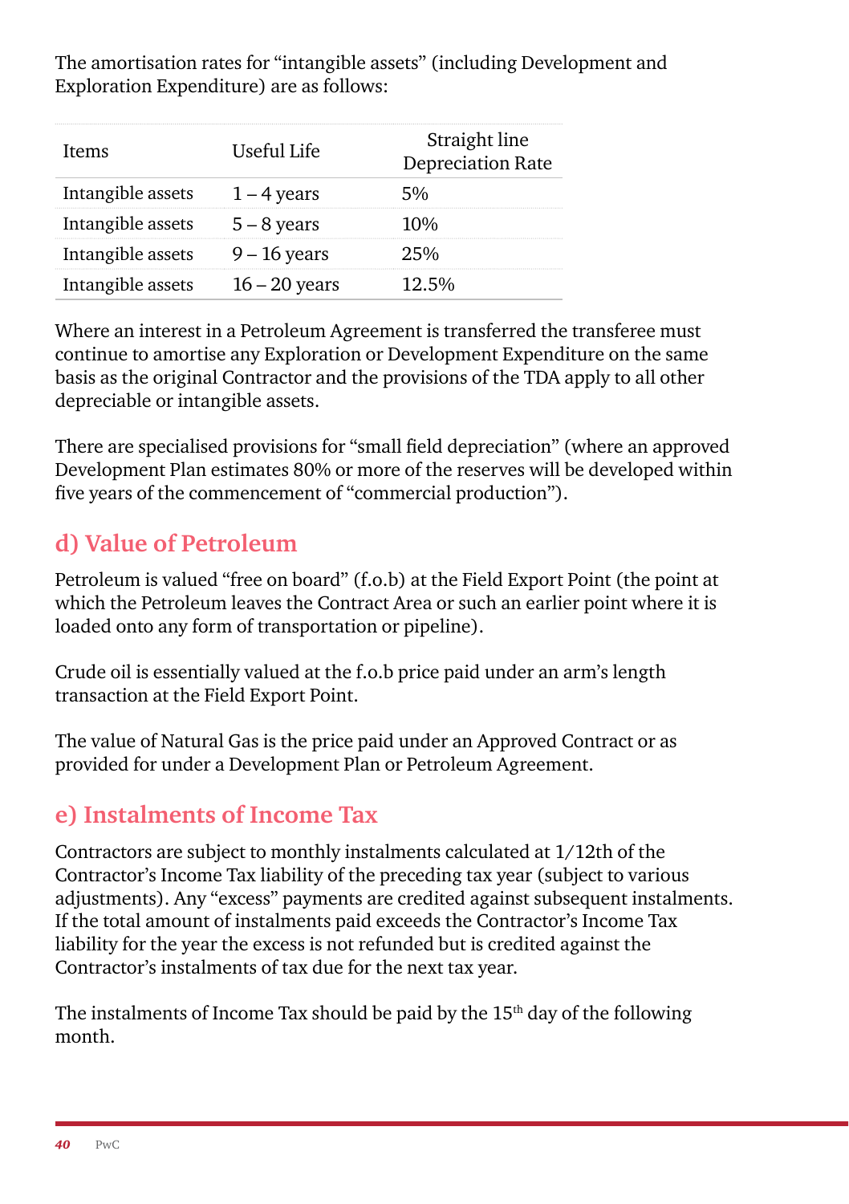The amortisation rates for "intangible assets" (including Development and Exploration Expenditure) are as follows:

| Items | Useful Life | Straight line Depreciation Rate |
|---|---|---|
| Intangible assets | 1 – 4 years | 5% |
| Intangible assets | 5 – 8 years | 10% |
| Intangible assets | 9 – 16 years | 25% |
| Intangible assets | 16 – 20 years | 12.5% |

Where an interest in a Petroleum Agreement is transferred the transferee must continue to amortise any Exploration or Development Expenditure on the same basis as the original Contractor and the provisions of the TDA apply to all other depreciable or intangible assets.

There are specialised provisions for "small field depreciation" (where an approved Development Plan estimates 80% or more of the reserves will be developed within five years of the commencement of "commercial production").

## d) Value of Petroleum

Petroleum is valued "free on board" (f.o.b) at the Field Export Point (the point at which the Petroleum leaves the Contract Area or such an earlier point where it is loaded onto any form of transportation or pipeline).

Crude oil is essentially valued at the f.o.b price paid under an arm's length transaction at the Field Export Point.

The value of Natural Gas is the price paid under an Approved Contract or as provided for under a Development Plan or Petroleum Agreement.

## e) Instalments of Income Tax

Contractors are subject to monthly instalments calculated at 1/12th of the Contractor's Income Tax liability of the preceding tax year (subject to various adjustments). Any "excess" payments are credited against subsequent instalments. If the total amount of instalments paid exceeds the Contractor's Income Tax liability for the year the excess is not refunded but is credited against the Contractor's instalments of tax due for the next tax year.

The instalments of Income Tax should be paid by the 15th day of the following month.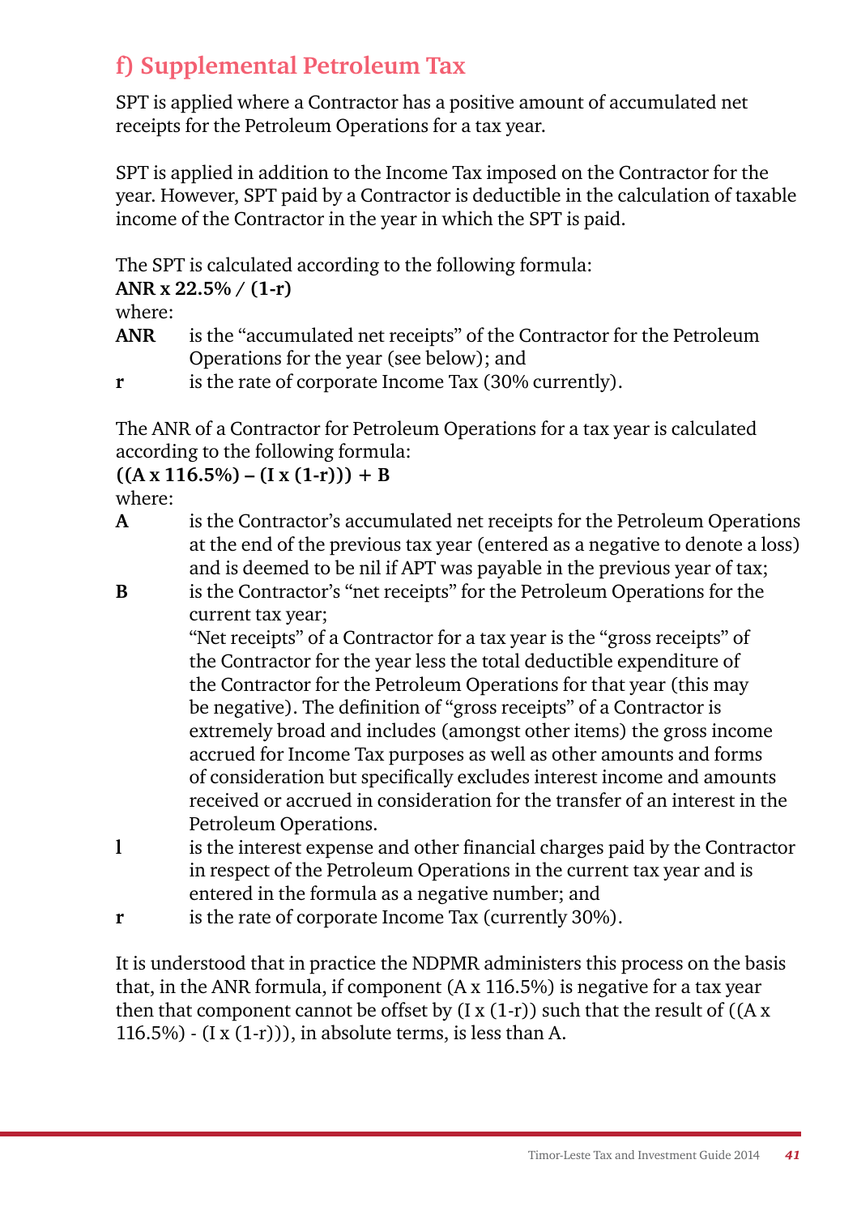## f) Supplemental Petroleum Tax

SPT is applied where a Contractor has a positive amount of accumulated net receipts for the Petroleum Operations for a tax year.

SPT is applied in addition to the Income Tax imposed on the Contractor for the year. However, SPT paid by a Contractor is deductible in the calculation of taxable income of the Contractor in the year in which the SPT is paid.

The SPT is calculated according to the following formula:

**ANR x 22.5% / (1-r)**

where:

- **ANR** is the "accumulated net receipts" of the Contractor for the Petroleum Operations for the year (see below); and
- **r** is the rate of corporate Income Tax (30% currently).

The ANR of a Contractor for Petroleum Operations for a tax year is calculated according to the following formula:

**((A x 116.5%) – (I x (1-r))) + B**

where:

- **A** is the Contractor's accumulated net receipts for the Petroleum Operations at the end of the previous tax year (entered as a negative to denote a loss) and is deemed to be nil if APT was payable in the previous year of tax;
- **B** is the Contractor's "net receipts" for the Petroleum Operations for the current tax year;

  "Net receipts" of a Contractor for a tax year is the "gross receipts" of the Contractor for the year less the total deductible expenditure of the Contractor for the Petroleum Operations for that year (this may be negative). The definition of "gross receipts" of a Contractor is extremely broad and includes (amongst other items) the gross income accrued for Income Tax purposes as well as other amounts and forms of consideration but specifically excludes interest income and amounts received or accrued in consideration for the transfer of an interest in the Petroleum Operations.
- **I** is the interest expense and other financial charges paid by the Contractor in respect of the Petroleum Operations in the current tax year and is entered in the formula as a negative number; and
- **r** is the rate of corporate Income Tax (currently 30%).

It is understood that in practice the NDPMR administers this process on the basis that, in the ANR formula, if component (A x 116.5%) is negative for a tax year then that component cannot be offset by (I x (1-r)) such that the result of ((A x 116.5%) - (I x (1-r))), in absolute terms, is less than A.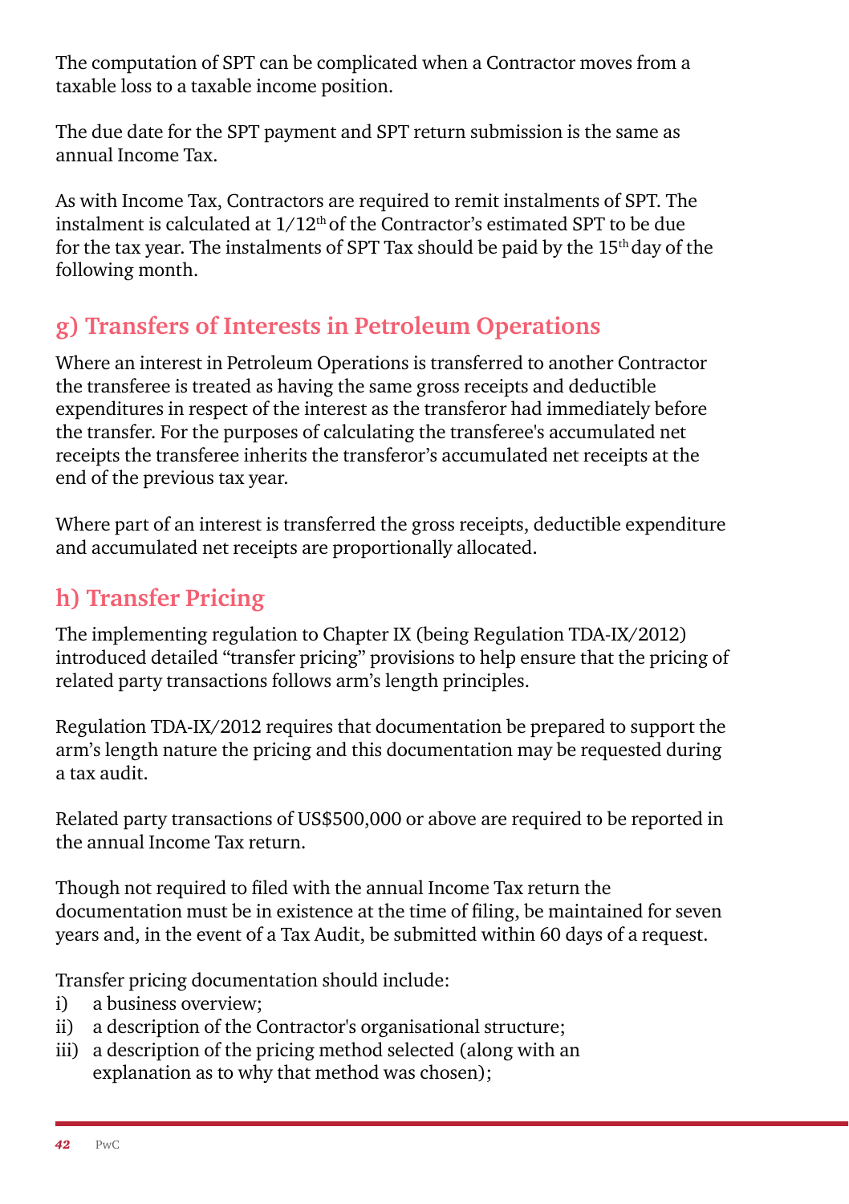The computation of SPT can be complicated when a Contractor moves from a taxable loss to a taxable income position.

The due date for the SPT payment and SPT return submission is the same as annual Income Tax.

As with Income Tax, Contractors are required to remit instalments of SPT. The instalment is calculated at $1/12^{th}$ of the Contractor's estimated SPT to be due for the tax year. The instalments of SPT Tax should be paid by the $15^{th}$ day of the following month.

## g) Transfers of Interests in Petroleum Operations

Where an interest in Petroleum Operations is transferred to another Contractor the transferee is treated as having the same gross receipts and deductible expenditures in respect of the interest as the transferor had immediately before the transfer. For the purposes of calculating the transferee's accumulated net receipts the transferee inherits the transferor's accumulated net receipts at the end of the previous tax year.

Where part of an interest is transferred the gross receipts, deductible expenditure and accumulated net receipts are proportionally allocated.

## h) Transfer Pricing

The implementing regulation to Chapter IX (being Regulation TDA-IX/2012) introduced detailed "transfer pricing" provisions to help ensure that the pricing of related party transactions follows arm's length principles.

Regulation TDA-IX/2012 requires that documentation be prepared to support the arm's length nature the pricing and this documentation may be requested during a tax audit.

Related party transactions of US$500,000 or above are required to be reported in the annual Income Tax return.

Though not required to filed with the annual Income Tax return the documentation must be in existence at the time of filing, be maintained for seven years and, in the event of a Tax Audit, be submitted within 60 days of a request.

Transfer pricing documentation should include:
i) a business overview;
ii) a description of the Contractor's organisational structure;
iii) a description of the pricing method selected (along with an explanation as to why that method was chosen);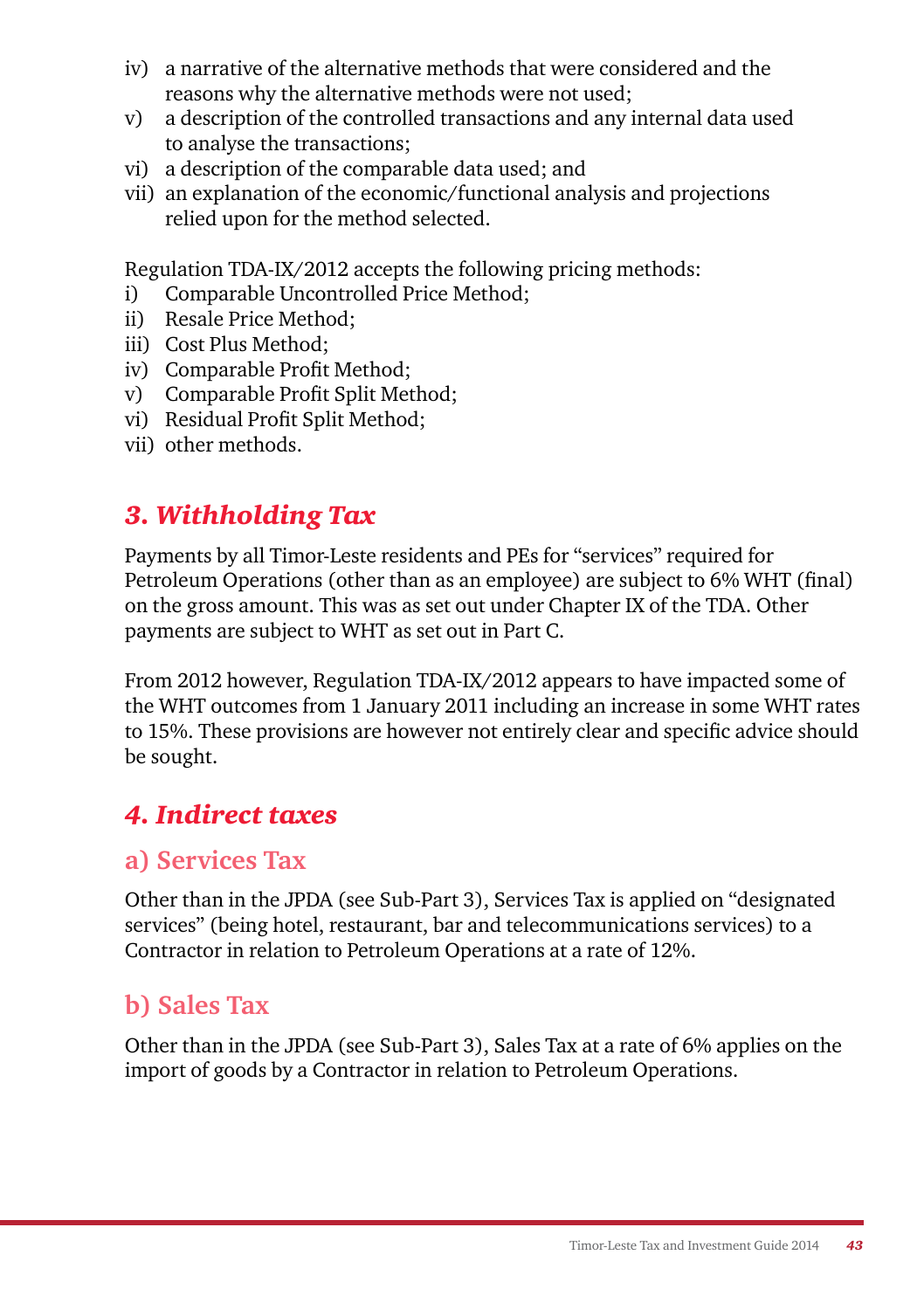iv) a narrative of the alternative methods that were considered and the reasons why the alternative methods were not used;
v) a description of the controlled transactions and any internal data used to analyse the transactions;
vi) a description of the comparable data used; and
vii) an explanation of the economic/functional analysis and projections relied upon for the method selected.

Regulation TDA-IX/2012 accepts the following pricing methods:

i) Comparable Uncontrolled Price Method;
ii) Resale Price Method;
iii) Cost Plus Method;
iv) Comparable Profit Method;
v) Comparable Profit Split Method;
vi) Residual Profit Split Method;
vii) other methods.

## *3. Withholding Tax*

Payments by all Timor-Leste residents and PEs for "services" required for Petroleum Operations (other than as an employee) are subject to 6% WHT (final) on the gross amount. This was as set out under Chapter IX of the TDA. Other payments are subject to WHT as set out in Part C.

From 2012 however, Regulation TDA-IX/2012 appears to have impacted some of the WHT outcomes from 1 January 2011 including an increase in some WHT rates to 15%. These provisions are however not entirely clear and specific advice should be sought.

## *4. Indirect taxes*

### a) Services Tax

Other than in the JPDA (see Sub-Part 3), Services Tax is applied on "designated services" (being hotel, restaurant, bar and telecommunications services) to a Contractor in relation to Petroleum Operations at a rate of 12%.

### b) Sales Tax

Other than in the JPDA (see Sub-Part 3), Sales Tax at a rate of 6% applies on the import of goods by a Contractor in relation to Petroleum Operations.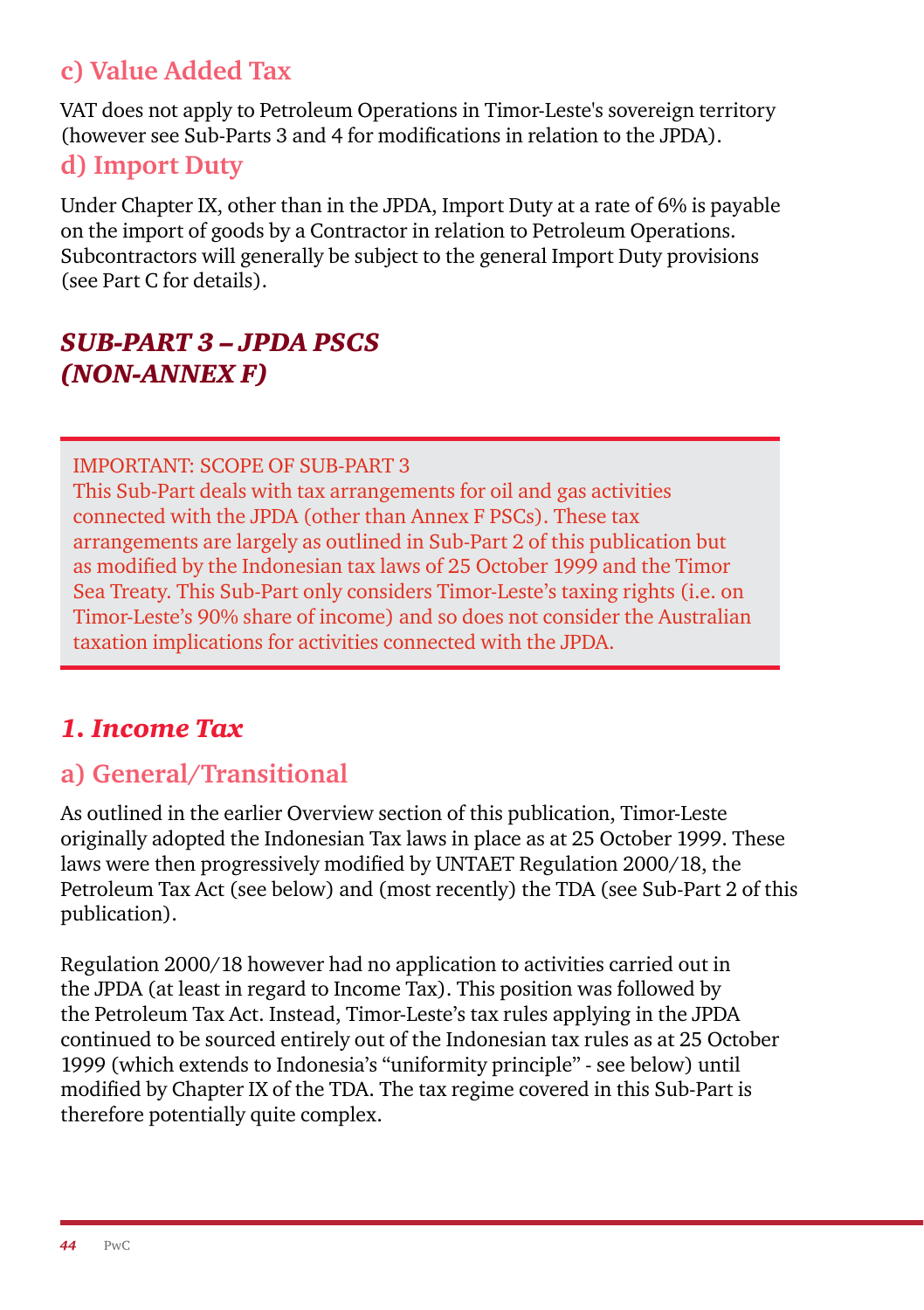### c) Value Added Tax

VAT does not apply to Petroleum Operations in Timor-Leste's sovereign territory (however see Sub-Parts 3 and 4 for modifications in relation to the JPDA).

### d) Import Duty

Under Chapter IX, other than in the JPDA, Import Duty at a rate of 6% is payable on the import of goods by a Contractor in relation to Petroleum Operations. Subcontractors will generally be subject to the general Import Duty provisions (see Part C for details).

## *SUB-PART 3 – JPDA PSCS (NON-ANNEX F)*

> IMPORTANT: SCOPE OF SUB-PART 3
> This Sub-Part deals with tax arrangements for oil and gas activities connected with the JPDA (other than Annex F PSCs). These tax arrangements are largely as outlined in Sub-Part 2 of this publication but as modified by the Indonesian tax laws of 25 October 1999 and the Timor Sea Treaty. This Sub-Part only considers Timor-Leste's taxing rights (i.e. on Timor-Leste's 90% share of income) and so does not consider the Australian taxation implications for activities connected with the JPDA.

## *1. Income Tax*

### a) General/Transitional

As outlined in the earlier Overview section of this publication, Timor-Leste originally adopted the Indonesian Tax laws in place as at 25 October 1999. These laws were then progressively modified by UNTAET Regulation 2000/18, the Petroleum Tax Act (see below) and (most recently) the TDA (see Sub-Part 2 of this publication).

Regulation 2000/18 however had no application to activities carried out in the JPDA (at least in regard to Income Tax). This position was followed by the Petroleum Tax Act. Instead, Timor-Leste's tax rules applying in the JPDA continued to be sourced entirely out of the Indonesian tax rules as at 25 October 1999 (which extends to Indonesia's "uniformity principle" - see below) until modified by Chapter IX of the TDA. The tax regime covered in this Sub-Part is therefore potentially quite complex.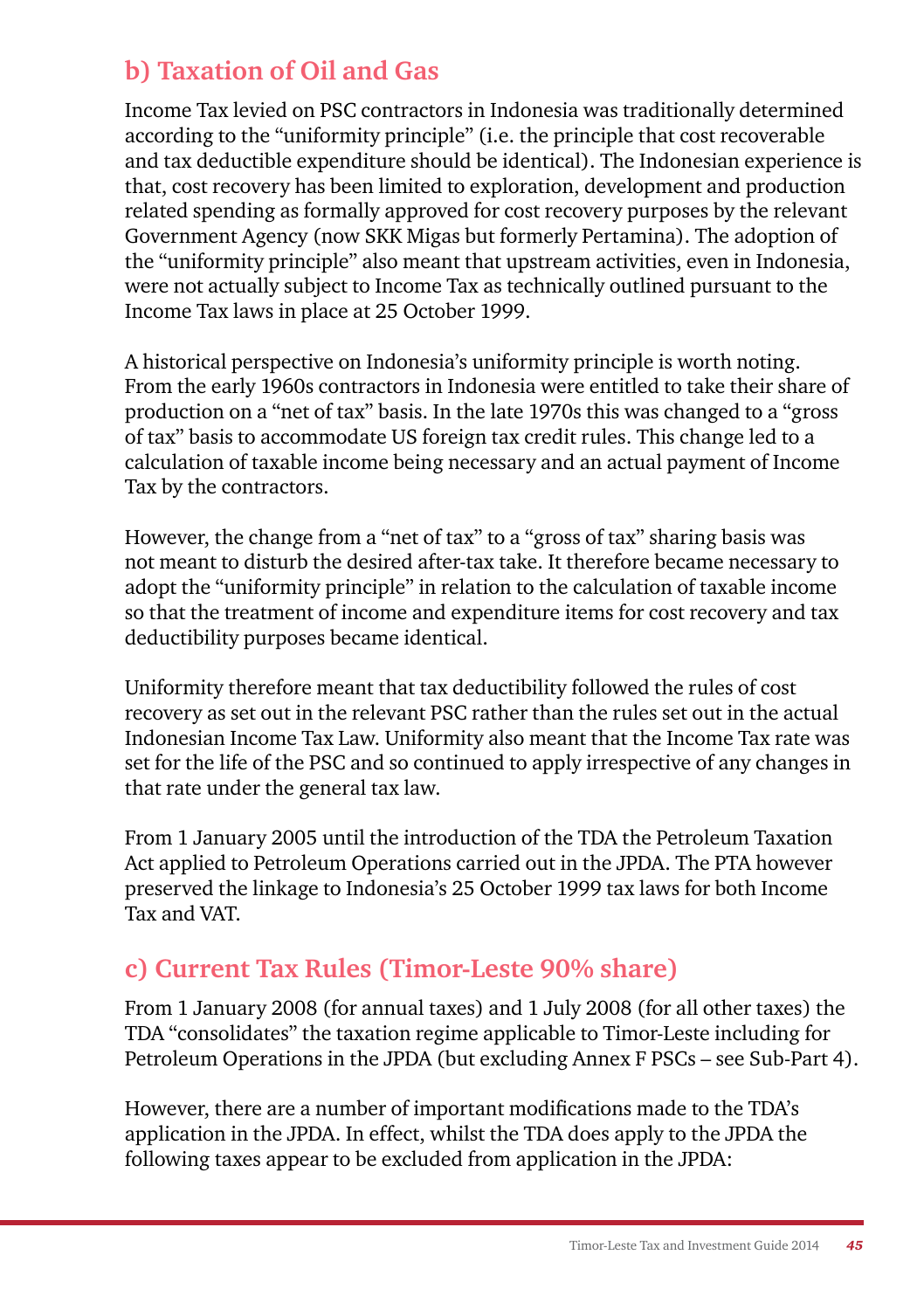## b) Taxation of Oil and Gas

Income Tax levied on PSC contractors in Indonesia was traditionally determined according to the "uniformity principle" (i.e. the principle that cost recoverable and tax deductible expenditure should be identical). The Indonesian experience is that, cost recovery has been limited to exploration, development and production related spending as formally approved for cost recovery purposes by the relevant Government Agency (now SKK Migas but formerly Pertamina). The adoption of the "uniformity principle" also meant that upstream activities, even in Indonesia, were not actually subject to Income Tax as technically outlined pursuant to the Income Tax laws in place at 25 October 1999.

A historical perspective on Indonesia's uniformity principle is worth noting. From the early 1960s contractors in Indonesia were entitled to take their share of production on a "net of tax" basis. In the late 1970s this was changed to a "gross of tax" basis to accommodate US foreign tax credit rules. This change led to a calculation of taxable income being necessary and an actual payment of Income Tax by the contractors.

However, the change from a "net of tax" to a "gross of tax" sharing basis was not meant to disturb the desired after-tax take. It therefore became necessary to adopt the "uniformity principle" in relation to the calculation of taxable income so that the treatment of income and expenditure items for cost recovery and tax deductibility purposes became identical.

Uniformity therefore meant that tax deductibility followed the rules of cost recovery as set out in the relevant PSC rather than the rules set out in the actual Indonesian Income Tax Law. Uniformity also meant that the Income Tax rate was set for the life of the PSC and so continued to apply irrespective of any changes in that rate under the general tax law.

From 1 January 2005 until the introduction of the TDA the Petroleum Taxation Act applied to Petroleum Operations carried out in the JPDA. The PTA however preserved the linkage to Indonesia's 25 October 1999 tax laws for both Income Tax and VAT.

## c) Current Tax Rules (Timor-Leste 90% share)

From 1 January 2008 (for annual taxes) and 1 July 2008 (for all other taxes) the TDA "consolidates" the taxation regime applicable to Timor-Leste including for Petroleum Operations in the JPDA (but excluding Annex F PSCs – see Sub-Part 4).

However, there are a number of important modifications made to the TDA's application in the JPDA. In effect, whilst the TDA does apply to the JPDA the following taxes appear to be excluded from application in the JPDA: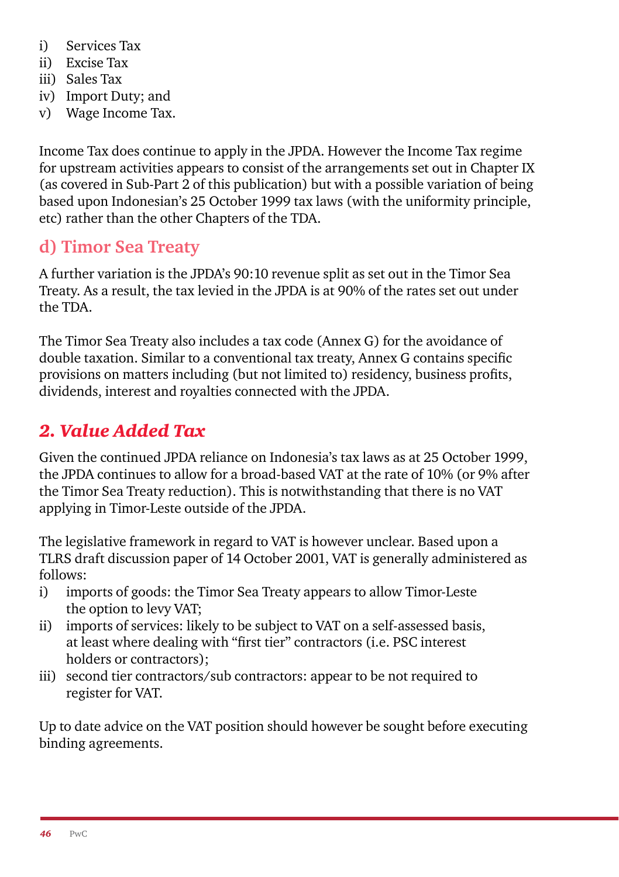i) Services Tax
ii) Excise Tax
iii) Sales Tax
iv) Import Duty; and
v) Wage Income Tax.

Income Tax does continue to apply in the JPDA. However the Income Tax regime for upstream activities appears to consist of the arrangements set out in Chapter IX (as covered in Sub-Part 2 of this publication) but with a possible variation of being based upon Indonesian's 25 October 1999 tax laws (with the uniformity principle, etc) rather than the other Chapters of the TDA.

### d) Timor Sea Treaty

A further variation is the JPDA's 90:10 revenue split as set out in the Timor Sea Treaty. As a result, the tax levied in the JPDA is at 90% of the rates set out under the TDA.

The Timor Sea Treaty also includes a tax code (Annex G) for the avoidance of double taxation. Similar to a conventional tax treaty, Annex G contains specific provisions on matters including (but not limited to) residency, business profits, dividends, interest and royalties connected with the JPDA.

## *2. Value Added Tax*

Given the continued JPDA reliance on Indonesia's tax laws as at 25 October 1999, the JPDA continues to allow for a broad-based VAT at the rate of 10% (or 9% after the Timor Sea Treaty reduction). This is notwithstanding that there is no VAT applying in Timor-Leste outside of the JPDA.

The legislative framework in regard to VAT is however unclear. Based upon a TLRS draft discussion paper of 14 October 2001, VAT is generally administered as follows:

i) imports of goods: the Timor Sea Treaty appears to allow Timor-Leste the option to levy VAT;
ii) imports of services: likely to be subject to VAT on a self-assessed basis, at least where dealing with "first tier" contractors (i.e. PSC interest holders or contractors);
iii) second tier contractors/sub contractors: appear to be not required to register for VAT.

Up to date advice on the VAT position should however be sought before executing binding agreements.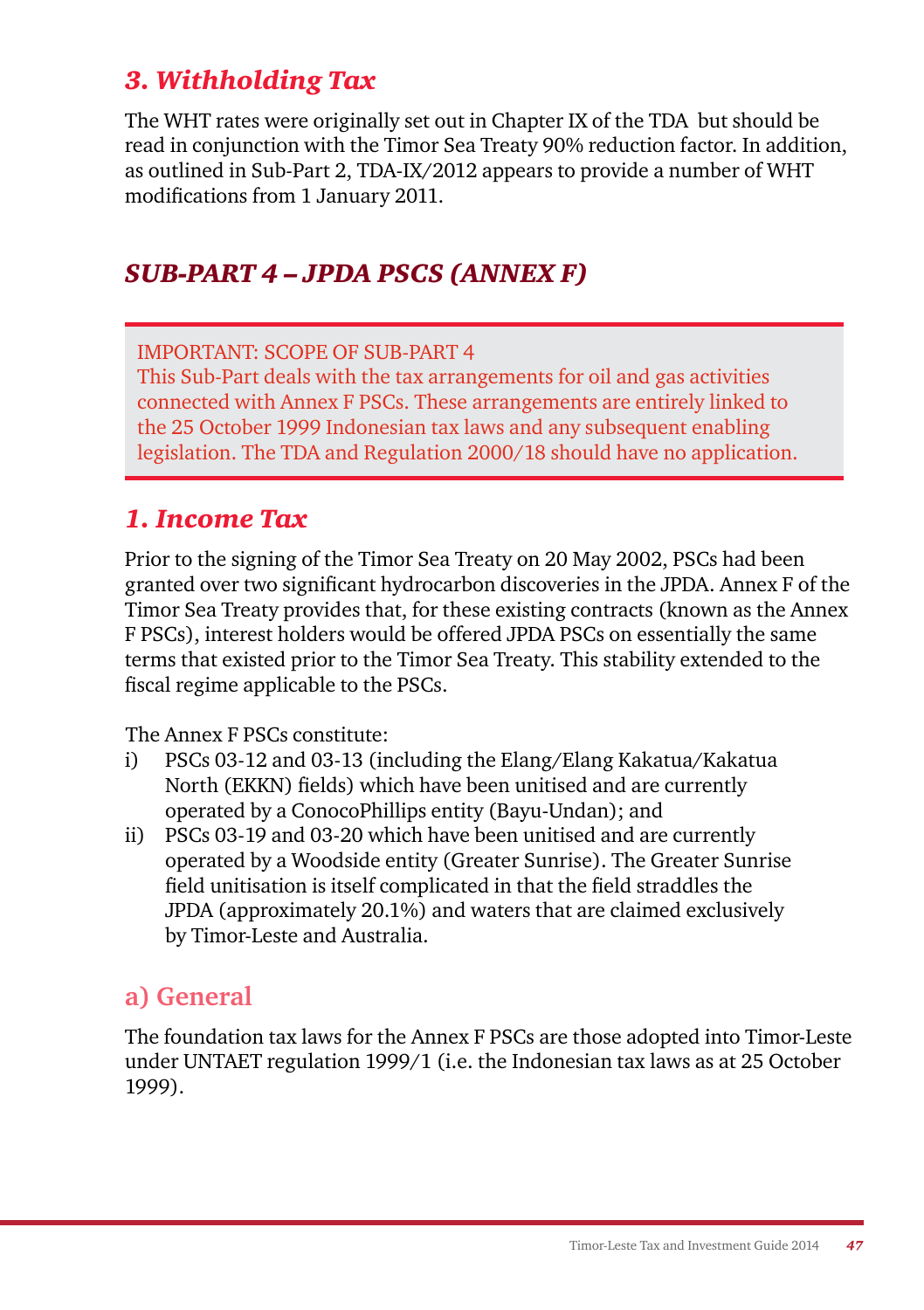### *3. Withholding Tax*

The WHT rates were originally set out in Chapter IX of the TDA but should be read in conjunction with the Timor Sea Treaty 90% reduction factor. In addition, as outlined in Sub-Part 2, TDA-IX/2012 appears to provide a number of WHT modifications from 1 January 2011.

## *SUB-PART 4 – JPDA PSCS (ANNEX F)*

> IMPORTANT: SCOPE OF SUB-PART 4
> This Sub-Part deals with the tax arrangements for oil and gas activities connected with Annex F PSCs. These arrangements are entirely linked to the 25 October 1999 Indonesian tax laws and any subsequent enabling legislation. The TDA and Regulation 2000/18 should have no application.

### *1. Income Tax*

Prior to the signing of the Timor Sea Treaty on 20 May 2002, PSCs had been granted over two significant hydrocarbon discoveries in the JPDA. Annex F of the Timor Sea Treaty provides that, for these existing contracts (known as the Annex F PSCs), interest holders would be offered JPDA PSCs on essentially the same terms that existed prior to the Timor Sea Treaty. This stability extended to the fiscal regime applicable to the PSCs.

The Annex F PSCs constitute:

- i) PSCs 03-12 and 03-13 (including the Elang/Elang Kakatua/Kakatua North (EKKN) fields) which have been unitised and are currently operated by a ConocoPhillips entity (Bayu-Undan); and
- ii) PSCs 03-19 and 03-20 which have been unitised and are currently operated by a Woodside entity (Greater Sunrise). The Greater Sunrise field unitisation is itself complicated in that the field straddles the JPDA (approximately 20.1%) and waters that are claimed exclusively by Timor-Leste and Australia.

#### a) General

The foundation tax laws for the Annex F PSCs are those adopted into Timor-Leste under UNTAET regulation 1999/1 (i.e. the Indonesian tax laws as at 25 October 1999).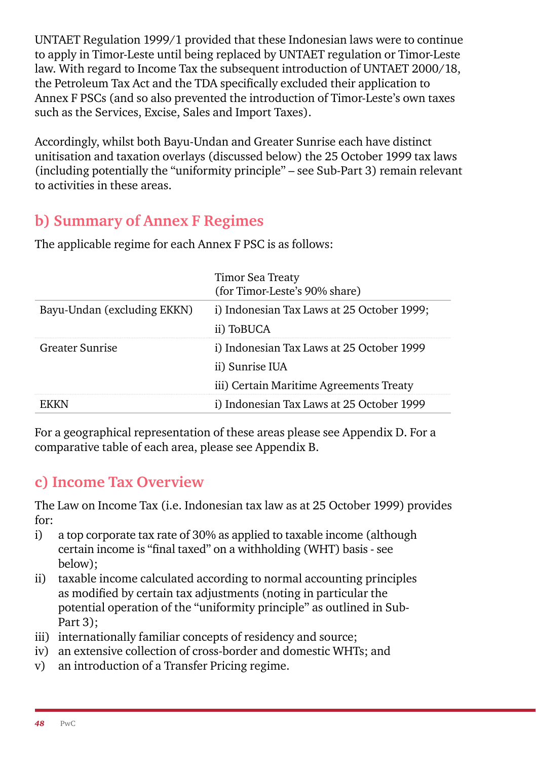UNTAET Regulation 1999/1 provided that these Indonesian laws were to continue to apply in Timor-Leste until being replaced by UNTAET regulation or Timor-Leste law. With regard to Income Tax the subsequent introduction of UNTAET 2000/18, the Petroleum Tax Act and the TDA specifically excluded their application to Annex F PSCs (and so also prevented the introduction of Timor-Leste's own taxes such as the Services, Excise, Sales and Import Taxes).

Accordingly, whilst both Bayu-Undan and Greater Sunrise each have distinct unitisation and taxation overlays (discussed below) the 25 October 1999 tax laws (including potentially the "uniformity principle" – see Sub-Part 3) remain relevant to activities in these areas.

## b) Summary of Annex F Regimes

The applicable regime for each Annex F PSC is as follows:

| | Timor Sea Treaty (for Timor-Leste's 90% share) |
|---|---|
| Bayu-Undan (excluding EKKN) | i) Indonesian Tax Laws at 25 October 1999;<br>ii) ToBUCA |
| Greater Sunrise | i) Indonesian Tax Laws at 25 October 1999<br>ii) Sunrise IUA<br>iii) Certain Maritime Agreements Treaty |
| EKKN | i) Indonesian Tax Laws at 25 October 1999 |

For a geographical representation of these areas please see Appendix D. For a comparative table of each area, please see Appendix B.

## c) Income Tax Overview

The Law on Income Tax (i.e. Indonesian tax law as at 25 October 1999) provides for:

i) a top corporate tax rate of 30% as applied to taxable income (although certain income is "final taxed" on a withholding (WHT) basis - see below);
ii) taxable income calculated according to normal accounting principles as modified by certain tax adjustments (noting in particular the potential operation of the "uniformity principle" as outlined in Sub-Part 3);
iii) internationally familiar concepts of residency and source;
iv) an extensive collection of cross-border and domestic WHTs; and
v) an introduction of a Transfer Pricing regime.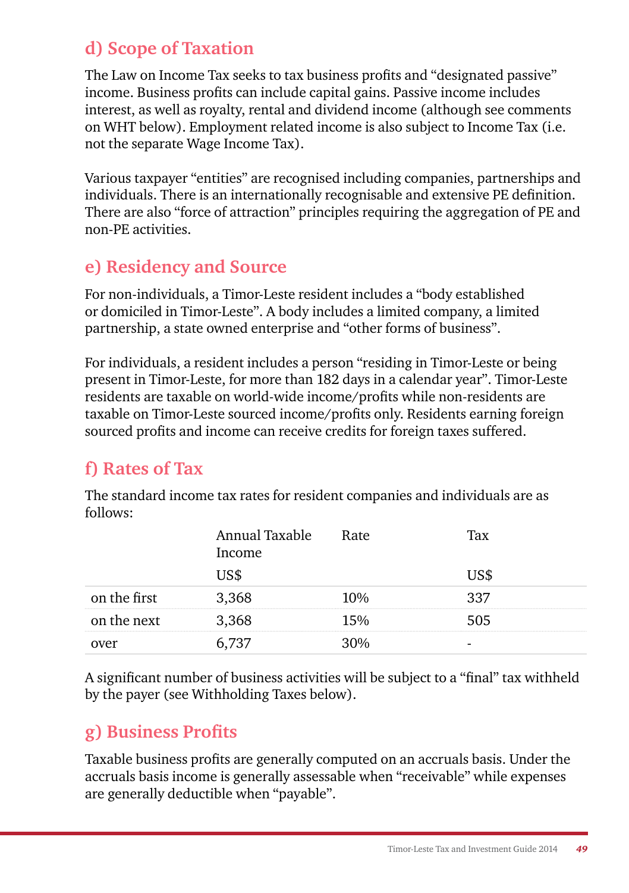## d) Scope of Taxation

The Law on Income Tax seeks to tax business profits and "designated passive" income. Business profits can include capital gains. Passive income includes interest, as well as royalty, rental and dividend income (although see comments on WHT below). Employment related income is also subject to Income Tax (i.e. not the separate Wage Income Tax).

Various taxpayer "entities" are recognised including companies, partnerships and individuals. There is an internationally recognisable and extensive PE definition. There are also "force of attraction" principles requiring the aggregation of PE and non-PE activities.

## e) Residency and Source

For non-individuals, a Timor-Leste resident includes a "body established or domiciled in Timor-Leste". A body includes a limited company, a limited partnership, a state owned enterprise and "other forms of business".

For individuals, a resident includes a person "residing in Timor-Leste or being present in Timor-Leste, for more than 182 days in a calendar year". Timor-Leste residents are taxable on world-wide income/profits while non-residents are taxable on Timor-Leste sourced income/profits only. Residents earning foreign sourced profits and income can receive credits for foreign taxes suffered.

## f) Rates of Tax

The standard income tax rates for resident companies and individuals are as follows:

| | Annual Taxable Income<br>US$ | Rate | Tax<br>US$ |
|---|---|---|---|
| on the first | 3,368 | 10% | 337 |
| on the next | 3,368 | 15% | 505 |
| over | 6,737 | 30% | - |

A significant number of business activities will be subject to a "final" tax withheld by the payer (see Withholding Taxes below).

## g) Business Profits

Taxable business profits are generally computed on an accruals basis. Under the accruals basis income is generally assessable when "receivable" while expenses are generally deductible when "payable".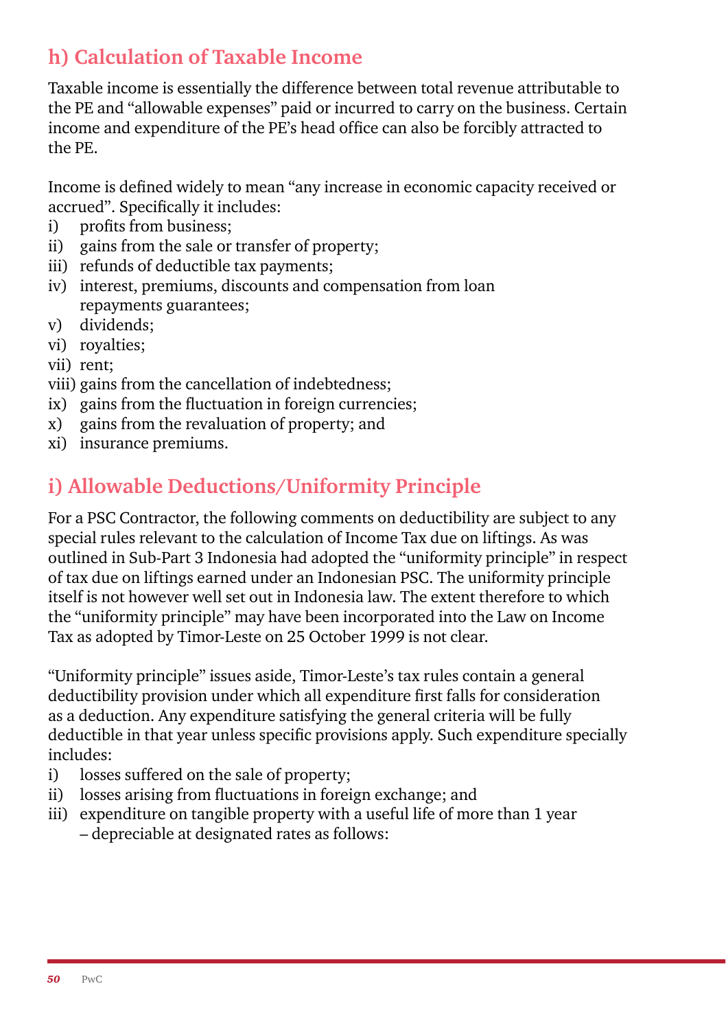## h) Calculation of Taxable Income

Taxable income is essentially the difference between total revenue attributable to the PE and "allowable expenses" paid or incurred to carry on the business. Certain income and expenditure of the PE's head office can also be forcibly attracted to the PE.

Income is defined widely to mean "any increase in economic capacity received or accrued". Specifically it includes:

i) profits from business;
ii) gains from the sale or transfer of property;
iii) refunds of deductible tax payments;
iv) interest, premiums, discounts and compensation from loan repayments guarantees;
v) dividends;
vi) royalties;
vii) rent;
viii) gains from the cancellation of indebtedness;
ix) gains from the fluctuation in foreign currencies;
x) gains from the revaluation of property; and
xi) insurance premiums.

## i) Allowable Deductions/Uniformity Principle

For a PSC Contractor, the following comments on deductibility are subject to any special rules relevant to the calculation of Income Tax due on liftings. As was outlined in Sub-Part 3 Indonesia had adopted the "uniformity principle" in respect of tax due on liftings earned under an Indonesian PSC. The uniformity principle itself is not however well set out in Indonesia law. The extent therefore to which the "uniformity principle" may have been incorporated into the Law on Income Tax as adopted by Timor-Leste on 25 October 1999 is not clear.

"Uniformity principle" issues aside, Timor-Leste's tax rules contain a general deductibility provision under which all expenditure first falls for consideration as a deduction. Any expenditure satisfying the general criteria will be fully deductible in that year unless specific provisions apply. Such expenditure specially includes:

i) losses suffered on the sale of property;
ii) losses arising from fluctuations in foreign exchange; and
iii) expenditure on tangible property with a useful life of more than 1 year – depreciable at designated rates as follows: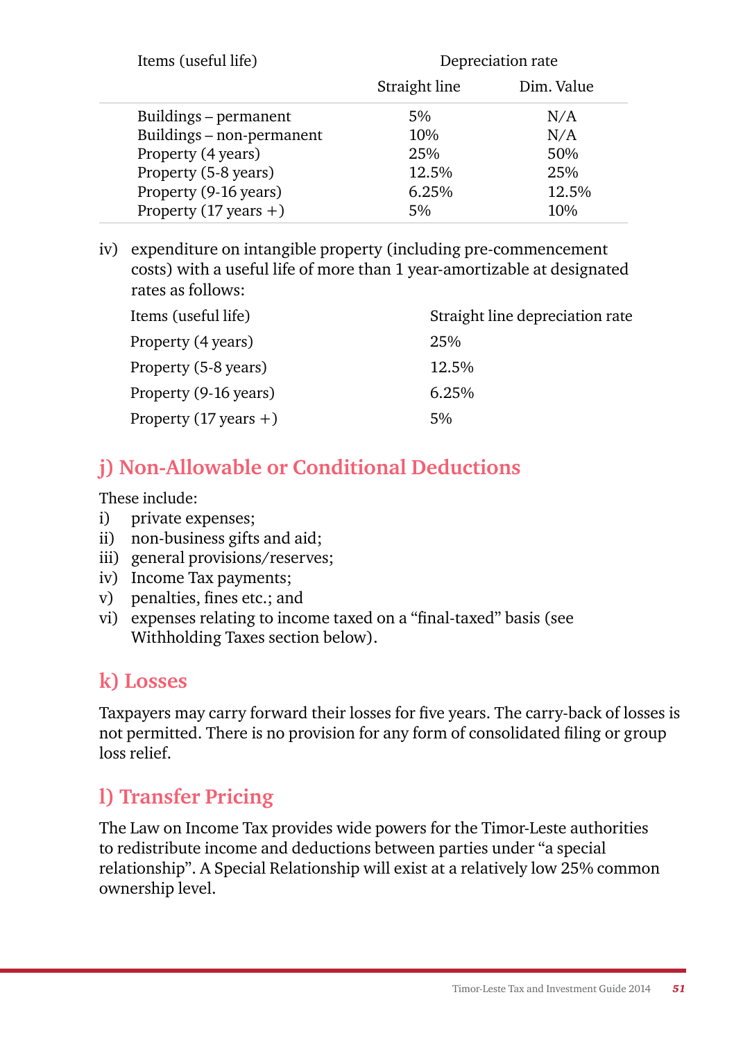| Items (useful life) | Depreciation rate | |
|---|---|---|
| | Straight line | Dim. Value |
| Buildings – permanent | 5% | N/A |
| Buildings – non-permanent | 10% | N/A |
| Property (4 years) | 25% | 50% |
| Property (5-8 years) | 12.5% | 25% |
| Property (9-16 years) | 6.25% | 12.5% |
| Property (17 years +) | 5% | 10% |

iv) expenditure on intangible property (including pre-commencement costs) with a useful life of more than 1 year-amortizable at designated rates as follows:

| Items (useful life) | Straight line depreciation rate |
|---|---|
| Property (4 years) | 25% |
| Property (5-8 years) | 12.5% |
| Property (9-16 years) | 6.25% |
| Property (17 years +) | 5% |

## j) Non-Allowable or Conditional Deductions

These include:

i) private expenses;
ii) non-business gifts and aid;
iii) general provisions/reserves;
iv) Income Tax payments;
v) penalties, fines etc.; and
vi) expenses relating to income taxed on a "final-taxed" basis (see Withholding Taxes section below).

## k) Losses

Taxpayers may carry forward their losses for five years. The carry-back of losses is not permitted. There is no provision for any form of consolidated filing or group loss relief.

## l) Transfer Pricing

The Law on Income Tax provides wide powers for the Timor-Leste authorities to redistribute income and deductions between parties under "a special relationship". A Special Relationship will exist at a relatively low 25% common ownership level.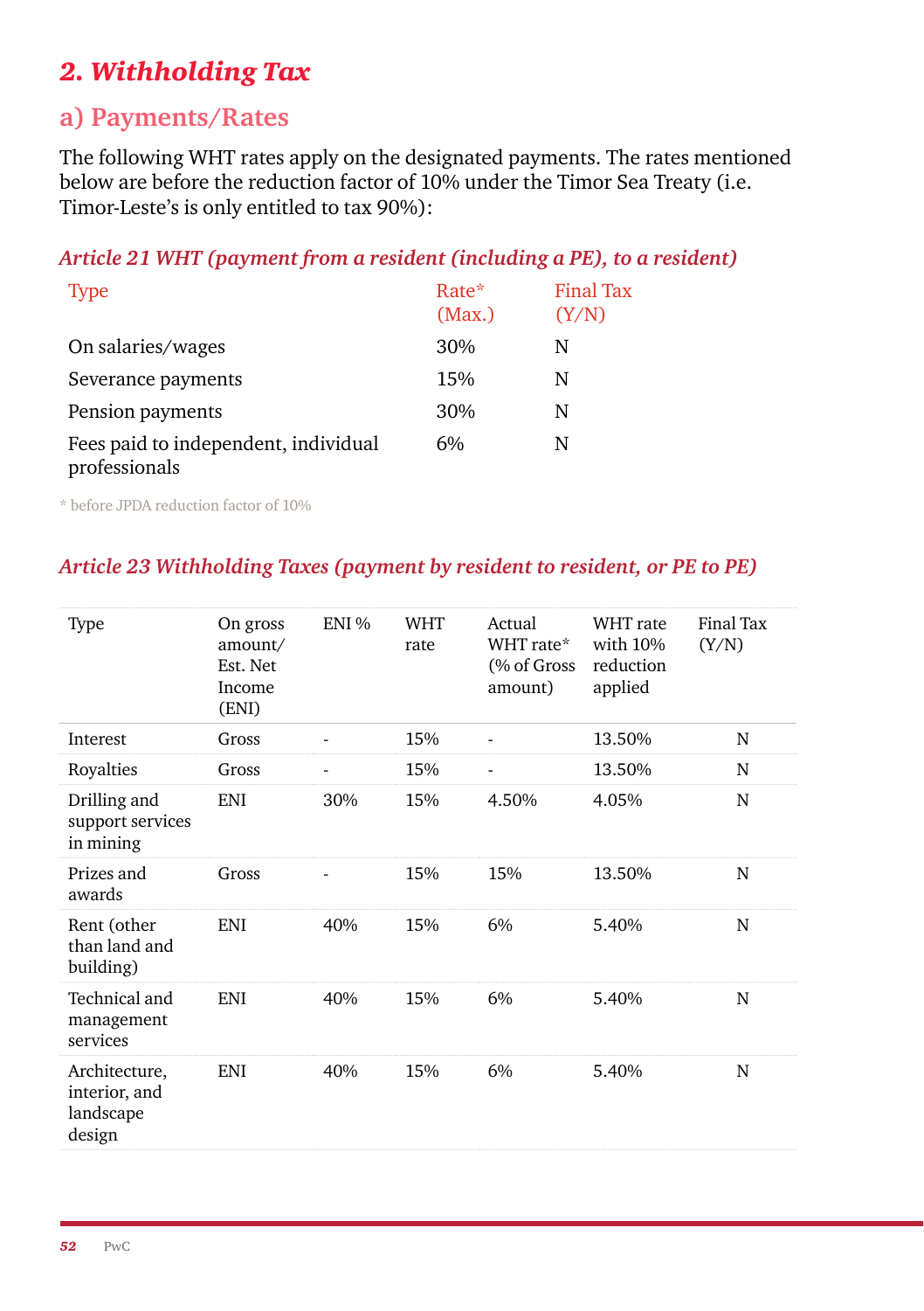## 2. *Withholding Tax*

### a) Payments/Rates

The following WHT rates apply on the designated payments. The rates mentioned below are before the reduction factor of 10% under the Timor Sea Treaty (i.e. Timor-Leste's is only entitled to tax 90%):

#### *Article 21 WHT (payment from a resident (including a PE), to a resident)*

| Type | Rate* (Max.) | Final Tax (Y/N) |
|---|---|---|
| On salaries/wages | 30% | N |
| Severance payments | 15% | N |
| Pension payments | 30% | N |
| Fees paid to independent, individual professionals | 6% | N |

\* before JPDA reduction factor of 10%

#### *Article 23 Withholding Taxes (payment by resident to resident, or PE to PE)*

| Type | On gross amount/ Est. Net Income (ENI) | ENI % | WHT rate | Actual WHT rate* (% of Gross amount) | WHT rate with 10% reduction applied | Final Tax (Y/N) |
|---|---|---|---|---|---|---|
| Interest | Gross | - | 15% | - | 13.50% | N |
| Royalties | Gross | - | 15% | - | 13.50% | N |
| Drilling and support services in mining | ENI | 30% | 15% | 4.50% | 4.05% | N |
| Prizes and awards | Gross | - | 15% | 15% | 13.50% | N |
| Rent (other than land and building) | ENI | 40% | 15% | 6% | 5.40% | N |
| Technical and management services | ENI | 40% | 15% | 6% | 5.40% | N |
| Architecture, interior, and landscape design | ENI | 40% | 15% | 6% | 5.40% | N |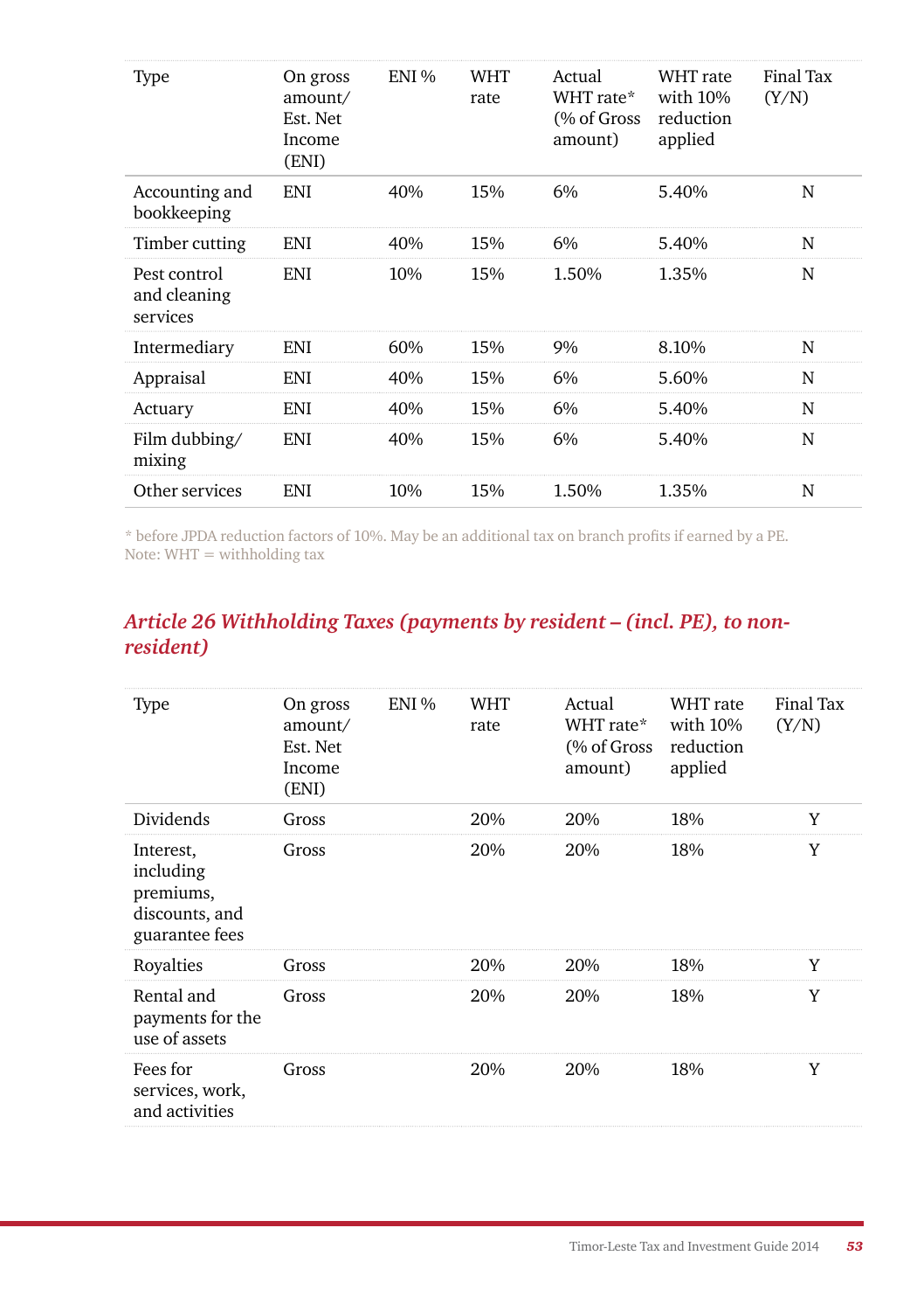| Type | On gross amount/ Est. Net Income (ENI) | ENI % | WHT rate | Actual WHT rate* (% of Gross amount) | WHT rate with 10% reduction applied | Final Tax (Y/N) |
|---|---|---|---|---|---|---|
| Accounting and bookkeeping | ENI | 40% | 15% | 6% | 5.40% | N |
| Timber cutting | ENI | 40% | 15% | 6% | 5.40% | N |
| Pest control and cleaning services | ENI | 10% | 15% | 1.50% | 1.35% | N |
| Intermediary | ENI | 60% | 15% | 9% | 8.10% | N |
| Appraisal | ENI | 40% | 15% | 6% | 5.60% | N |
| Actuary | ENI | 40% | 15% | 6% | 5.40% | N |
| Film dubbing/ mixing | ENI | 40% | 15% | 6% | 5.40% | N |
| Other services | ENI | 10% | 15% | 1.50% | 1.35% | N |

* before JPDA reduction factors of 10%. May be an additional tax on branch profits if earned by a PE.
Note: WHT = withholding tax

### *Article 26 Withholding Taxes (payments by resident – (incl. PE), to non-resident)*

| Type | On gross amount/ Est. Net Income (ENI) | ENI % | WHT rate | Actual WHT rate* (% of Gross amount) | WHT rate with 10% reduction applied | Final Tax (Y/N) |
|---|---|---|---|---|---|---|
| Dividends | Gross | | 20% | 20% | 18% | Y |
| Interest, including premiums, discounts, and guarantee fees | Gross | | 20% | 20% | 18% | Y |
| Royalties | Gross | | 20% | 20% | 18% | Y |
| Rental and payments for the use of assets | Gross | | 20% | 20% | 18% | Y |
| Fees for services, work, and activities | Gross | | 20% | 20% | 18% | Y |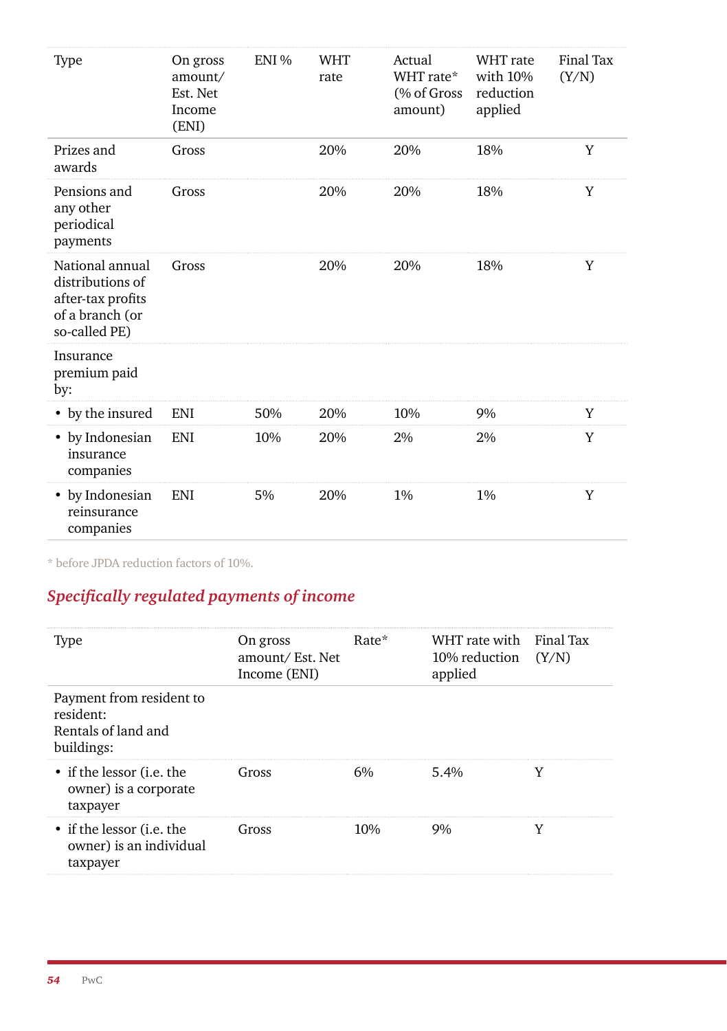| Type | On gross amount/ Est. Net Income (ENI) | ENI % | WHT rate | Actual WHT rate* (% of Gross amount) | WHT rate with 10% reduction applied | Final Tax (Y/N) |
|---|---|---|---|---|---|---|
| Prizes and awards | Gross | | 20% | 20% | 18% | Y |
| Pensions and any other periodical payments | Gross | | 20% | 20% | 18% | Y |
| National annual distributions of after-tax profits of a branch (or so-called PE) | Gross | | 20% | 20% | 18% | Y |
| Insurance premium paid by: | | | | | | |
| • by the insured | ENI | 50% | 20% | 10% | 9% | Y |
| • by Indonesian insurance companies | ENI | 10% | 20% | 2% | 2% | Y |
| • by Indonesian reinsurance companies | ENI | 5% | 20% | 1% | 1% | Y |

* before JPDA reduction factors of 10%.

## *Specifically regulated payments of income*

| Type | On gross amount/ Est. Net Income (ENI) | Rate* | WHT rate with 10% reduction applied | Final Tax (Y/N) |
|---|---|---|---|---|
| Payment from resident to resident:<br>Rentals of land and buildings: | | | | |
| • if the lessor (i.e. the owner) is a corporate taxpayer | Gross | 6% | 5.4% | Y |
| • if the lessor (i.e. the owner) is an individual taxpayer | Gross | 10% | 9% | Y |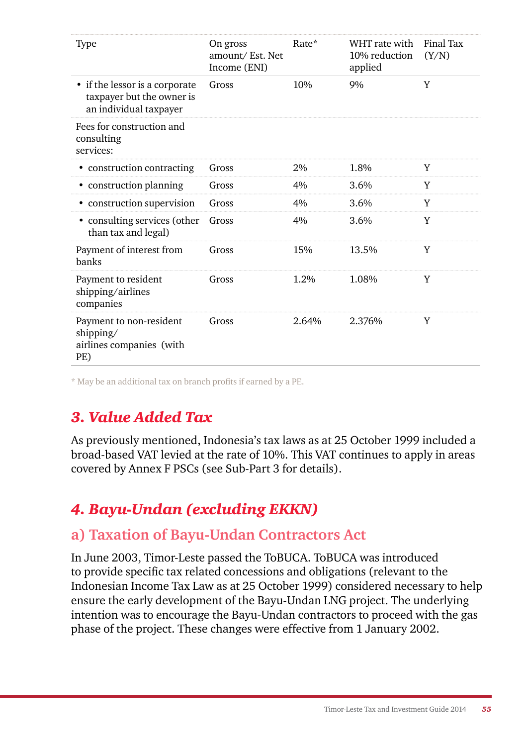| Type | On gross amount/ Est. Net Income (ENI) | Rate* | WHT rate with 10% reduction applied | Final Tax (Y/N) |
|---|---|---|---|---|
| • if the lessor is a corporate taxpayer but the owner is an individual taxpayer | Gross | 10% | 9% | Y |
| Fees for construction and consulting services: | | | | |
| • construction contracting | Gross | 2% | 1.8% | Y |
| • construction planning | Gross | 4% | 3.6% | Y |
| • construction supervision | Gross | 4% | 3.6% | Y |
| • consulting services (other than tax and legal) | Gross | 4% | 3.6% | Y |
| Payment of interest from banks | Gross | 15% | 13.5% | Y |
| Payment to resident shipping/airlines companies | Gross | 1.2% | 1.08% | Y |
| Payment to non-resident shipping/ airlines companies (with PE) | Gross | 2.64% | 2.376% | Y |

\* May be an additional tax on branch profits if earned by a PE.

## *3. Value Added Tax*

As previously mentioned, Indonesia's tax laws as at 25 October 1999 included a broad-based VAT levied at the rate of 10%. This VAT continues to apply in areas covered by Annex F PSCs (see Sub-Part 3 for details).

## *4. Bayu-Undan (excluding EKKN)*

### a) Taxation of Bayu-Undan Contractors Act

In June 2003, Timor-Leste passed the ToBUCA. ToBUCA was introduced to provide specific tax related concessions and obligations (relevant to the Indonesian Income Tax Law as at 25 October 1999) considered necessary to help ensure the early development of the Bayu-Undan LNG project. The underlying intention was to encourage the Bayu-Undan contractors to proceed with the gas phase of the project. These changes were effective from 1 January 2002.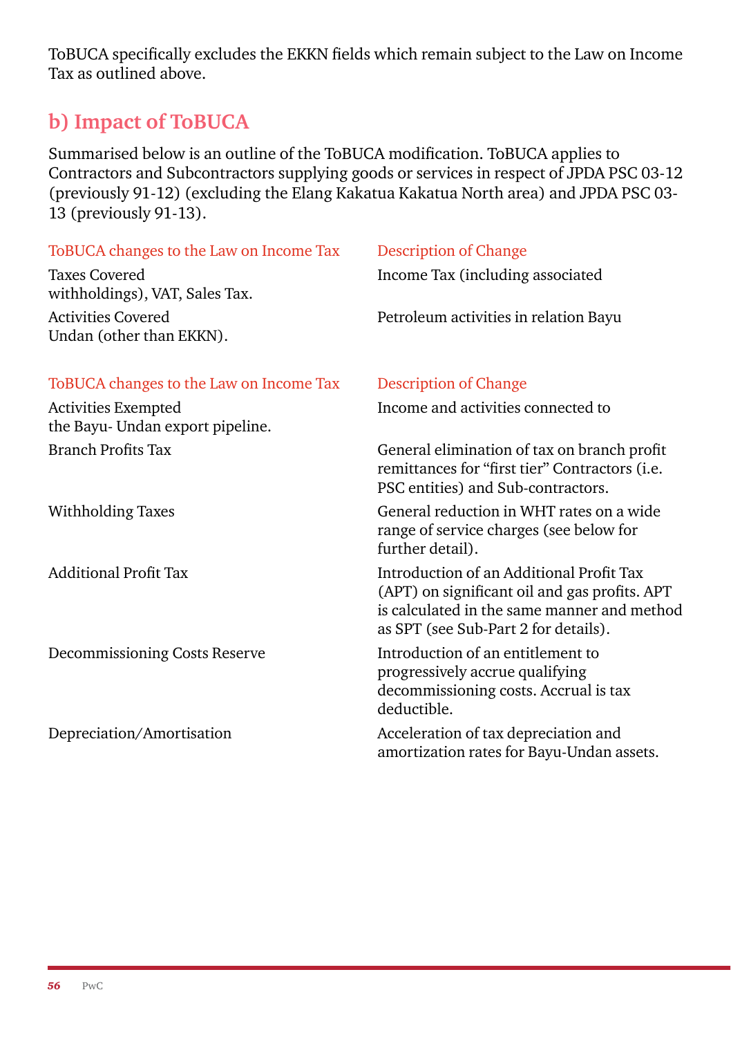ToBUCA specifically excludes the EKKN fields which remain subject to the Law on Income Tax as outlined above.

## b) Impact of ToBUCA

Summarised below is an outline of the ToBUCA modification. ToBUCA applies to Contractors and Subcontractors supplying goods or services in respect of JPDA PSC 03-12 (previously 91-12) (excluding the Elang Kakatua Kakatua North area) and JPDA PSC 03-13 (previously 91-13).

| ToBUCA changes to the Law on Income Tax | Description of Change |
|---|---|
| Taxes Covered | Income Tax (including associated withholdings), VAT, Sales Tax. |
| Activities Covered | Petroleum activities in relation Bayu Undan (other than EKKN). |
| Activities Exempted | Income and activities connected to the Bayu- Undan export pipeline. |
| Branch Profits Tax | General elimination of tax on branch profit remittances for “first tier” Contractors (i.e. PSC entities) and Sub-contractors. |
| Withholding Taxes | General reduction in WHT rates on a wide range of service charges (see below for further detail). |
| Additional Profit Tax | Introduction of an Additional Profit Tax (APT) on significant oil and gas profits. APT is calculated in the same manner and method as SPT (see Sub-Part 2 for details). |
| Decommissioning Costs Reserve | Introduction of an entitlement to progressively accrue qualifying decommissioning costs. Accrual is tax deductible. |
| Depreciation/Amortisation | Acceleration of tax depreciation and amortization rates for Bayu-Undan assets. |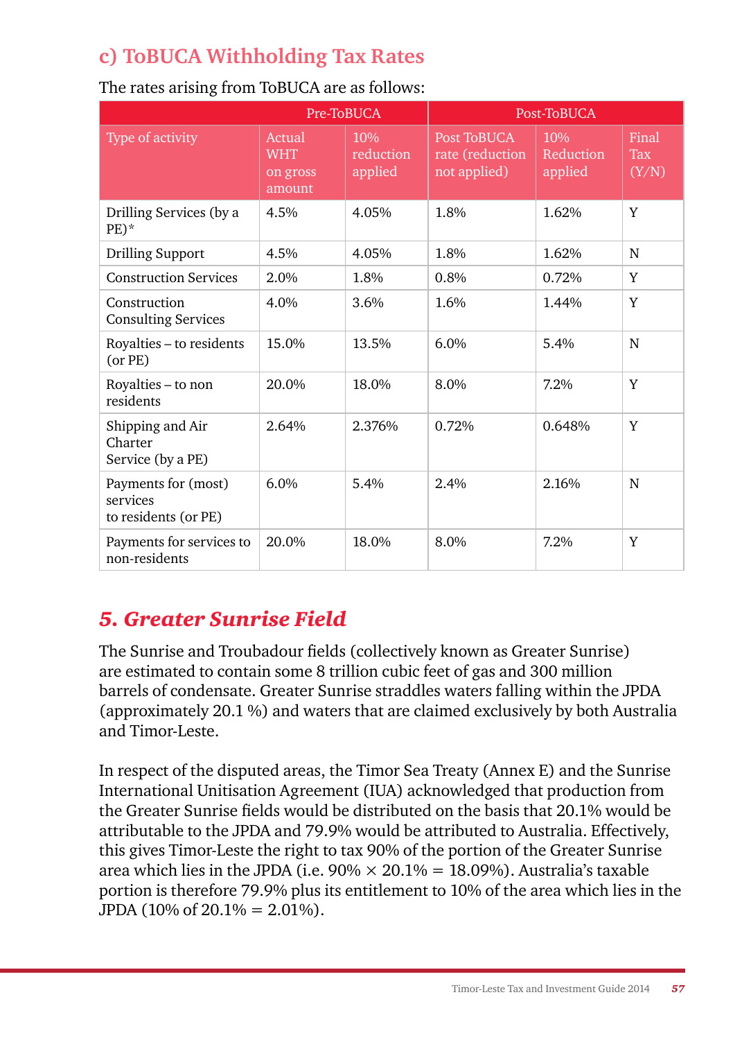## c) ToBUCA Withholding Tax Rates

The rates arising from ToBUCA are as follows:

| | Pre-ToBUCA | | Post-ToBUCA | | |
|---|---|---|---|---|---|
| Type of activity | Actual WHT on gross amount | 10% reduction applied | Post ToBUCA rate (reduction not applied) | 10% Reduction applied | Final Tax (Y/N) |
| Drilling Services (by a PE)* | 4.5% | 4.05% | 1.8% | 1.62% | Y |
| Drilling Support | 4.5% | 4.05% | 1.8% | 1.62% | N |
| Construction Services | 2.0% | 1.8% | 0.8% | 0.72% | Y |
| Construction Consulting Services | 4.0% | 3.6% | 1.6% | 1.44% | Y |
| Royalties – to residents (or PE) | 15.0% | 13.5% | 6.0% | 5.4% | N |
| Royalties – to non residents | 20.0% | 18.0% | 8.0% | 7.2% | Y |
| Shipping and Air Charter Service (by a PE) | 2.64% | 2.376% | 0.72% | 0.648% | Y |
| Payments for (most) services to residents (or PE) | 6.0% | 5.4% | 2.4% | 2.16% | N |
| Payments for services to non-residents | 20.0% | 18.0% | 8.0% | 7.2% | Y |

## *5. Greater Sunrise Field*

The Sunrise and Troubadour fields (collectively known as Greater Sunrise) are estimated to contain some 8 trillion cubic feet of gas and 300 million barrels of condensate. Greater Sunrise straddles waters falling within the JPDA (approximately 20.1 %) and waters that are claimed exclusively by both Australia and Timor-Leste.

In respect of the disputed areas, the Timor Sea Treaty (Annex E) and the Sunrise International Unitisation Agreement (IUA) acknowledged that production from the Greater Sunrise fields would be distributed on the basis that 20.1% would be attributable to the JPDA and 79.9% would be attributed to Australia. Effectively, this gives Timor-Leste the right to tax 90% of the portion of the Greater Sunrise area which lies in the JPDA (i.e. 90% × 20.1% = 18.09%). Australia's taxable portion is therefore 79.9% plus its entitlement to 10% of the area which lies in the JPDA (10% of 20.1% = 2.01%).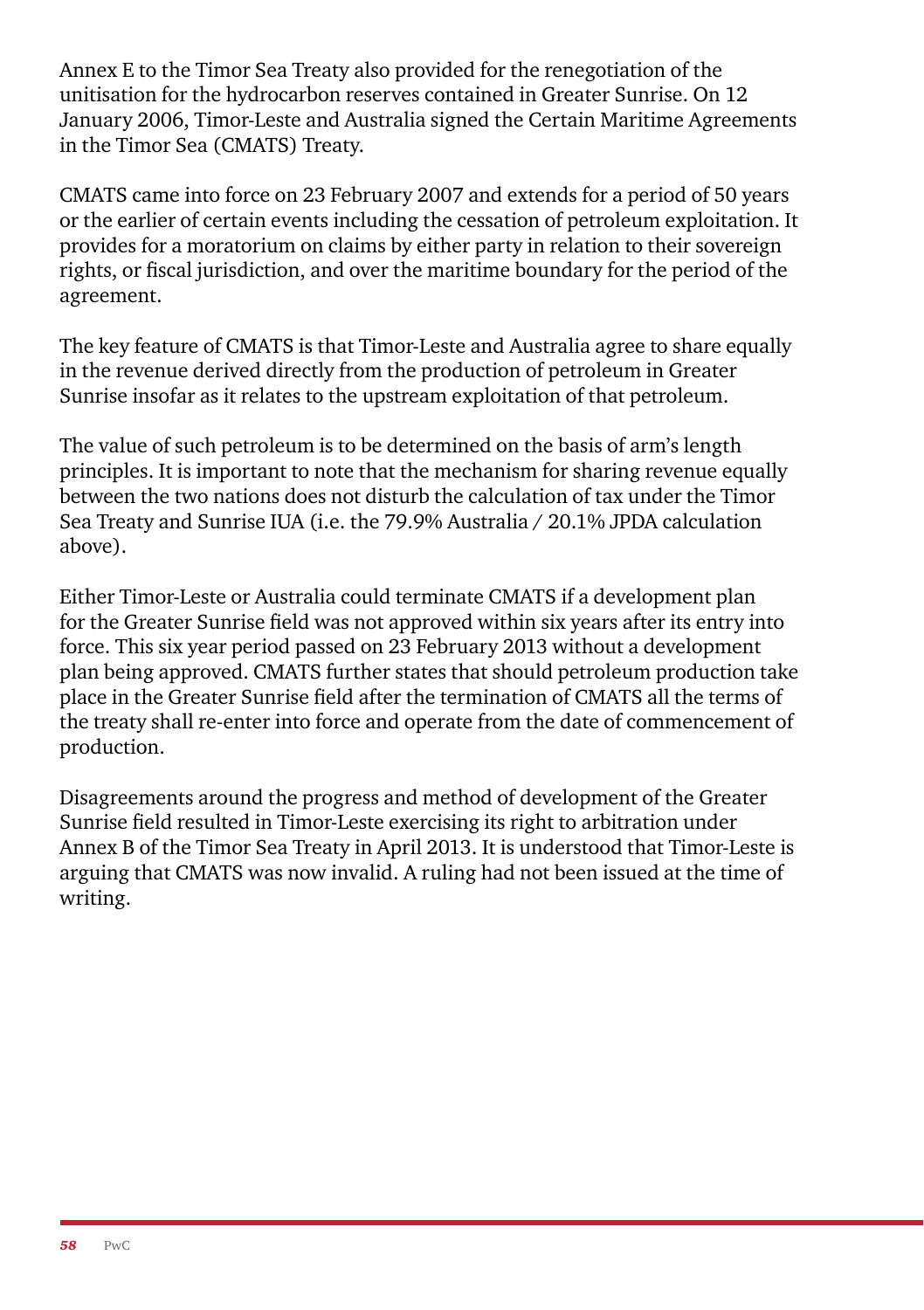Annex E to the Timor Sea Treaty also provided for the renegotiation of the unitisation for the hydrocarbon reserves contained in Greater Sunrise. On 12 January 2006, Timor-Leste and Australia signed the Certain Maritime Agreements in the Timor Sea (CMATS) Treaty.

CMATS came into force on 23 February 2007 and extends for a period of 50 years or the earlier of certain events including the cessation of petroleum exploitation. It provides for a moratorium on claims by either party in relation to their sovereign rights, or fiscal jurisdiction, and over the maritime boundary for the period of the agreement.

The key feature of CMATS is that Timor-Leste and Australia agree to share equally in the revenue derived directly from the production of petroleum in Greater Sunrise insofar as it relates to the upstream exploitation of that petroleum.

The value of such petroleum is to be determined on the basis of arm's length principles. It is important to note that the mechanism for sharing revenue equally between the two nations does not disturb the calculation of tax under the Timor Sea Treaty and Sunrise IUA (i.e. the 79.9% Australia / 20.1% JPDA calculation above).

Either Timor-Leste or Australia could terminate CMATS if a development plan for the Greater Sunrise field was not approved within six years after its entry into force. This six year period passed on 23 February 2013 without a development plan being approved. CMATS further states that should petroleum production take place in the Greater Sunrise field after the termination of CMATS all the terms of the treaty shall re-enter into force and operate from the date of commencement of production.

Disagreements around the progress and method of development of the Greater Sunrise field resulted in Timor-Leste exercising its right to arbitration under Annex B of the Timor Sea Treaty in April 2013. It is understood that Timor-Leste is arguing that CMATS was now invalid. A ruling had not been issued at the time of writing.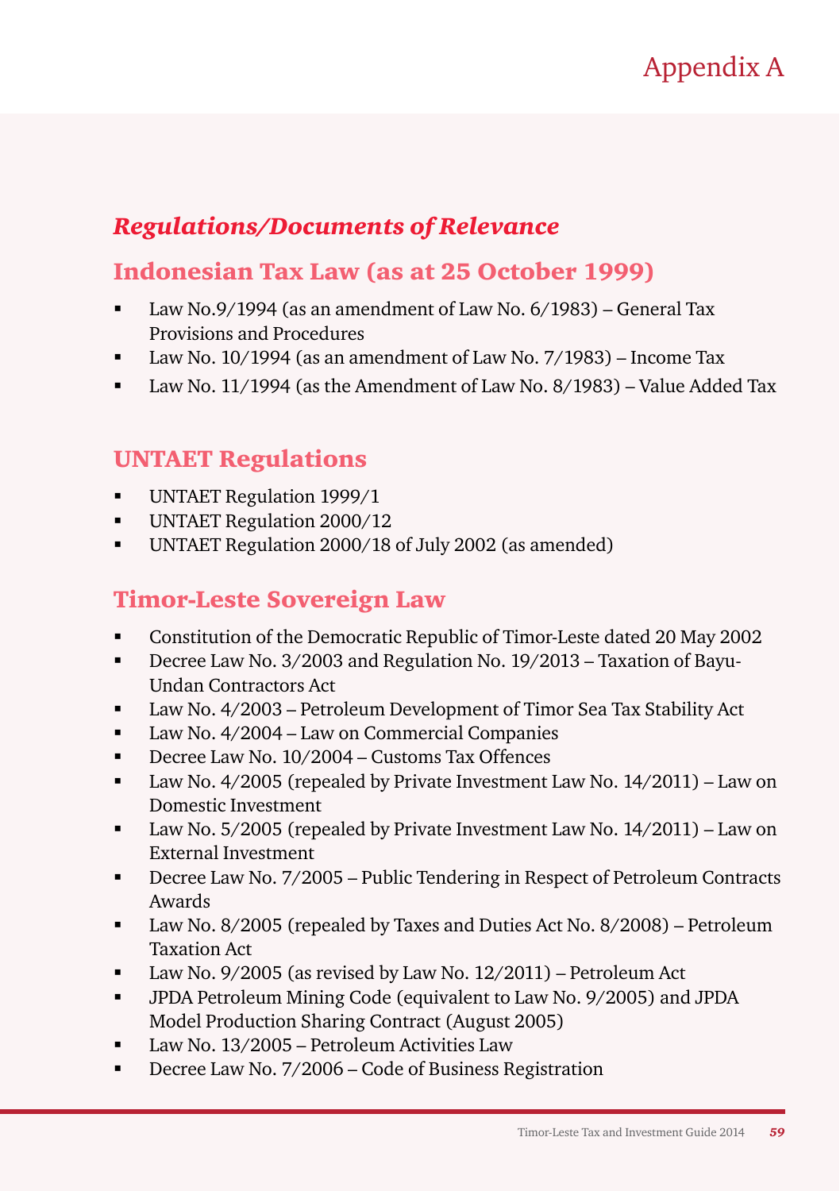# Appendix A

## *Regulations/Documents of Relevance*

### Indonesian Tax Law (as at 25 October 1999)

- Law No.9/1994 (as an amendment of Law No. 6/1983) – General Tax Provisions and Procedures
- Law No. 10/1994 (as an amendment of Law No. 7/1983) – Income Tax
- Law No. 11/1994 (as the Amendment of Law No. 8/1983) – Value Added Tax

### UNTAET Regulations

- UNTAET Regulation 1999/1
- UNTAET Regulation 2000/12
- UNTAET Regulation 2000/18 of July 2002 (as amended)

### Timor-Leste Sovereign Law

- Constitution of the Democratic Republic of Timor-Leste dated 20 May 2002
- Decree Law No. 3/2003 and Regulation No. 19/2013 – Taxation of Bayu-Undan Contractors Act
- Law No. 4/2003 – Petroleum Development of Timor Sea Tax Stability Act
- Law No. 4/2004 – Law on Commercial Companies
- Decree Law No. 10/2004 – Customs Tax Offences
- Law No. 4/2005 (repealed by Private Investment Law No. 14/2011) – Law on Domestic Investment
- Law No. 5/2005 (repealed by Private Investment Law No. 14/2011) – Law on External Investment
- Decree Law No. 7/2005 – Public Tendering in Respect of Petroleum Contracts Awards
- Law No. 8/2005 (repealed by Taxes and Duties Act No. 8/2008) – Petroleum Taxation Act
- Law No. 9/2005 (as revised by Law No. 12/2011) – Petroleum Act
- JPDA Petroleum Mining Code (equivalent to Law No. 9/2005) and JPDA Model Production Sharing Contract (August 2005)
- Law No. 13/2005 – Petroleum Activities Law
- Decree Law No. 7/2006 – Code of Business Registration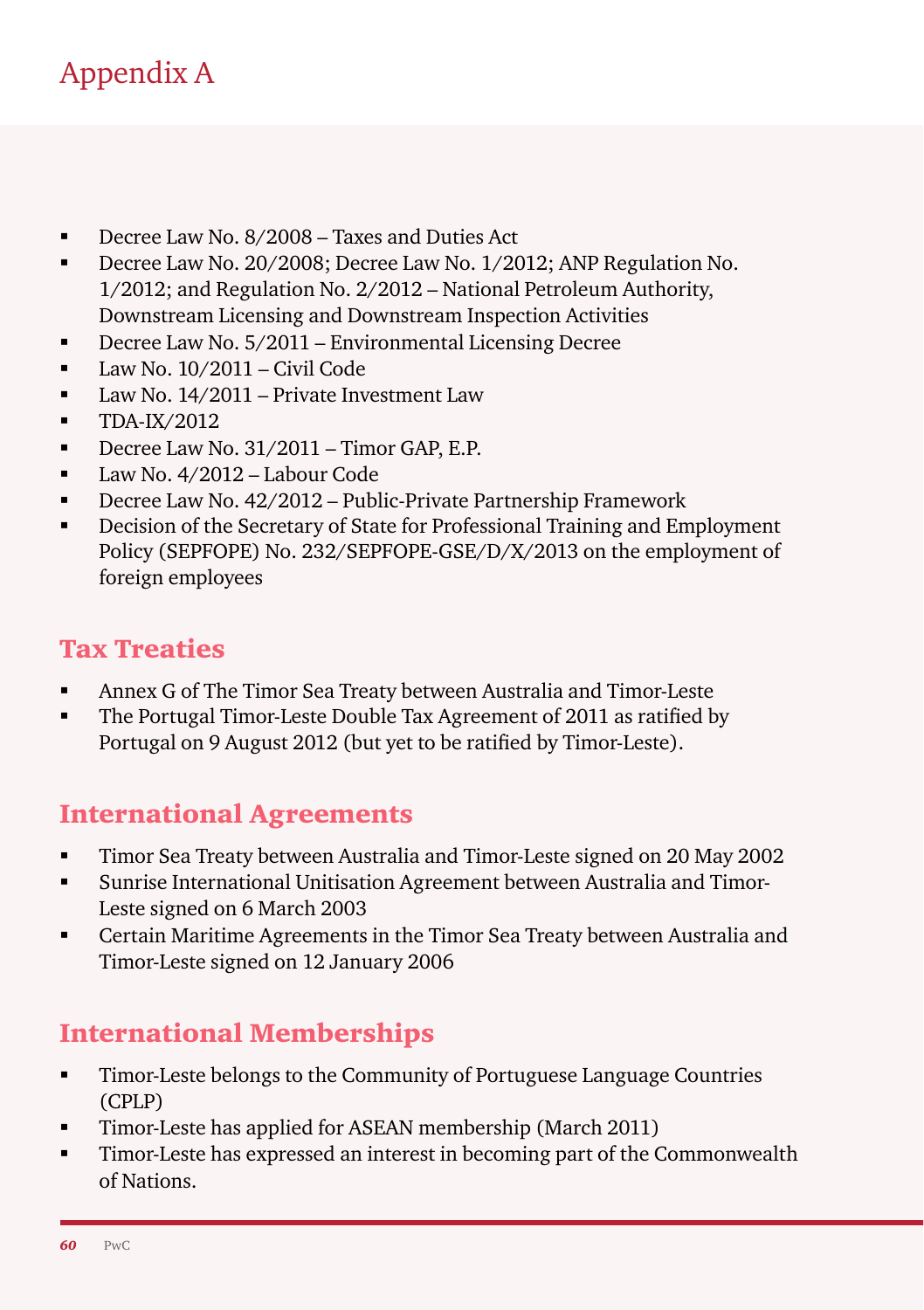# Appendix A

- Decree Law No. 8/2008 – Taxes and Duties Act
- Decree Law No. 20/2008; Decree Law No. 1/2012; ANP Regulation No. 1/2012; and Regulation No. 2/2012 – National Petroleum Authority, Downstream Licensing and Downstream Inspection Activities
- Decree Law No. 5/2011 – Environmental Licensing Decree
- Law No. 10/2011 – Civil Code
- Law No. 14/2011 – Private Investment Law
- TDA-IX/2012
- Decree Law No. 31/2011 – Timor GAP, E.P.
- Law No. 4/2012 – Labour Code
- Decree Law No. 42/2012 – Public-Private Partnership Framework
- Decision of the Secretary of State for Professional Training and Employment Policy (SEPFOPE) No. 232/SEPFOPE-GSE/D/X/2013 on the employment of foreign employees

## Tax Treaties

- Annex G of The Timor Sea Treaty between Australia and Timor-Leste
- The Portugal Timor-Leste Double Tax Agreement of 2011 as ratified by Portugal on 9 August 2012 (but yet to be ratified by Timor-Leste).

## International Agreements

- Timor Sea Treaty between Australia and Timor-Leste signed on 20 May 2002
- Sunrise International Unitisation Agreement between Australia and Timor-Leste signed on 6 March 2003
- Certain Maritime Agreements in the Timor Sea Treaty between Australia and Timor-Leste signed on 12 January 2006

## International Memberships

- Timor-Leste belongs to the Community of Portuguese Language Countries (CPLP)
- Timor-Leste has applied for ASEAN membership (March 2011)
- Timor-Leste has expressed an interest in becoming part of the Commonwealth of Nations.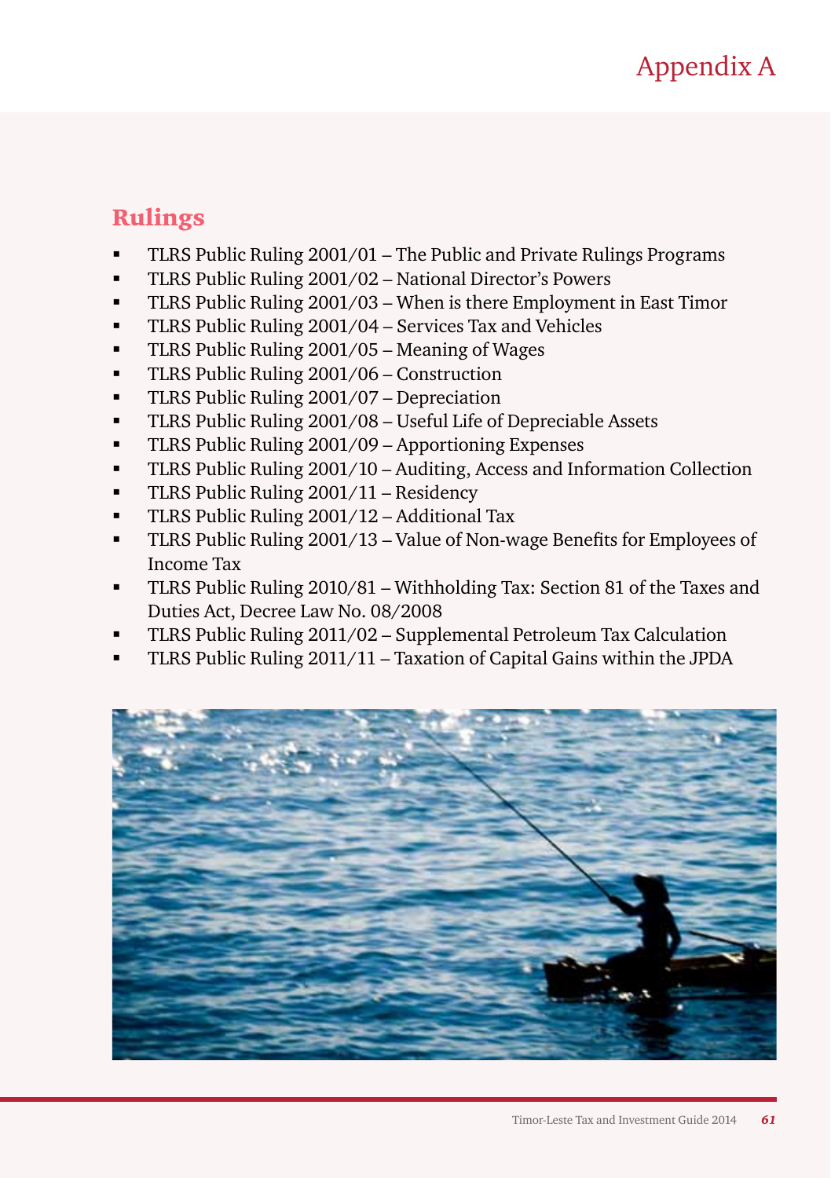# Appendix A

## Rulings

- TLRS Public Ruling 2001/01 – The Public and Private Rulings Programs
- TLRS Public Ruling 2001/02 – National Director's Powers
- TLRS Public Ruling 2001/03 – When is there Employment in East Timor
- TLRS Public Ruling 2001/04 – Services Tax and Vehicles
- TLRS Public Ruling 2001/05 – Meaning of Wages
- TLRS Public Ruling 2001/06 – Construction
- TLRS Public Ruling 2001/07 – Depreciation
- TLRS Public Ruling 2001/08 – Useful Life of Depreciable Assets
- TLRS Public Ruling 2001/09 – Apportioning Expenses
- TLRS Public Ruling 2001/10 – Auditing, Access and Information Collection
- TLRS Public Ruling 2001/11 – Residency
- TLRS Public Ruling 2001/12 – Additional Tax
- TLRS Public Ruling 2001/13 – Value of Non-wage Benefits for Employees of Income Tax
- TLRS Public Ruling 2010/81 – Withholding Tax: Section 81 of the Taxes and Duties Act, Decree Law No. 08/2008
- TLRS Public Ruling 2011/02 – Supplemental Petroleum Tax Calculation
- TLRS Public Ruling 2011/11 – Taxation of Capital Gains within the JPDA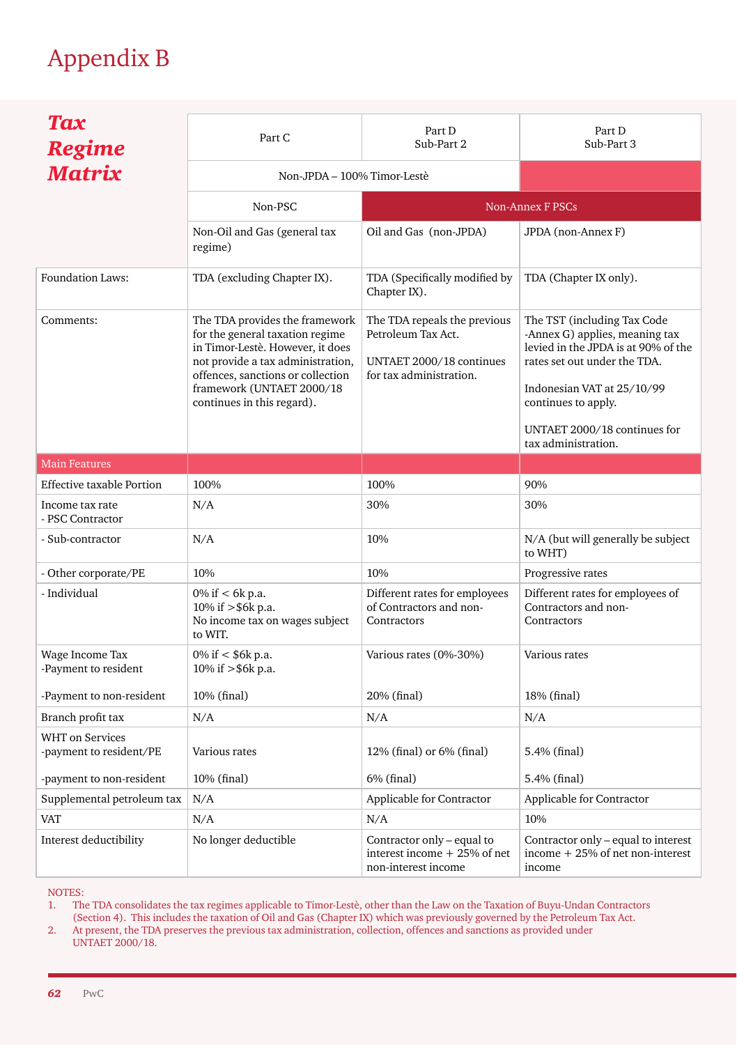# Appendix B

## *Tax Regime Matrix*

| | Part C | Part D Sub-Part 2 | Part D Sub-Part 3 |
|---|---|---|---|
| | Non-JPDA – 100% Timor-Lestè | | |
| | Non-PSC | Non-Annex F PSCs | |
| | Non-Oil and Gas (general tax regime) | Oil and Gas (non-JPDA) | JPDA (non-Annex F) |
| Foundation Laws: | TDA (excluding Chapter IX). | TDA (Specifically modified by Chapter IX). | TDA (Chapter IX only). |
| Comments: | The TDA provides the framework for the general taxation regime in Timor-Lestè. However, it does not provide a tax administration, offences, sanctions or collection framework (UNTAET 2000/18 continues in this regard). | The TDA repeals the previous Petroleum Tax Act.<br><br>UNTAET 2000/18 continues for tax administration. | The TST (including Tax Code -Annex G) applies, meaning tax levied in the JPDA is at 90% of the rates set out under the TDA.<br><br>Indonesian VAT at 25/10/99 continues to apply.<br><br>UNTAET 2000/18 continues for tax administration. |
| Main Features | | | |
| Effective taxable Portion | 100% | 100% | 90% |
| Income tax rate<br>- PSC Contractor | N/A | 30% | 30% |
| - Sub-contractor | N/A | 10% | N/A (but will generally be subject to WHT) |
| - Other corporate/PE | 10% | 10% | Progressive rates |
| - Individual | 0% if < 6k p.a.<br>10% if >$6k p.a.<br>No income tax on wages subject to WIT. | Different rates for employees of Contractors and non-Contractors | Different rates for employees of Contractors and non-Contractors |
| Wage Income Tax<br>-Payment to resident<br><br>-Payment to non-resident | 0% if < $6k p.a.<br>10% if >$6k p.a.<br><br>10% (final) | Various rates (0%-30%)<br><br><br>20% (final) | Various rates<br><br><br>18% (final) |
| Branch profit tax | N/A | N/A | N/A |
| WHT on Services<br>-payment to resident/PE<br><br>-payment to non-resident | Various rates<br><br>10% (final) | 12% (final) or 6% (final)<br><br>6% (final) | 5.4% (final)<br><br>5.4% (final) |
| Supplemental petroleum tax | N/A | Applicable for Contractor | Applicable for Contractor |
| VAT | N/A | N/A | 10% |
| Interest deductibility | No longer deductible | Contractor only – equal to interest income + 25% of net non-interest income | Contractor only – equal to interest income + 25% of net non-interest income |

NOTES:

1. The TDA consolidates the tax regimes applicable to Timor-Lestè, other than the Law on the Taxation of Buyu-Undan Contractors (Section 4). This includes the taxation of Oil and Gas (Chapter IX) which was previously governed by the Petroleum Tax Act.
2. At present, the TDA preserves the previous tax administration, collection, offences and sanctions as provided under UNTAET 2000/18.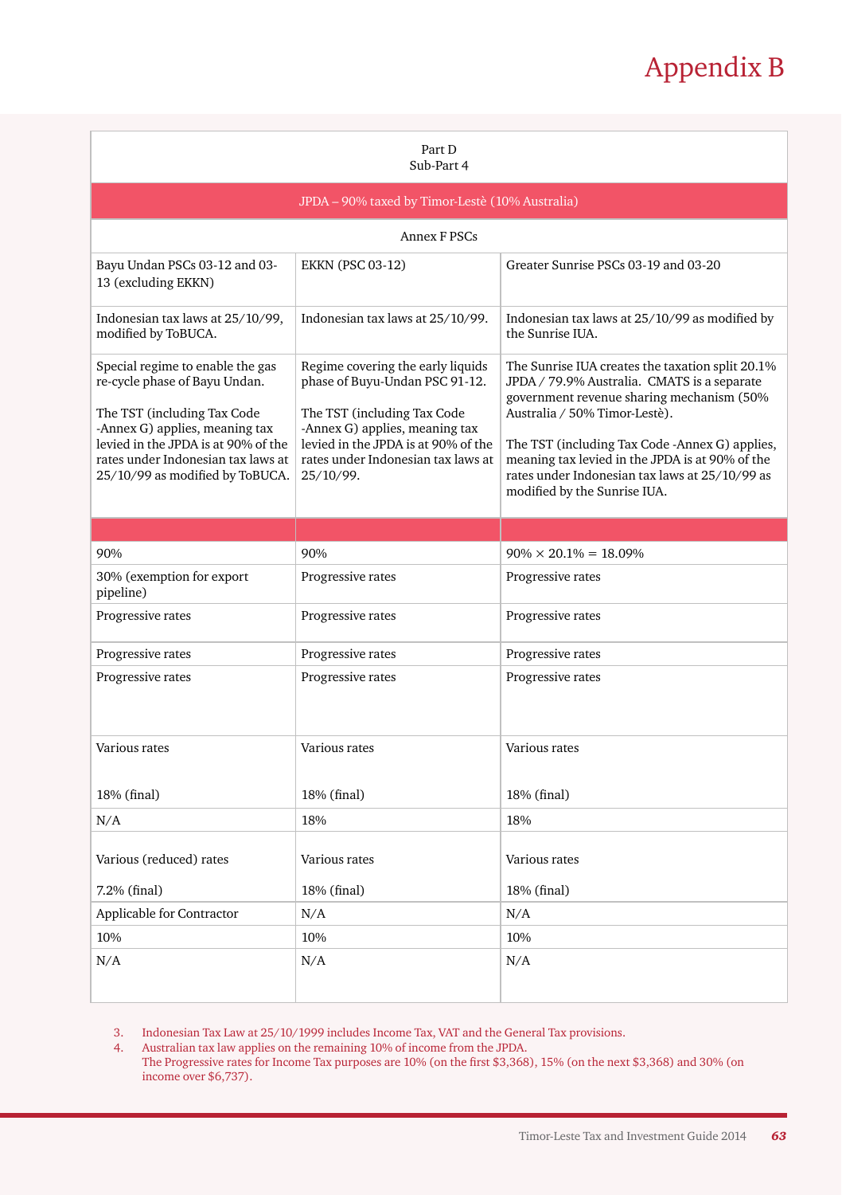# Appendix B

| Part D<br>Sub-Part 4 | | |
|---|---|---|
| **JPDA – 90% taxed by Timor-Lestè (10% Australia)** | | |
| Annex F PSCs | | |
| Bayu Undan PSCs 03-12 and 03-13 (excluding EKKN) | EKKN (PSC 03-12) | Greater Sunrise PSCs 03-19 and 03-20 |
| Indonesian tax laws at 25/10/99, modified by ToBUCA. | Indonesian tax laws at 25/10/99. | Indonesian tax laws at 25/10/99 as modified by the Sunrise IUA. |
| Special regime to enable the gas re-cycle phase of Bayu Undan.<br><br>The TST (including Tax Code -Annex G) applies, meaning tax levied in the JPDA is at 90% of the rates under Indonesian tax laws at 25/10/99 as modified by ToBUCA. | Regime covering the early liquids phase of Buyu-Undan PSC 91-12.<br><br>The TST (including Tax Code -Annex G) applies, meaning tax levied in the JPDA is at 90% of the rates under Indonesian tax laws at 25/10/99. | The Sunrise IUA creates the taxation split 20.1% JPDA / 79.9% Australia. CMATS is a separate government revenue sharing mechanism (50% Australia / 50% Timor-Lestè).<br><br>The TST (including Tax Code -Annex G) applies, meaning tax levied in the JPDA is at 90% of the rates under Indonesian tax laws at 25/10/99 as modified by the Sunrise IUA. |
| | | |
| 90% | 90% | 90% × 20.1% = 18.09% |
| 30% (exemption for export pipeline) | Progressive rates | Progressive rates |
| Progressive rates | Progressive rates | Progressive rates |
| Progressive rates | Progressive rates | Progressive rates |
| Progressive rates | Progressive rates | Progressive rates |
| Various rates<br><br>18% (final) | Various rates<br><br>18% (final) | Various rates<br><br>18% (final) |
| N/A | 18% | 18% |
| Various (reduced) rates<br><br>7.2% (final) | Various rates<br><br>18% (final) | Various rates<br><br>18% (final) |
| Applicable for Contractor | N/A | N/A |
| 10% | 10% | 10% |
| N/A | N/A | N/A |

3. Indonesian Tax Law at 25/10/1999 includes Income Tax, VAT and the General Tax provisions.
4. Australian tax law applies on the remaining 10% of income from the JPDA.
   The Progressive rates for Income Tax purposes are 10% (on the first $3,368), 15% (on the next $3,368) and 30% (on income over $6,737).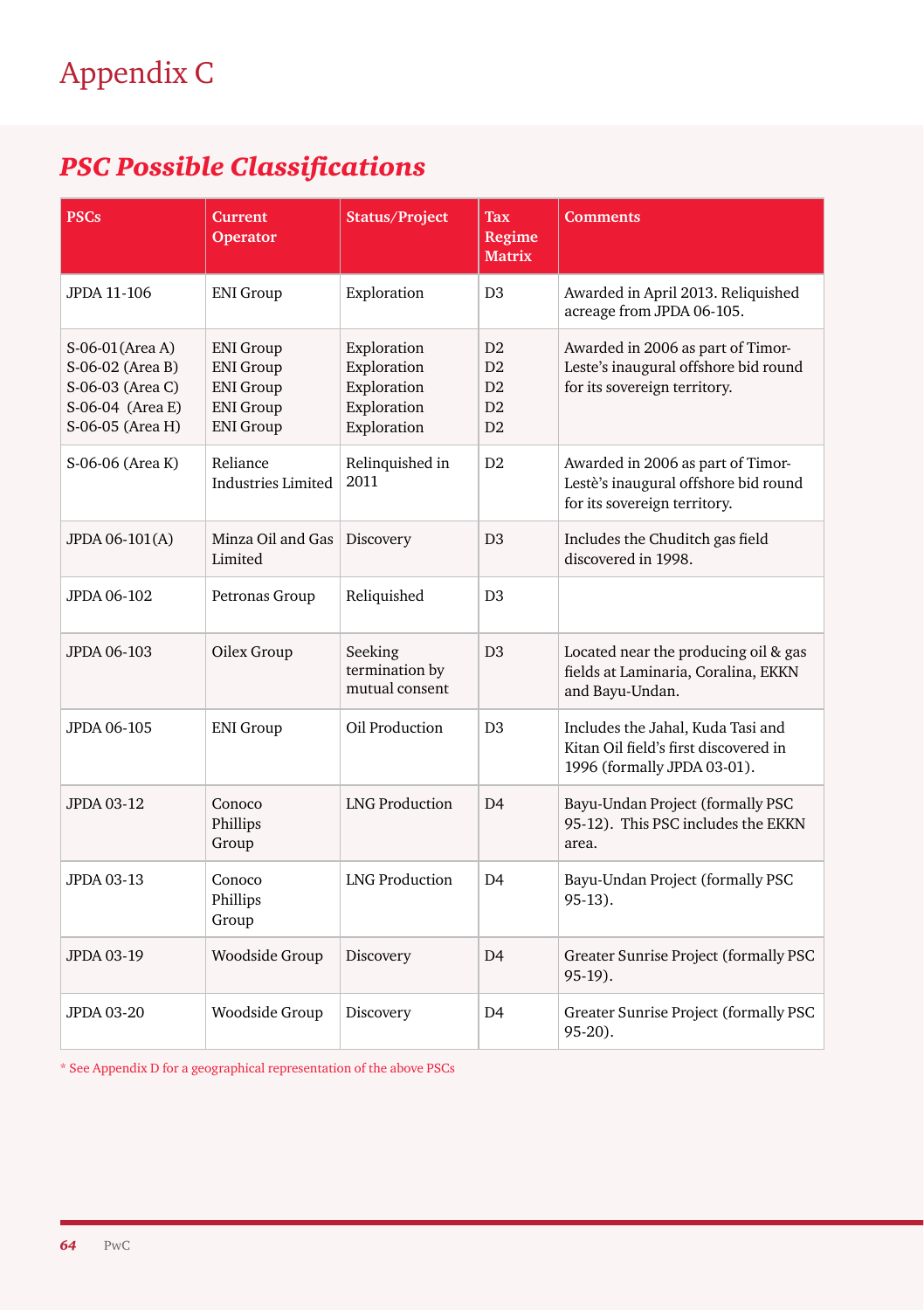# Appendix C

## *PSC Possible Classifications*

| PSCs | Current Operator | Status/Project | Tax Regime Matrix | Comments |
|---|---|---|---|---|
| JPDA 11-106 | ENI Group | Exploration | D3 | Awarded in April 2013. Reliquished acreage from JPDA 06-105. |
| S-06-01(Area A)<br>S-06-02 (Area B)<br>S-06-03 (Area C)<br>S-06-04 (Area E)<br>S-06-05 (Area H) | ENI Group<br>ENI Group<br>ENI Group<br>ENI Group<br>ENI Group | Exploration<br>Exploration<br>Exploration<br>Exploration<br>Exploration | D2<br>D2<br>D2<br>D2<br>D2 | Awarded in 2006 as part of Timor-Leste's inaugural offshore bid round for its sovereign territory. |
| S-06-06 (Area K) | Reliance Industries Limited | Relinquished in 2011 | D2 | Awarded in 2006 as part of Timor-Lestè's inaugural offshore bid round for its sovereign territory. |
| JPDA 06-101(A) | Minza Oil and Gas Limited | Discovery | D3 | Includes the Chuditch gas field discovered in 1998. |
| JPDA 06-102 | Petronas Group | Reliquished | D3 | |
| JPDA 06-103 | Oilex Group | Seeking termination by mutual consent | D3 | Located near the producing oil & gas fields at Laminaria, Coralina, EKKN and Bayu-Undan. |
| JPDA 06-105 | ENI Group | Oil Production | D3 | Includes the Jahal, Kuda Tasi and Kitan Oil field's first discovered in 1996 (formally JPDA 03-01). |
| JPDA 03-12 | Conoco Phillips Group | LNG Production | D4 | Bayu-Undan Project (formally PSC 95-12). This PSC includes the EKKN area. |
| JPDA 03-13 | Conoco Phillips Group | LNG Production | D4 | Bayu-Undan Project (formally PSC 95-13). |
| JPDA 03-19 | Woodside Group | Discovery | D4 | Greater Sunrise Project (formally PSC 95-19). |
| JPDA 03-20 | Woodside Group | Discovery | D4 | Greater Sunrise Project (formally PSC 95-20). |

* See Appendix D for a geographical representation of the above PSCs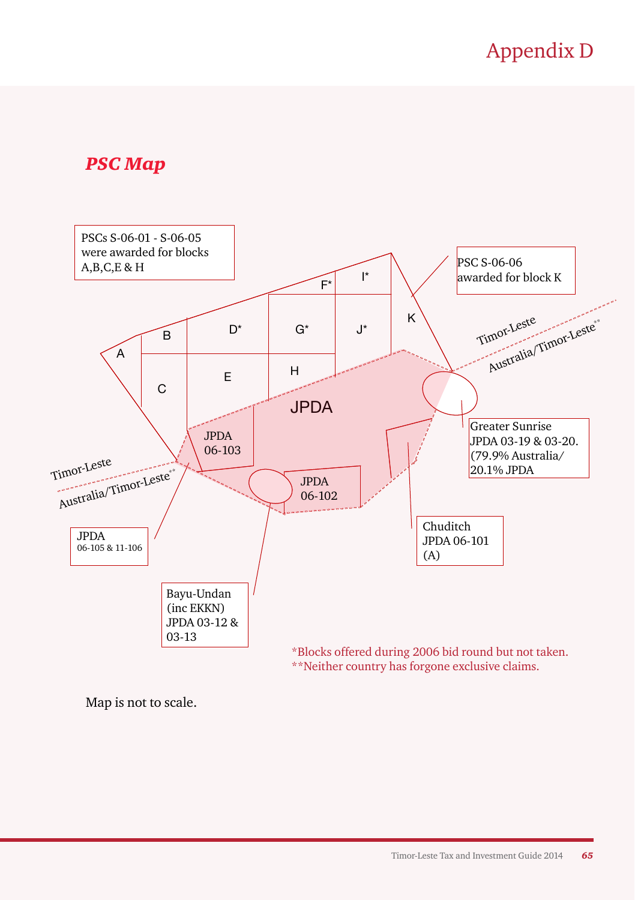# Appendix D

## *PSC Map*

PSCs S-06-01 - S-06-05 were awarded for blocks A,B,C,E & H

PSC S-06-06 awarded for block K

A

B

C

D*

E

F*

G*

H

I*

J*

K

JPDA

JPDA 06-103

JPDA 06-102

Timor-Leste

Australia/Timor-Leste**

Greater Sunrise JPDA 03-19 & 03-20. (79.9% Australia/ 20.1% JPDA

Chuditch JPDA 06-101 (A)

JPDA 06-105 & 11-106

Bayu-Undan (inc EKKN) JPDA 03-12 & 03-13

*Blocks offered during 2006 bid round but not taken.
**Neither country has forgone exclusive claims.

Map is not to scale.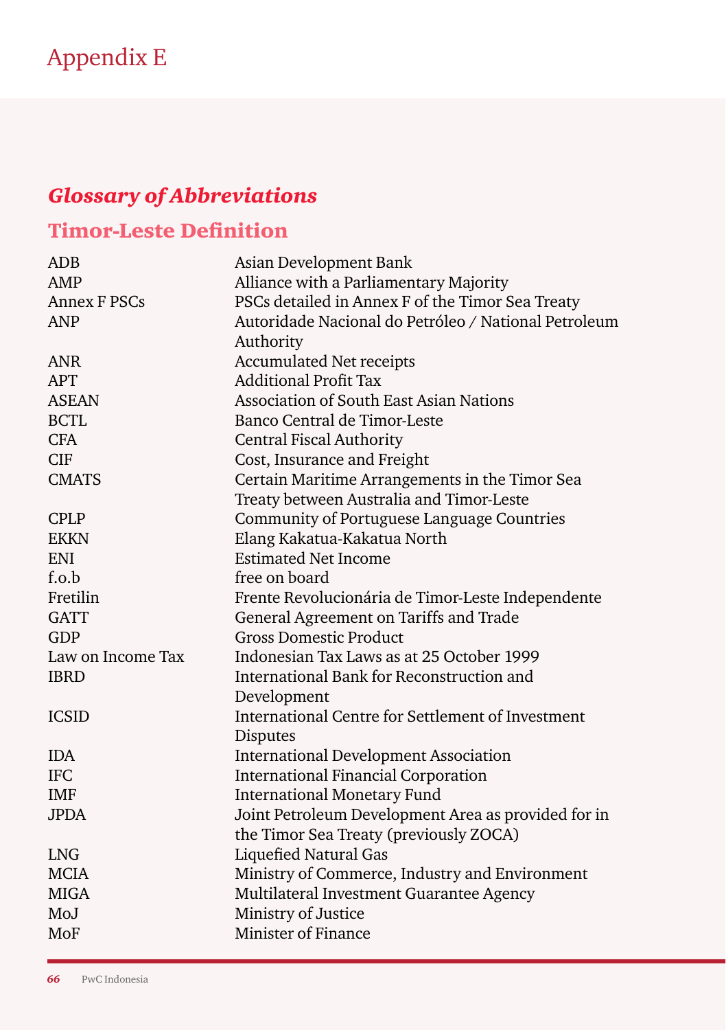# Appendix E

## *Glossary of Abbreviations*

### Timor-Leste Definition

| | |
|---|---|
| ADB | Asian Development Bank |
| AMP | Alliance with a Parliamentary Majority |
| Annex F PSCs | PSCs detailed in Annex F of the Timor Sea Treaty |
| ANP | Autoridade Nacional do Petróleo / National Petroleum Authority |
| ANR | Accumulated Net receipts |
| APT | Additional Profit Tax |
| ASEAN | Association of South East Asian Nations |
| BCTL | Banco Central de Timor-Leste |
| CFA | Central Fiscal Authority |
| CIF | Cost, Insurance and Freight |
| CMATS | Certain Maritime Arrangements in the Timor Sea Treaty between Australia and Timor-Leste |
| CPLP | Community of Portuguese Language Countries |
| EKKN | Elang Kakatua-Kakatua North |
| ENI | Estimated Net Income |
| f.o.b | free on board |
| Fretilin | Frente Revolucionária de Timor-Leste Independente |
| GATT | General Agreement on Tariffs and Trade |
| GDP | Gross Domestic Product |
| Law on Income Tax | Indonesian Tax Laws as at 25 October 1999 |
| IBRD | International Bank for Reconstruction and Development |
| ICSID | International Centre for Settlement of Investment Disputes |
| IDA | International Development Association |
| IFC | International Financial Corporation |
| IMF | International Monetary Fund |
| JPDA | Joint Petroleum Development Area as provided for in the Timor Sea Treaty (previously ZOCA) |
| LNG | Liquefied Natural Gas |
| MCIA | Ministry of Commerce, Industry and Environment |
| MIGA | Multilateral Investment Guarantee Agency |
| MoJ | Ministry of Justice |
| MoF | Minister of Finance |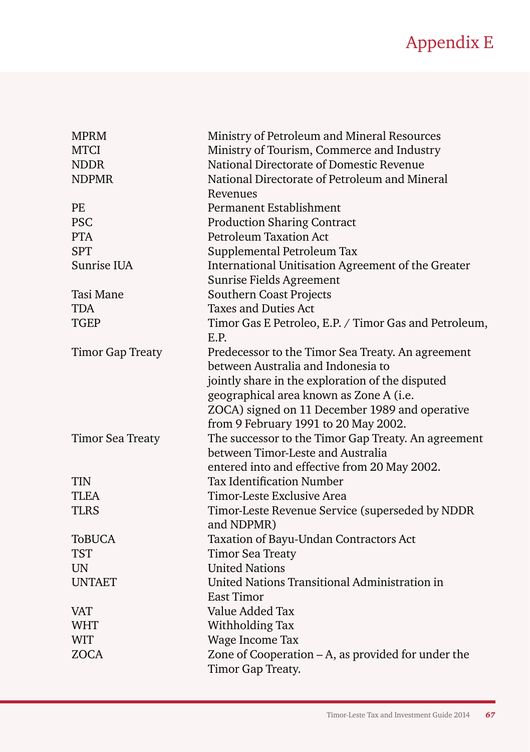# Appendix E

| | |
|---|---|
| MPRM | Ministry of Petroleum and Mineral Resources |
| MTCI | Ministry of Tourism, Commerce and Industry |
| NDDR | National Directorate of Domestic Revenue |
| NDPMR | National Directorate of Petroleum and Mineral Revenues |
| PE | Permanent Establishment |
| PSC | Production Sharing Contract |
| PTA | Petroleum Taxation Act |
| SPT | Supplemental Petroleum Tax |
| Sunrise IUA | International Unitisation Agreement of the Greater Sunrise Fields Agreement |
| Tasi Mane | Southern Coast Projects |
| TDA | Taxes and Duties Act |
| TGEP | Timor Gas E Petroleo, E.P. / Timor Gas and Petroleum, E.P. |
| Timor Gap Treaty | Predecessor to the Timor Sea Treaty. An agreement between Australia and Indonesia to jointly share in the exploration of the disputed geographical area known as Zone A (i.e. ZOCA) signed on 11 December 1989 and operative from 9 February 1991 to 20 May 2002. |
| Timor Sea Treaty | The successor to the Timor Gap Treaty. An agreement between Timor-Leste and Australia entered into and effective from 20 May 2002. |
| TIN | Tax Identification Number |
| TLEA | Timor-Leste Exclusive Area |
| TLRS | Timor-Leste Revenue Service (superseded by NDDR and NDPMR) |
| ToBUCA | Taxation of Bayu-Undan Contractors Act |
| TST | Timor Sea Treaty |
| UN | United Nations |
| UNTAET | United Nations Transitional Administration in East Timor |
| VAT | Value Added Tax |
| WHT | Withholding Tax |
| WIT | Wage Income Tax |
| ZOCA | Zone of Cooperation – A, as provided for under the Timor Gap Treaty. |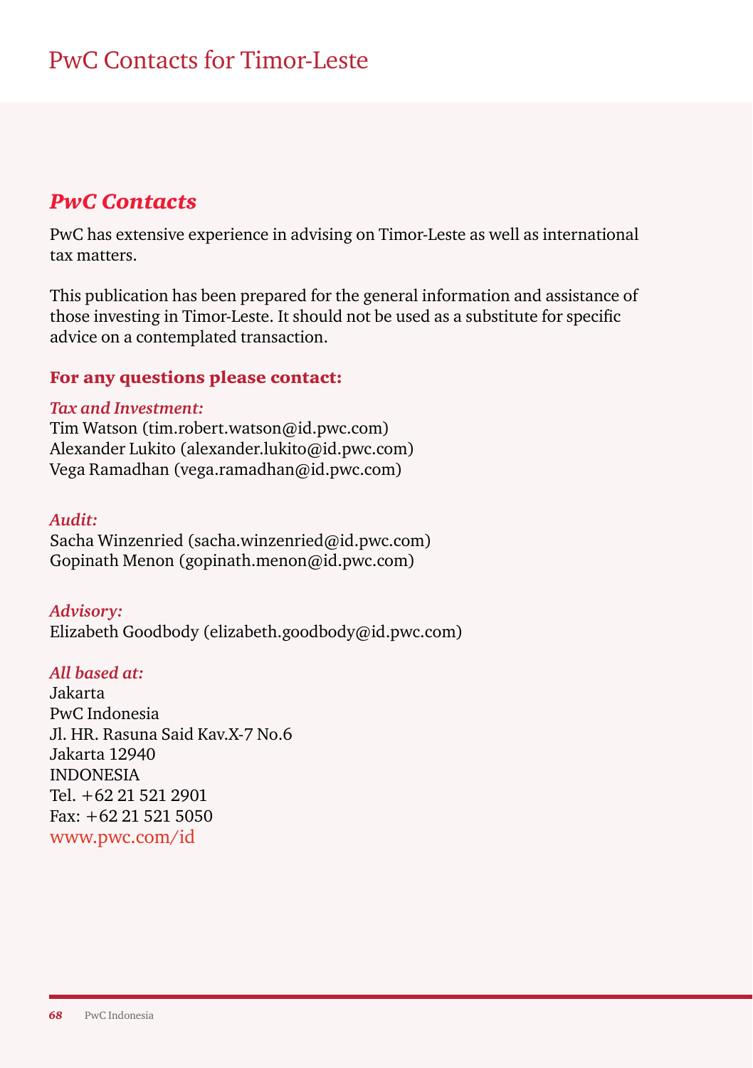# PwC Contacts for Timor-Leste

## *PwC Contacts*

PwC has extensive experience in advising on Timor-Leste as well as international tax matters.

This publication has been prepared for the general information and assistance of those investing in Timor-Leste. It should not be used as a substitute for specific advice on a contemplated transaction.

### For any questions please contact:

*Tax and Investment:*
Tim Watson (tim.robert.watson@id.pwc.com)
Alexander Lukito (alexander.lukito@id.pwc.com)
Vega Ramadhan (vega.ramadhan@id.pwc.com)

*Audit:*
Sacha Winzenried (sacha.winzenried@id.pwc.com)
Gopinath Menon (gopinath.menon@id.pwc.com)

*Advisory:*
Elizabeth Goodbody (elizabeth.goodbody@id.pwc.com)

*All based at:*
Jakarta
PwC Indonesia
Jl. HR. Rasuna Said Kav.X-7 No.6
Jakarta 12940
INDONESIA
Tel. +62 21 521 2901
Fax: +62 21 521 5050
www.pwc.com/id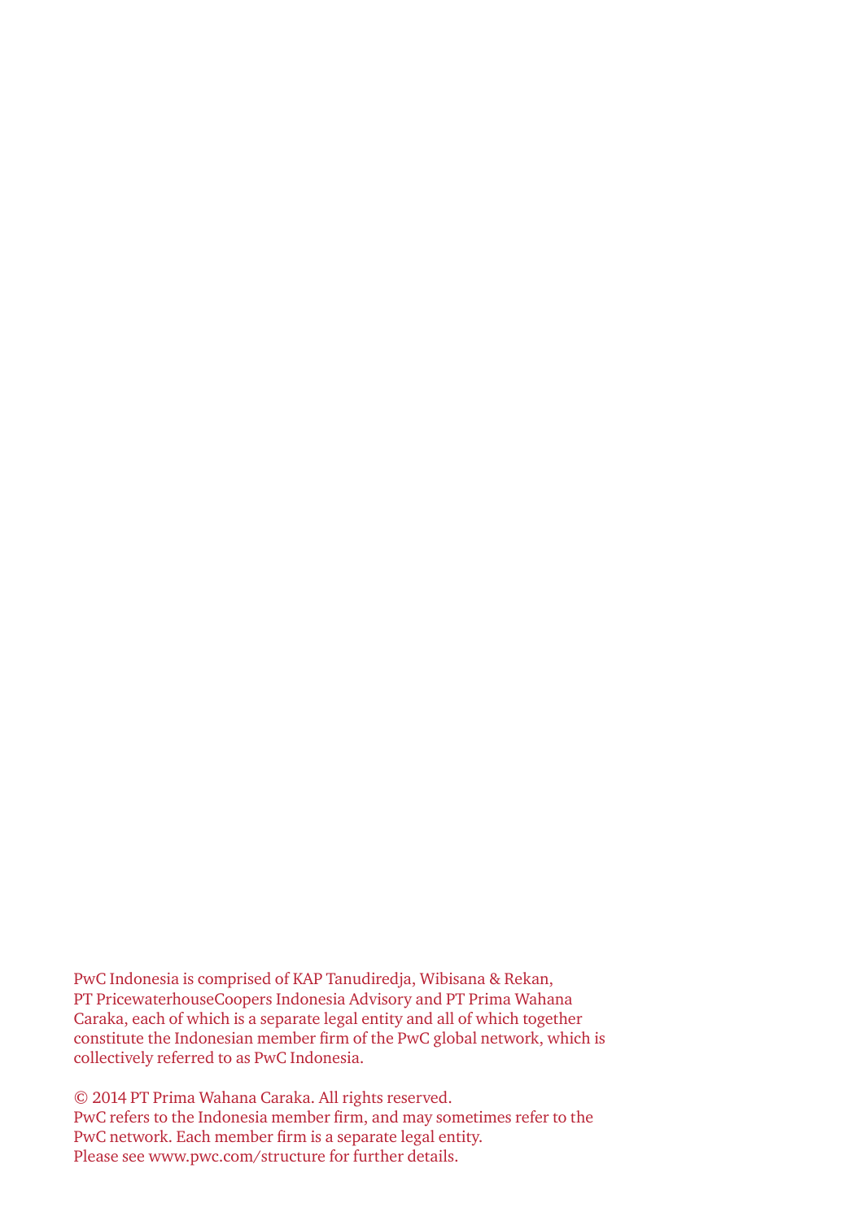PwC Indonesia is comprised of KAP Tanudiredja, Wibisana & Rekan, PT PricewaterhouseCoopers Indonesia Advisory and PT Prima Wahana Caraka, each of which is a separate legal entity and all of which together constitute the Indonesian member firm of the PwC global network, which is collectively referred to as PwC Indonesia.

© 2014 PT Prima Wahana Caraka. All rights reserved.
PwC refers to the Indonesia member firm, and may sometimes refer to the PwC network. Each member firm is a separate legal entity.
Please see www.pwc.com/structure for further details.